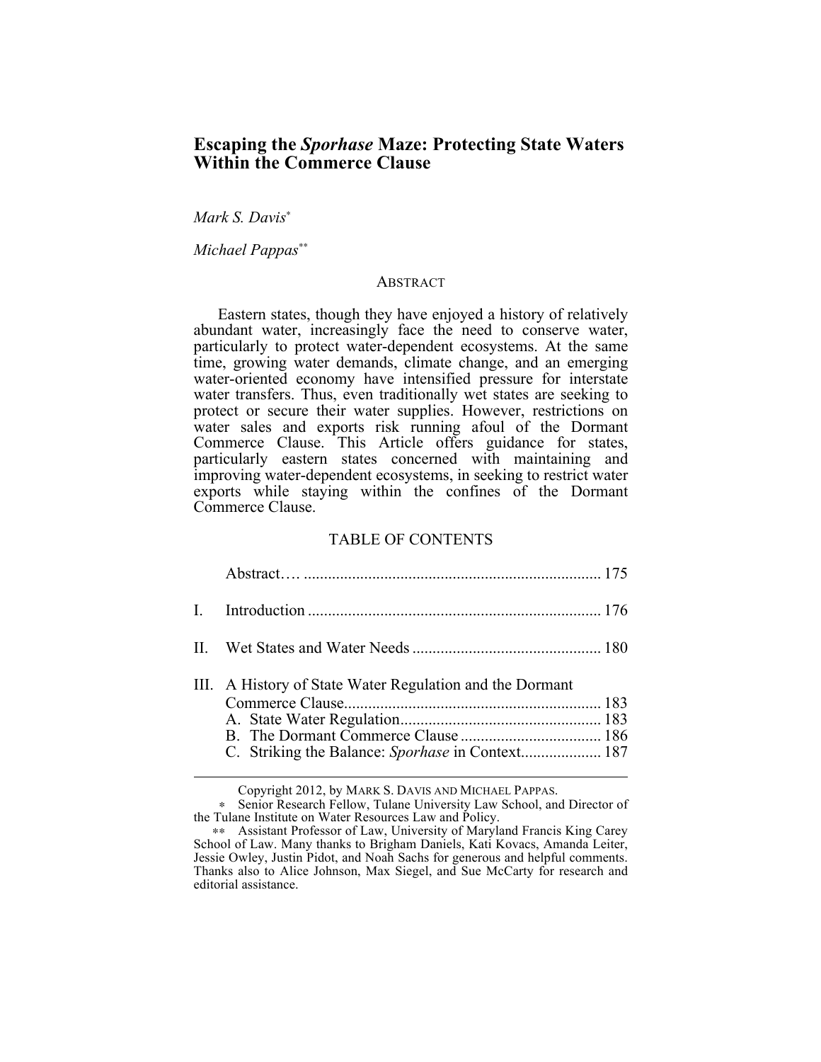# Escaping the *Sporhase* Maze: Protecting State Waters Within the Commerce Clause

*Mark S. Davis*[*]

*Michael Pappas*[**]

## ABSTRACT

Eastern states, though they have enjoyed a history of relatively abundant water, increasingly face the need to conserve water, particularly to protect water-dependent ecosystems. At the same time, growing water demands, climate change, and an emerging water-oriented economy have intensified pressure for interstate water transfers. Thus, even traditionally wet states are seeking to protect or secure their water supplies. However, restrictions on water sales and exports risk running afoul of the Dormant Commerce Clause. This Article offers guidance for states, particularly eastern states concerned with maintaining and improving water-dependent ecosystems, in seeking to restrict water exports while staying within the confines of the Dormant Commerce Clause.

## TABLE OF CONTENTS

| | | |
|---|---|---|
| | Abstract… | 175 |
| I. | Introduction | 176 |
| II. | Wet States and Water Needs | 180 |
| III. | A History of State Water Regulation and the Dormant Commerce Clause | 183 |
| | A. State Water Regulation | 183 |
| | B. The Dormant Commerce Clause | 186 |
| | C. Striking the Balance: *Sporhase* in Context | 187 |

---

Copyright 2012, by MARK S. DAVIS AND MICHAEL PAPPAS.

[*] Senior Research Fellow, Tulane University Law School, and Director of the Tulane Institute on Water Resources Law and Policy.

[**] Assistant Professor of Law, University of Maryland Francis King Carey School of Law. Many thanks to Brigham Daniels, Kati Kovacs, Amanda Leiter, Jessie Owley, Justin Pidot, and Noah Sachs for generous and helpful comments. Thanks also to Alice Johnson, Max Siegel, and Sue McCarty for research and editorial assistance.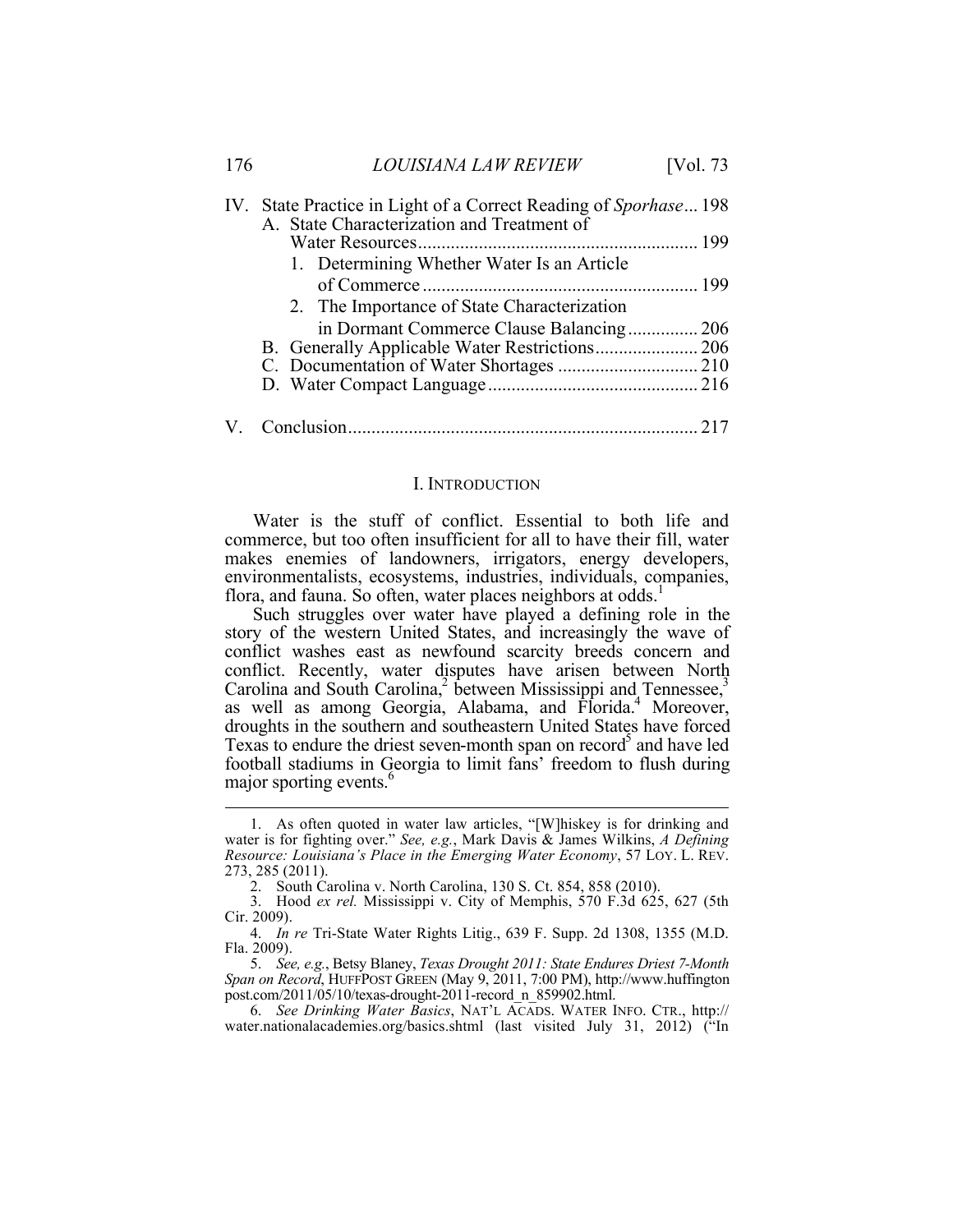IV. State Practice in Light of a Correct Reading of *Sporhase* ... 198
  A. State Characterization and Treatment of Water Resources ... 199
    1. Determining Whether Water Is an Article of Commerce ... 199
    2. The Importance of State Characterization in Dormant Commerce Clause Balancing ... 206
  B. Generally Applicable Water Restrictions ... 206
  C. Documentation of Water Shortages ... 210
  D. Water Compact Language ... 216

V. Conclusion ... 217

## I. INTRODUCTION

Water is the stuff of conflict. Essential to both life and commerce, but too often insufficient for all to have their fill, water makes enemies of landowners, irrigators, energy developers, environmentalists, ecosystems, industries, individuals, companies, flora, and fauna. So often, water places neighbors at odds.[1]

Such struggles over water have played a defining role in the story of the western United States, and increasingly the wave of conflict washes east as newfound scarcity breeds concern and conflict. Recently, water disputes have arisen between North Carolina and South Carolina,[2] between Mississippi and Tennessee,[3] as well as among Georgia, Alabama, and Florida.[4] Moreover, droughts in the southern and southeastern United States have forced Texas to endure the driest seven-month span on record[5] and have led football stadiums in Georgia to limit fans' freedom to flush during major sporting events.[6]

---

1. As often quoted in water law articles, "[W]hiskey is for drinking and water is for fighting over." *See, e.g.*, Mark Davis & James Wilkins, *A Defining Resource: Louisiana's Place in the Emerging Water Economy*, 57 LOY. L. REV. 273, 285 (2011).

2. South Carolina v. North Carolina, 130 S. Ct. 854, 858 (2010).

3. Hood *ex rel.* Mississippi v. City of Memphis, 570 F.3d 625, 627 (5th Cir. 2009).

4. *In re* Tri-State Water Rights Litig., 639 F. Supp. 2d 1308, 1355 (M.D. Fla. 2009).

5. *See, e.g.*, Betsy Blaney, *Texas Drought 2011: State Endures Driest 7-Month Span on Record*, HUFFPOST GREEN (May 9, 2011, 7:00 PM), http://www.huffingtonpost.com/2011/05/10/texas-drought-2011-record_n_859902.html.

6. *See Drinking Water Basics*, NAT'L ACADS. WATER INFO. CTR., http://water.nationalacademies.org/basics.shtml (last visited July 31, 2012) ("In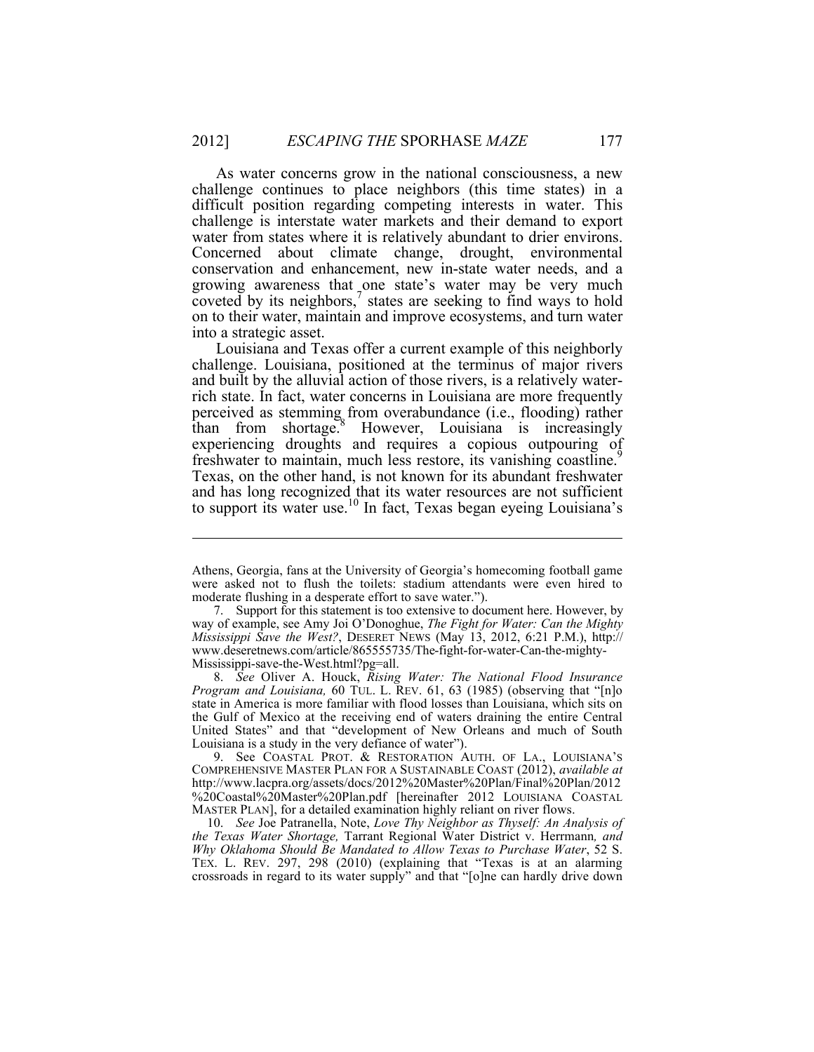As water concerns grow in the national consciousness, a new challenge continues to place neighbors (this time states) in a difficult position regarding competing interests in water. This challenge is interstate water markets and their demand to export water from states where it is relatively abundant to drier environs. Concerned about climate change, drought, environmental conservation and enhancement, new in-state water needs, and a growing awareness that one state's water may be very much coveted by its neighbors,[7] states are seeking to find ways to hold on to their water, maintain and improve ecosystems, and turn water into a strategic asset.

Louisiana and Texas offer a current example of this neighborly challenge. Louisiana, positioned at the terminus of major rivers and built by the alluvial action of those rivers, is a relatively water-rich state. In fact, water concerns in Louisiana are more frequently perceived as stemming from overabundance (i.e., flooding) rather than from shortage.[8] However, Louisiana is increasingly experiencing droughts and requires a copious outpouring of freshwater to maintain, much less restore, its vanishing coastline.[9] Texas, on the other hand, is not known for its abundant freshwater and has long recognized that its water resources are not sufficient to support its water use.[10] In fact, Texas began eyeing Louisiana's

---

Athens, Georgia, fans at the University of Georgia's homecoming football game were asked not to flush the toilets: stadium attendants were even hired to moderate flushing in a desperate effort to save water.").

7. Support for this statement is too extensive to document here. However, by way of example, see Amy Joi O'Donoghue, *The Fight for Water: Can the Mighty Mississippi Save the West?*, DESERET NEWS (May 13, 2012, 6:21 P.M.), http://www.deseretnews.com/article/865555735/The-fight-for-water-Can-the-mighty-Mississippi-save-the-West.html?pg=all.

8. *See* Oliver A. Houck, *Rising Water: The National Flood Insurance Program and Louisiana,* 60 TUL. L. REV. 61, 63 (1985) (observing that "[n]o state in America is more familiar with flood losses than Louisiana, which sits on the Gulf of Mexico at the receiving end of waters draining the entire Central United States" and that "development of New Orleans and much of South Louisiana is a study in the very defiance of water").

9. See COASTAL PROT. & RESTORATION AUTH. OF LA., LOUISIANA'S COMPREHENSIVE MASTER PLAN FOR A SUSTAINABLE COAST (2012), *available at* http://www.lacpra.org/assets/docs/2012%20Master%20Plan/Final%20Plan/2012%20Coastal%20Master%20Plan.pdf [hereinafter 2012 LOUISIANA COASTAL MASTER PLAN], for a detailed examination highly reliant on river flows.

10. *See* Joe Patranella, Note, *Love Thy Neighbor as Thyself: An Analysis of the Texas Water Shortage,* Tarrant Regional Water District v. Herrmann*, and Why Oklahoma Should Be Mandated to Allow Texas to Purchase Water*, 52 S. TEX. L. REV. 297, 298 (2010) (explaining that "Texas is at an alarming crossroads in regard to its water supply" and that "[o]ne can hardly drive down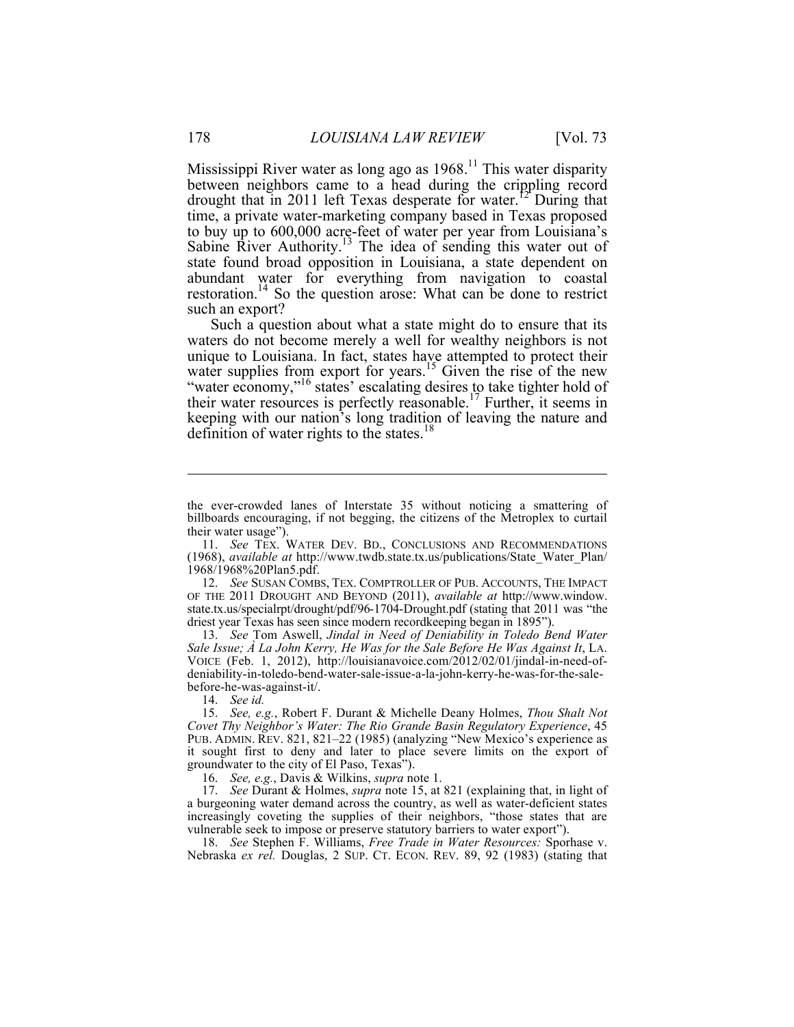Mississippi River water as long ago as 1968.[11] This water disparity between neighbors came to a head during the crippling record drought that in 2011 left Texas desperate for water.[12] During that time, a private water-marketing company based in Texas proposed to buy up to 600,000 acre-feet of water per year from Louisiana's Sabine River Authority.[13] The idea of sending this water out of state found broad opposition in Louisiana, a state dependent on abundant water for everything from navigation to coastal restoration.[14] So the question arose: What can be done to restrict such an export?

Such a question about what a state might do to ensure that its waters do not become merely a well for wealthy neighbors is not unique to Louisiana. In fact, states have attempted to protect their water supplies from export for years.[15] Given the rise of the new "water economy,"[16] states' escalating desires to take tighter hold of their water resources is perfectly reasonable.[17] Further, it seems in keeping with our nation's long tradition of leaving the nature and definition of water rights to the states.[18]

---

the ever-crowded lanes of Interstate 35 without noticing a smattering of billboards encouraging, if not begging, the citizens of the Metroplex to curtail their water usage").

11. *See* TEX. WATER DEV. BD., CONCLUSIONS AND RECOMMENDATIONS (1968), *available at* http://www.twdb.state.tx.us/publications/State_Water_Plan/1968/1968%20Plan5.pdf.

12. *See* SUSAN COMBS, TEX. COMPTROLLER OF PUB. ACCOUNTS, THE IMPACT OF THE 2011 DROUGHT AND BEYOND (2011), *available at* http://www.window.state.tx.us/specialrpt/drought/pdf/96-1704-Drought.pdf (stating that 2011 was "the driest year Texas has seen since modern recordkeeping began in 1895").

13. *See* Tom Aswell, *Jindal in Need of Deniability in Toledo Bend Water Sale Issue; À La John Kerry, He Was for the Sale Before He Was Against It*, LA. VOICE (Feb. 1, 2012), http://louisianavoice.com/2012/02/01/jindal-in-need-of-deniability-in-toledo-bend-water-sale-issue-a-la-john-kerry-he-was-for-the-sale-before-he-was-against-it/.

14. *See id.*

15. *See, e.g.*, Robert F. Durant & Michelle Deany Holmes, *Thou Shalt Not Covet Thy Neighbor's Water: The Rio Grande Basin Regulatory Experience*, 45 PUB. ADMIN. REV. 821, 821–22 (1985) (analyzing "New Mexico's experience as it sought first to deny and later to place severe limits on the export of groundwater to the city of El Paso, Texas").

16. *See, e.g.*, Davis & Wilkins, *supra* note 1.

17. *See* Durant & Holmes, *supra* note 15, at 821 (explaining that, in light of a burgeoning water demand across the country, as well as water-deficient states increasingly coveting the supplies of their neighbors, "those states that are vulnerable seek to impose or preserve statutory barriers to water export").

18. *See* Stephen F. Williams, *Free Trade in Water Resources:* Sporhase v. Nebraska *ex rel.* Douglas, 2 SUP. CT. ECON. REV. 89, 92 (1983) (stating that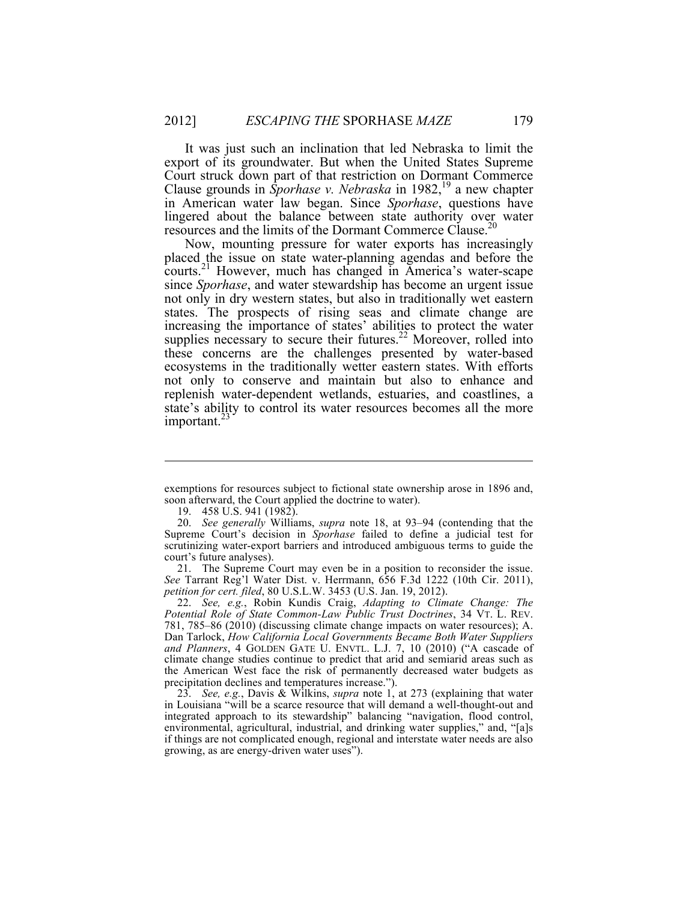It was just such an inclination that led Nebraska to limit the export of its groundwater. But when the United States Supreme Court struck down part of that restriction on Dormant Commerce Clause grounds in *Sporhase v. Nebraska* in 1982,[19] a new chapter in American water law began. Since *Sporhase*, questions have lingered about the balance between state authority over water resources and the limits of the Dormant Commerce Clause.[20]

Now, mounting pressure for water exports has increasingly placed the issue on state water-planning agendas and before the courts.[21] However, much has changed in America's water-scape since *Sporhase*, and water stewardship has become an urgent issue not only in dry western states, but also in traditionally wet eastern states. The prospects of rising seas and climate change are increasing the importance of states' abilities to protect the water supplies necessary to secure their futures.[22] Moreover, rolled into these concerns are the challenges presented by water-based ecosystems in the traditionally wetter eastern states. With efforts not only to conserve and maintain but also to enhance and replenish water-dependent wetlands, estuaries, and coastlines, a state's ability to control its water resources becomes all the more important.[23]

---

exemptions for resources subject to fictional state ownership arose in 1896 and, soon afterward, the Court applied the doctrine to water).

19. 458 U.S. 941 (1982).

20. *See generally* Williams, *supra* note 18, at 93–94 (contending that the Supreme Court's decision in *Sporhase* failed to define a judicial test for scrutinizing water-export barriers and introduced ambiguous terms to guide the court's future analyses).

21. The Supreme Court may even be in a position to reconsider the issue. *See* Tarrant Reg'l Water Dist. v. Herrmann, 656 F.3d 1222 (10th Cir. 2011), *petition for cert. filed*, 80 U.S.L.W. 3453 (U.S. Jan. 19, 2012).

22. *See, e.g.*, Robin Kundis Craig, *Adapting to Climate Change: The Potential Role of State Common-Law Public Trust Doctrines*, 34 VT. L. REV. 781, 785–86 (2010) (discussing climate change impacts on water resources); A. Dan Tarlock, *How California Local Governments Became Both Water Suppliers and Planners*, 4 GOLDEN GATE U. ENVTL. L.J. 7, 10 (2010) ("A cascade of climate change studies continue to predict that arid and semiarid areas such as the American West face the risk of permanently decreased water budgets as precipitation declines and temperatures increase.").

23. *See, e.g.*, Davis & Wilkins, *supra* note 1, at 273 (explaining that water in Louisiana "will be a scarce resource that will demand a well-thought-out and integrated approach to its stewardship" balancing "navigation, flood control, environmental, agricultural, industrial, and drinking water supplies," and, "[a]s if things are not complicated enough, regional and interstate water needs are also growing, as are energy-driven water uses").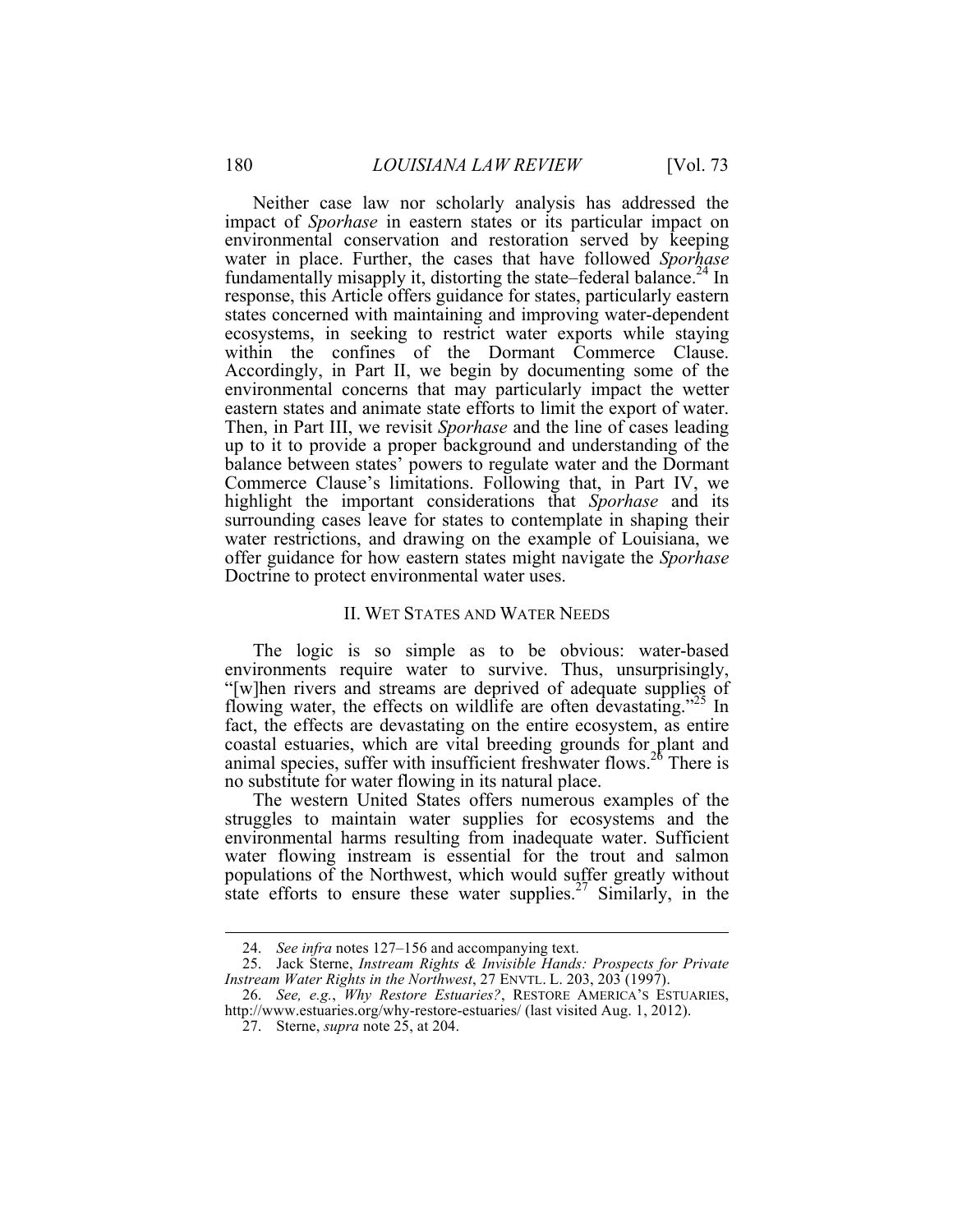Neither case law nor scholarly analysis has addressed the impact of *Sporhase* in eastern states or its particular impact on environmental conservation and restoration served by keeping water in place. Further, the cases that have followed *Sporhase* fundamentally misapply it, distorting the state–federal balance.[24] In response, this Article offers guidance for states, particularly eastern states concerned with maintaining and improving water-dependent ecosystems, in seeking to restrict water exports while staying within the confines of the Dormant Commerce Clause. Accordingly, in Part II, we begin by documenting some of the environmental concerns that may particularly impact the wetter eastern states and animate state efforts to limit the export of water. Then, in Part III, we revisit *Sporhase* and the line of cases leading up to it to provide a proper background and understanding of the balance between states' powers to regulate water and the Dormant Commerce Clause's limitations. Following that, in Part IV, we highlight the important considerations that *Sporhase* and its surrounding cases leave for states to contemplate in shaping their water restrictions, and drawing on the example of Louisiana, we offer guidance for how eastern states might navigate the *Sporhase* Doctrine to protect environmental water uses.

## II. WET STATES AND WATER NEEDS

The logic is so simple as to be obvious: water-based environments require water to survive. Thus, unsurprisingly, "[w]hen rivers and streams are deprived of adequate supplies of flowing water, the effects on wildlife are often devastating."[25] In fact, the effects are devastating on the entire ecosystem, as entire coastal estuaries, which are vital breeding grounds for plant and animal species, suffer with insufficient freshwater flows.[26] There is no substitute for water flowing in its natural place.

The western United States offers numerous examples of the struggles to maintain water supplies for ecosystems and the environmental harms resulting from inadequate water. Sufficient water flowing instream is essential for the trout and salmon populations of the Northwest, which would suffer greatly without state efforts to ensure these water supplies.[27] Similarly, in the

---

24. *See infra* notes 127–156 and accompanying text.

25. Jack Sterne, *Instream Rights & Invisible Hands: Prospects for Private Instream Water Rights in the Northwest*, 27 ENVTL. L. 203, 203 (1997).

26. *See, e.g.*, *Why Restore Estuaries?*, RESTORE AMERICA'S ESTUARIES, http://www.estuaries.org/why-restore-estuaries/ (last visited Aug. 1, 2012).

27. Sterne, *supra* note 25, at 204.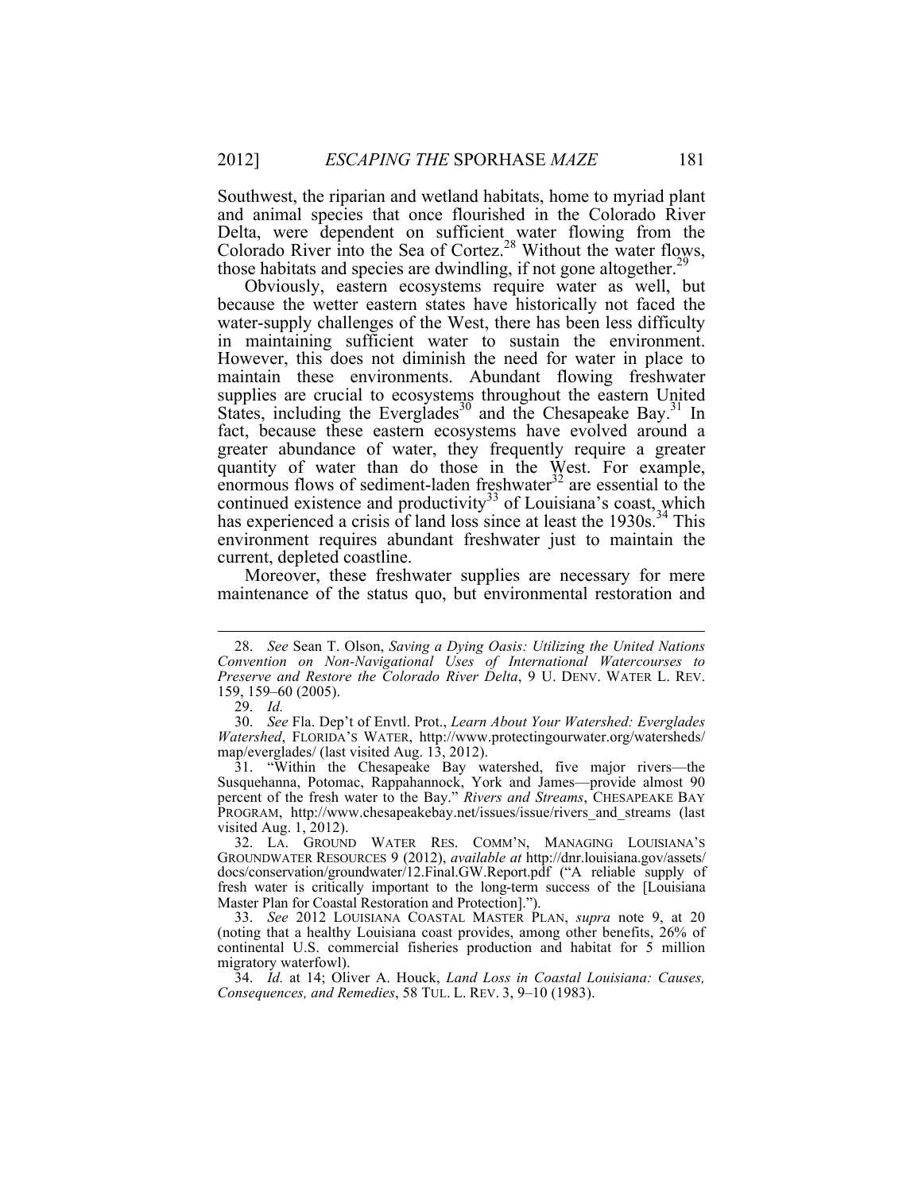Southwest, the riparian and wetland habitats, home to myriad plant and animal species that once flourished in the Colorado River Delta, were dependent on sufficient water flowing from the Colorado River into the Sea of Cortez.[28] Without the water flows, those habitats and species are dwindling, if not gone altogether.[29]

Obviously, eastern ecosystems require water as well, but because the wetter eastern states have historically not faced the water-supply challenges of the West, there has been less difficulty in maintaining sufficient water to sustain the environment. However, this does not diminish the need for water in place to maintain these environments. Abundant flowing freshwater supplies are crucial to ecosystems throughout the eastern United States, including the Everglades[30] and the Chesapeake Bay.[31] In fact, because these eastern ecosystems have evolved around a greater abundance of water, they frequently require a greater quantity of water than do those in the West. For example, enormous flows of sediment-laden freshwater[32] are essential to the continued existence and productivity[33] of Louisiana's coast, which has experienced a crisis of land loss since at least the 1930s.[34] This environment requires abundant freshwater just to maintain the current, depleted coastline.

Moreover, these freshwater supplies are necessary for mere maintenance of the status quo, but environmental restoration and

---

28. *See* Sean T. Olson, *Saving a Dying Oasis: Utilizing the United Nations Convention on Non-Navigational Uses of International Watercourses to Preserve and Restore the Colorado River Delta*, 9 U. DENV. WATER L. REV. 159, 159–60 (2005).

29. *Id.*

30. *See* Fla. Dep't of Envtl. Prot., *Learn About Your Watershed: Everglades Watershed*, FLORIDA'S WATER, http://www.protectingourwater.org/watersheds/map/everglades/ (last visited Aug. 13, 2012).

31. "Within the Chesapeake Bay watershed, five major rivers—the Susquehanna, Potomac, Rappahannock, York and James—provide almost 90 percent of the fresh water to the Bay." *Rivers and Streams*, CHESAPEAKE BAY PROGRAM, http://www.chesapeakebay.net/issues/issue/rivers_and_streams (last visited Aug. 1, 2012).

32. LA. GROUND WATER RES. COMM'N, MANAGING LOUISIANA'S GROUNDWATER RESOURCES 9 (2012), *available at* http://dnr.louisiana.gov/assets/docs/conservation/groundwater/12.Final.GW.Report.pdf ("A reliable supply of fresh water is critically important to the long-term success of the [Louisiana Master Plan for Coastal Restoration and Protection].").

33. *See* 2012 LOUISIANA COASTAL MASTER PLAN, *supra* note 9, at 20 (noting that a healthy Louisiana coast provides, among other benefits, 26% of continental U.S. commercial fisheries production and habitat for 5 million migratory waterfowl).

34. *Id.* at 14; Oliver A. Houck, *Land Loss in Coastal Louisiana: Causes, Consequences, and Remedies*, 58 TUL. L. REV. 3, 9–10 (1983).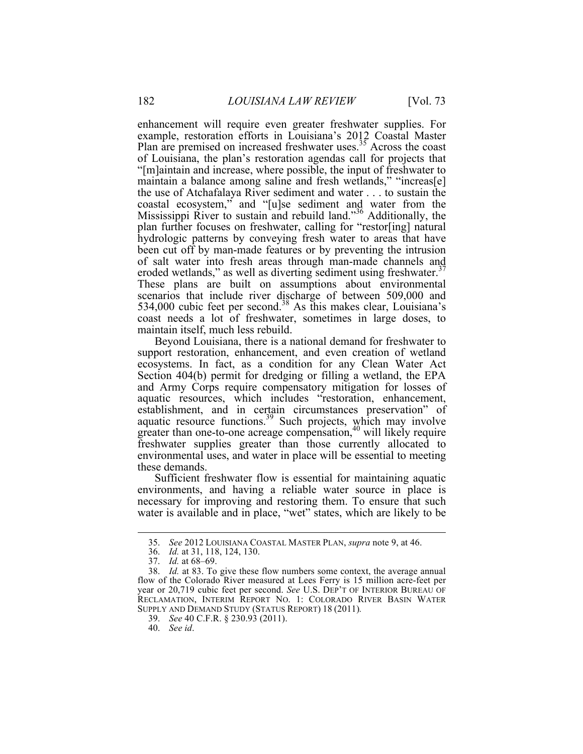enhancement will require even greater freshwater supplies. For example, restoration efforts in Louisiana's 2012 Coastal Master Plan are premised on increased freshwater uses.[35] Across the coast of Louisiana, the plan's restoration agendas call for projects that "[m]aintain and increase, where possible, the input of freshwater to maintain a balance among saline and fresh wetlands," "increas[e] the use of Atchafalaya River sediment and water . . . to sustain the coastal ecosystem," and "[u]se sediment and water from the Mississippi River to sustain and rebuild land."[36] Additionally, the plan further focuses on freshwater, calling for "restor[ing] natural hydrologic patterns by conveying fresh water to areas that have been cut off by man-made features or by preventing the intrusion of salt water into fresh areas through man-made channels and eroded wetlands," as well as diverting sediment using freshwater.[37] These plans are built on assumptions about environmental scenarios that include river discharge of between 509,000 and 534,000 cubic feet per second.[38] As this makes clear, Louisiana's coast needs a lot of freshwater, sometimes in large doses, to maintain itself, much less rebuild.

Beyond Louisiana, there is a national demand for freshwater to support restoration, enhancement, and even creation of wetland ecosystems. In fact, as a condition for any Clean Water Act Section 404(b) permit for dredging or filling a wetland, the EPA and Army Corps require compensatory mitigation for losses of aquatic resources, which includes "restoration, enhancement, establishment, and in certain circumstances preservation" of aquatic resource functions.[39] Such projects, which may involve greater than one-to-one acreage compensation,[40] will likely require freshwater supplies greater than those currently allocated to environmental uses, and water in place will be essential to meeting these demands.

Sufficient freshwater flow is essential for maintaining aquatic environments, and having a reliable water source in place is necessary for improving and restoring them. To ensure that such water is available and in place, "wet" states, which are likely to be

---

35. *See* 2012 LOUISIANA COASTAL MASTER PLAN, *supra* note 9, at 46.

36. *Id.* at 31, 118, 124, 130.

37. *Id.* at 68–69.

38. *Id.* at 83. To give these flow numbers some context, the average annual flow of the Colorado River measured at Lees Ferry is 15 million acre-feet per year or 20,719 cubic feet per second. *See* U.S. DEP'T OF INTERIOR BUREAU OF RECLAMATION, INTERIM REPORT NO. 1: COLORADO RIVER BASIN WATER SUPPLY AND DEMAND STUDY (STATUS REPORT) 18 (2011).

39. *See* 40 C.F.R. § 230.93 (2011).

40. *See id*.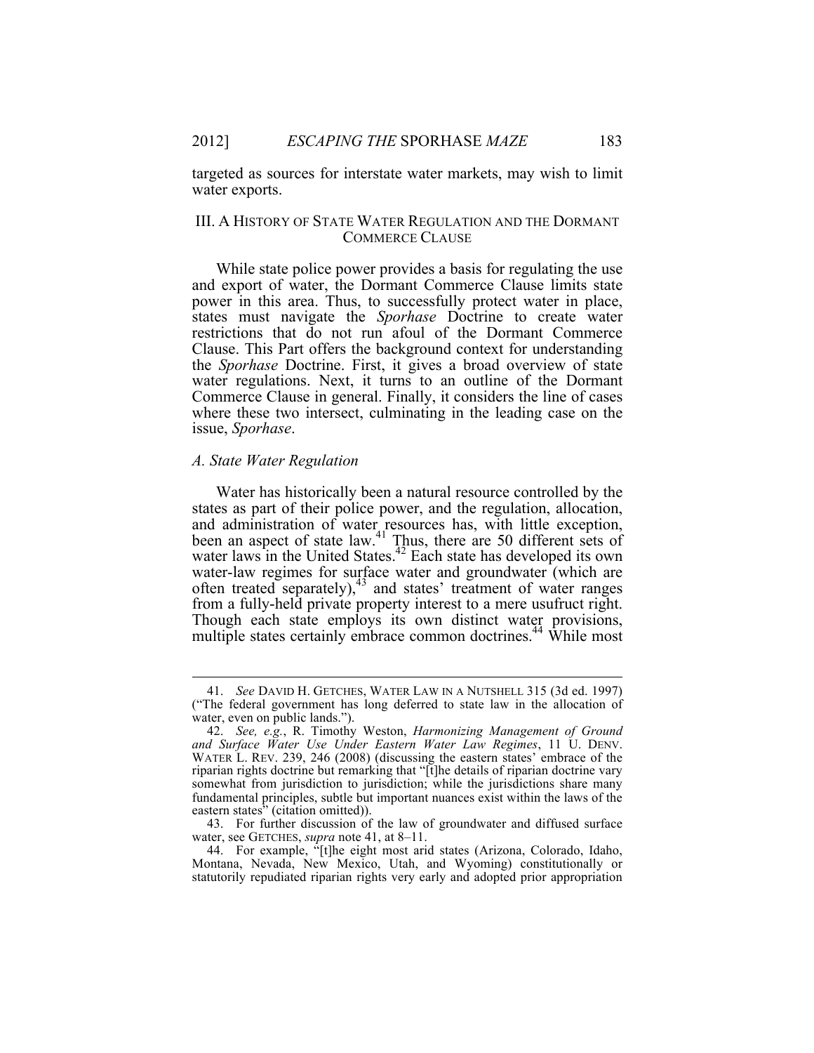targeted as sources for interstate water markets, may wish to limit water exports.

## III. A History of State Water Regulation and the Dormant Commerce Clause

While state police power provides a basis for regulating the use and export of water, the Dormant Commerce Clause limits state power in this area. Thus, to successfully protect water in place, states must navigate the *Sporhase* Doctrine to create water restrictions that do not run afoul of the Dormant Commerce Clause. This Part offers the background context for understanding the *Sporhase* Doctrine. First, it gives a broad overview of state water regulations. Next, it turns to an outline of the Dormant Commerce Clause in general. Finally, it considers the line of cases where these two intersect, culminating in the leading case on the issue, *Sporhase*.

### *A. State Water Regulation*

Water has historically been a natural resource controlled by the states as part of their police power, and the regulation, allocation, and administration of water resources has, with little exception, been an aspect of state law.[41] Thus, there are 50 different sets of water laws in the United States.[42] Each state has developed its own water-law regimes for surface water and groundwater (which are often treated separately),[43] and states' treatment of water ranges from a fully-held private property interest to a mere usufruct right. Though each state employs its own distinct water provisions, multiple states certainly embrace common doctrines.[44] While most

---

41. *See* DAVID H. GETCHES, WATER LAW IN A NUTSHELL 315 (3d ed. 1997) ("The federal government has long deferred to state law in the allocation of water, even on public lands.").

42. *See, e.g.*, R. Timothy Weston, *Harmonizing Management of Ground and Surface Water Use Under Eastern Water Law Regimes*, 11 U. DENV. WATER L. REV. 239, 246 (2008) (discussing the eastern states' embrace of the riparian rights doctrine but remarking that "[t]he details of riparian doctrine vary somewhat from jurisdiction to jurisdiction; while the jurisdictions share many fundamental principles, subtle but important nuances exist within the laws of the eastern states" (citation omitted)).

43. For further discussion of the law of groundwater and diffused surface water, see GETCHES, *supra* note 41, at 8–11.

44. For example, "[t]he eight most arid states (Arizona, Colorado, Idaho, Montana, Nevada, New Mexico, Utah, and Wyoming) constitutionally or statutorily repudiated riparian rights very early and adopted prior appropriation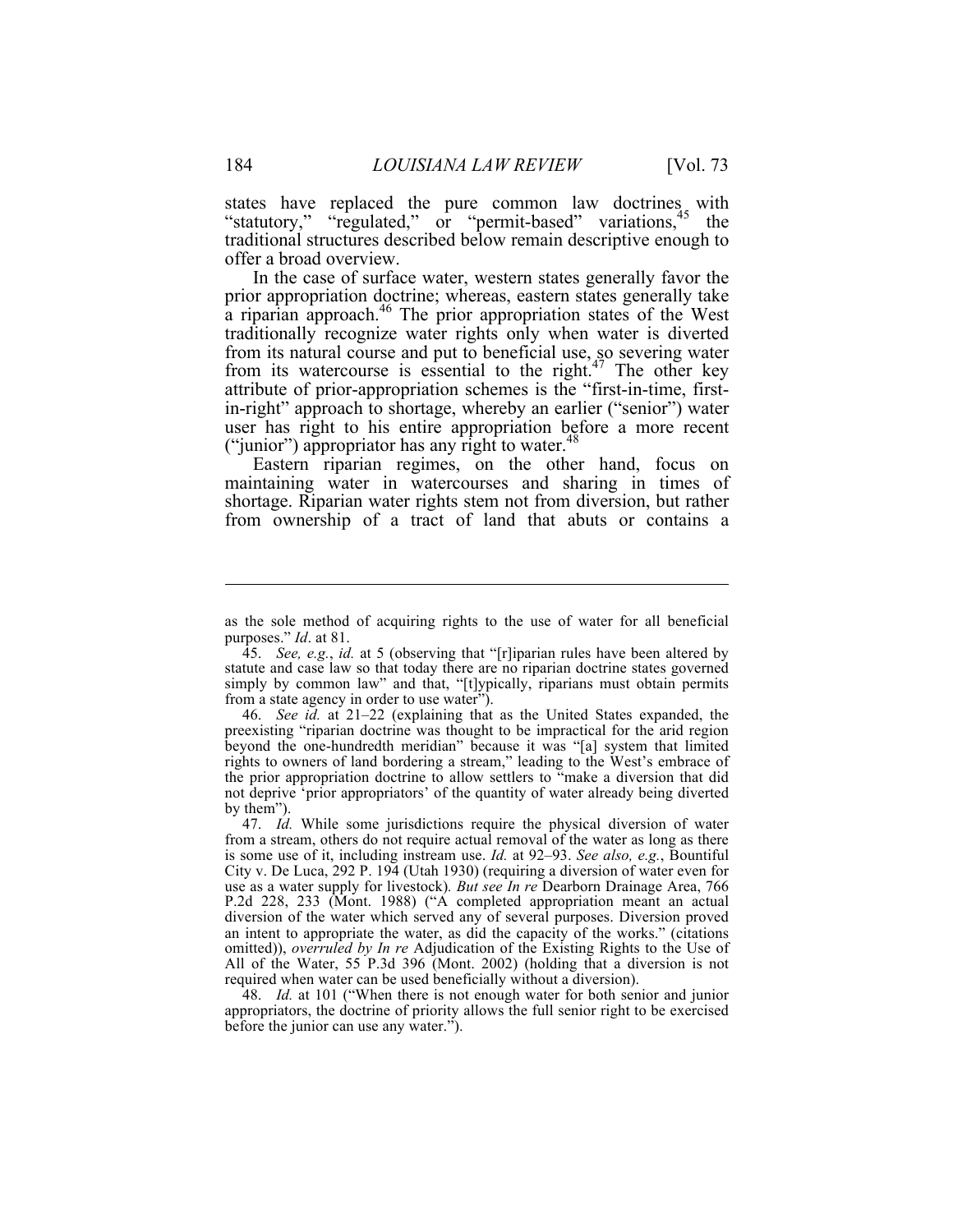states have replaced the pure common law doctrines with "statutory," "regulated," or "permit-based" variations,[45] the traditional structures described below remain descriptive enough to offer a broad overview.

In the case of surface water, western states generally favor the prior appropriation doctrine; whereas, eastern states generally take a riparian approach.[46] The prior appropriation states of the West traditionally recognize water rights only when water is diverted from its natural course and put to beneficial use, so severing water from its watercourse is essential to the right.[47] The other key attribute of prior-appropriation schemes is the "first-in-time, first-in-right" approach to shortage, whereby an earlier ("senior") water user has right to his entire appropriation before a more recent ("junior") appropriator has any right to water.[48]

Eastern riparian regimes, on the other hand, focus on maintaining water in watercourses and sharing in times of shortage. Riparian water rights stem not from diversion, but rather from ownership of a tract of land that abuts or contains a

---

as the sole method of acquiring rights to the use of water for all beneficial purposes." *Id*. at 81.

45. *See, e.g.*, *id.* at 5 (observing that "[r]iparian rules have been altered by statute and case law so that today there are no riparian doctrine states governed simply by common law" and that, "[t]ypically, riparians must obtain permits from a state agency in order to use water").

46. *See id.* at 21–22 (explaining that as the United States expanded, the preexisting "riparian doctrine was thought to be impractical for the arid region beyond the one-hundredth meridian" because it was "[a] system that limited rights to owners of land bordering a stream," leading to the West's embrace of the prior appropriation doctrine to allow settlers to "make a diversion that did not deprive 'prior appropriators' of the quantity of water already being diverted by them").

47. *Id.* While some jurisdictions require the physical diversion of water from a stream, others do not require actual removal of the water as long as there is some use of it, including instream use. *Id.* at 92–93. *See also, e.g.*, Bountiful City v. De Luca, 292 P. 194 (Utah 1930) (requiring a diversion of water even for use as a water supply for livestock). *But see In re* Dearborn Drainage Area, 766 P.2d 228, 233 (Mont. 1988) ("A completed appropriation meant an actual diversion of the water which served any of several purposes. Diversion proved an intent to appropriate the water, as did the capacity of the works." (citations omitted)), *overruled by In re* Adjudication of the Existing Rights to the Use of All of the Water, 55 P.3d 396 (Mont. 2002) (holding that a diversion is not required when water can be used beneficially without a diversion).

48. *Id.* at 101 ("When there is not enough water for both senior and junior appropriators, the doctrine of priority allows the full senior right to be exercised before the junior can use any water.").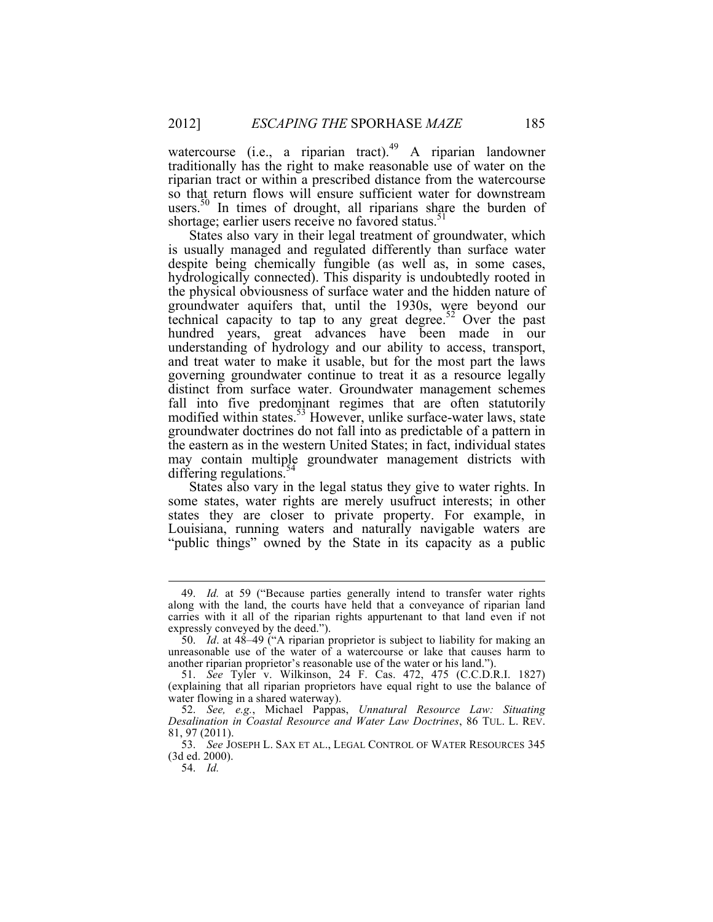watercourse (i.e., a riparian tract).[49] A riparian landowner traditionally has the right to make reasonable use of water on the riparian tract or within a prescribed distance from the watercourse so that return flows will ensure sufficient water for downstream users.[50] In times of drought, all riparians share the burden of shortage; earlier users receive no favored status.[51]

States also vary in their legal treatment of groundwater, which is usually managed and regulated differently than surface water despite being chemically fungible (as well as, in some cases, hydrologically connected). This disparity is undoubtedly rooted in the physical obviousness of surface water and the hidden nature of groundwater aquifers that, until the 1930s, were beyond our technical capacity to tap to any great degree.[52] Over the past hundred years, great advances have been made in our understanding of hydrology and our ability to access, transport, and treat water to make it usable, but for the most part the laws governing groundwater continue to treat it as a resource legally distinct from surface water. Groundwater management schemes fall into five predominant regimes that are often statutorily modified within states.[53] However, unlike surface-water laws, state groundwater doctrines do not fall into as predictable of a pattern in the eastern as in the western United States; in fact, individual states may contain multiple groundwater management districts with differing regulations.[54]

States also vary in the legal status they give to water rights. In some states, water rights are merely usufruct interests; in other states they are closer to private property. For example, in Louisiana, running waters and naturally navigable waters are "public things" owned by the State in its capacity as a public

---

49. *Id.* at 59 ("Because parties generally intend to transfer water rights along with the land, the courts have held that a conveyance of riparian land carries with it all of the riparian rights appurtenant to that land even if not expressly conveyed by the deed.").

50. *Id*. at 48–49 ("A riparian proprietor is subject to liability for making an unreasonable use of the water of a watercourse or lake that causes harm to another riparian proprietor's reasonable use of the water or his land.").

51. *See* Tyler v. Wilkinson, 24 F. Cas. 472, 475 (C.C.D.R.I. 1827) (explaining that all riparian proprietors have equal right to use the balance of water flowing in a shared waterway).

52. *See, e.g.*, Michael Pappas, *Unnatural Resource Law: Situating Desalination in Coastal Resource and Water Law Doctrines*, 86 TUL. L. REV. 81, 97 (2011).

53. *See* JOSEPH L. SAX ET AL., LEGAL CONTROL OF WATER RESOURCES 345 (3d ed. 2000).

54. *Id.*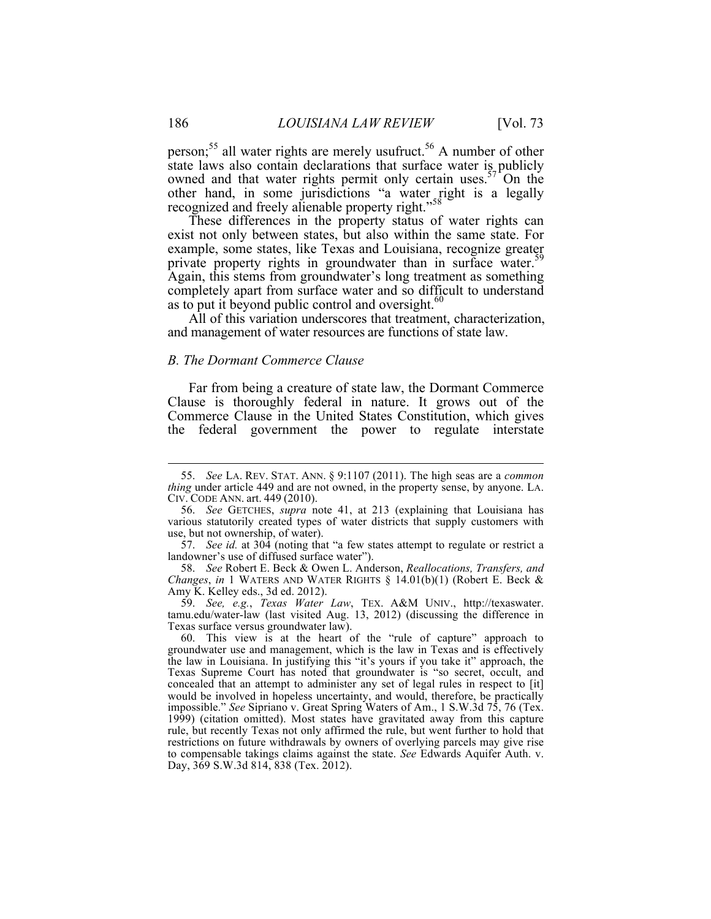person;[55] all water rights are merely usufruct.[56] A number of other state laws also contain declarations that surface water is publicly owned and that water rights permit only certain uses.[57] On the other hand, in some jurisdictions "a water right is a legally recognized and freely alienable property right."[58]

These differences in the property status of water rights can exist not only between states, but also within the same state. For example, some states, like Texas and Louisiana, recognize greater private property rights in groundwater than in surface water.[59] Again, this stems from groundwater's long treatment as something completely apart from surface water and so difficult to understand as to put it beyond public control and oversight.[60]

All of this variation underscores that treatment, characterization, and management of water resources are functions of state law.

### *B. The Dormant Commerce Clause*

Far from being a creature of state law, the Dormant Commerce Clause is thoroughly federal in nature. It grows out of the Commerce Clause in the United States Constitution, which gives the federal government the power to regulate interstate

---

55. *See* LA. REV. STAT. ANN. § 9:1107 (2011). The high seas are a *common thing* under article 449 and are not owned, in the property sense, by anyone. LA. CIV. CODE ANN. art. 449 (2010).

56. *See* GETCHES, *supra* note 41, at 213 (explaining that Louisiana has various statutorily created types of water districts that supply customers with use, but not ownership, of water).

57. *See id.* at 304 (noting that "a few states attempt to regulate or restrict a landowner's use of diffused surface water").

58. *See* Robert E. Beck & Owen L. Anderson, *Reallocations, Transfers, and Changes*, *in* 1 WATERS AND WATER RIGHTS § 14.01(b)(1) (Robert E. Beck & Amy K. Kelley eds., 3d ed. 2012).

59. *See, e.g.*, *Texas Water Law*, TEX. A&M UNIV., http://texaswater.tamu.edu/water-law (last visited Aug. 13, 2012) (discussing the difference in Texas surface versus groundwater law).

60. This view is at the heart of the "rule of capture" approach to groundwater use and management, which is the law in Texas and is effectively the law in Louisiana. In justifying this "it's yours if you take it" approach, the Texas Supreme Court has noted that groundwater is "so secret, occult, and concealed that an attempt to administer any set of legal rules in respect to [it] would be involved in hopeless uncertainty, and would, therefore, be practically impossible." *See* Sipriano v. Great Spring Waters of Am., 1 S.W.3d 75, 76 (Tex. 1999) (citation omitted). Most states have gravitated away from this capture rule, but recently Texas not only affirmed the rule, but went further to hold that restrictions on future withdrawals by owners of overlying parcels may give rise to compensable takings claims against the state. *See* Edwards Aquifer Auth. v. Day, 369 S.W.3d 814, 838 (Tex. 2012).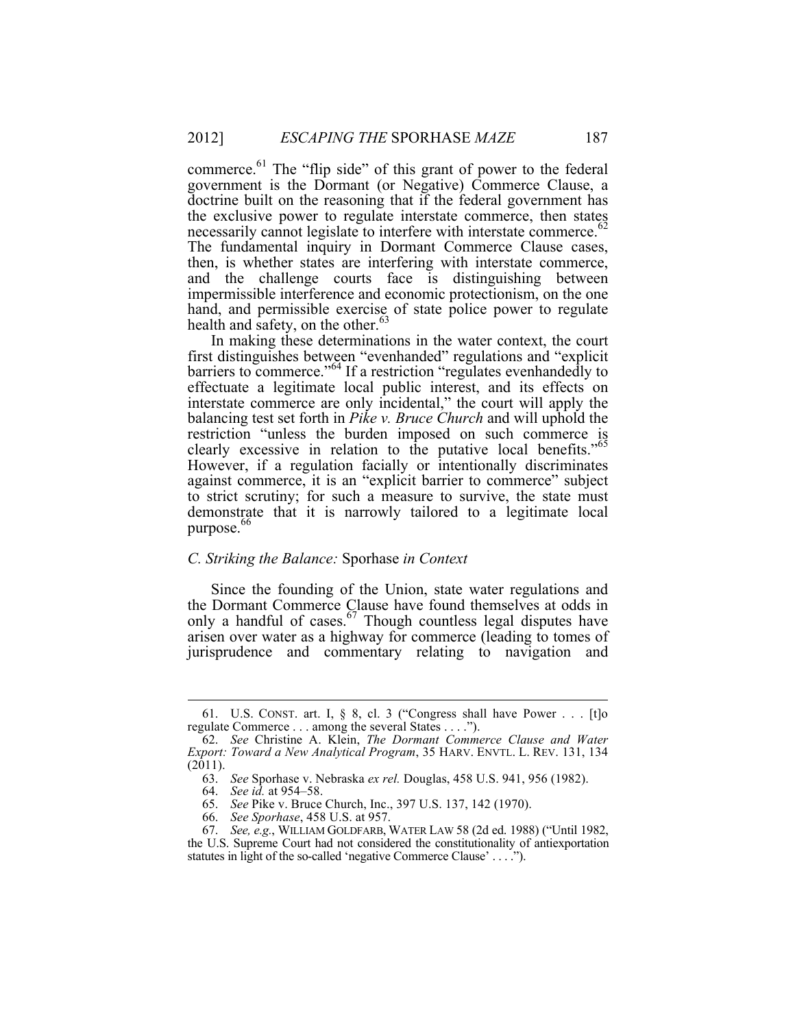commerce.[61] The "flip side" of this grant of power to the federal government is the Dormant (or Negative) Commerce Clause, a doctrine built on the reasoning that if the federal government has the exclusive power to regulate interstate commerce, then states necessarily cannot legislate to interfere with interstate commerce.[62] The fundamental inquiry in Dormant Commerce Clause cases, then, is whether states are interfering with interstate commerce, and the challenge courts face is distinguishing between impermissible interference and economic protectionism, on the one hand, and permissible exercise of state police power to regulate health and safety, on the other.[63]

In making these determinations in the water context, the court first distinguishes between "evenhanded" regulations and "explicit barriers to commerce."[64] If a restriction "regulates evenhandedly to effectuate a legitimate local public interest, and its effects on interstate commerce are only incidental," the court will apply the balancing test set forth in *Pike v. Bruce Church* and will uphold the restriction "unless the burden imposed on such commerce is clearly excessive in relation to the putative local benefits."[65] However, if a regulation facially or intentionally discriminates against commerce, it is an "explicit barrier to commerce" subject to strict scrutiny; for such a measure to survive, the state must demonstrate that it is narrowly tailored to a legitimate local purpose.[66]

### *C. Striking the Balance:* Sporhase *in Context*

Since the founding of the Union, state water regulations and the Dormant Commerce Clause have found themselves at odds in only a handful of cases.[67] Though countless legal disputes have arisen over water as a highway for commerce (leading to tomes of jurisprudence and commentary relating to navigation and

---

61. U.S. CONST. art. I, § 8, cl. 3 ("Congress shall have Power . . . [t]o regulate Commerce . . . among the several States . . . .").

62. *See* Christine A. Klein, *The Dormant Commerce Clause and Water Export: Toward a New Analytical Program*, 35 HARV. ENVTL. L. REV. 131, 134 (2011).

63. *See* Sporhase v. Nebraska *ex rel.* Douglas, 458 U.S. 941, 956 (1982).

64. *See id.* at 954–58.

65. *See* Pike v. Bruce Church, Inc., 397 U.S. 137, 142 (1970).

66. *See Sporhase*, 458 U.S. at 957.

67. *See, e.g.*, WILLIAM GOLDFARB, WATER LAW 58 (2d ed. 1988) ("Until 1982, the U.S. Supreme Court had not considered the constitutionality of antiexportation statutes in light of the so-called 'negative Commerce Clause' . . . .").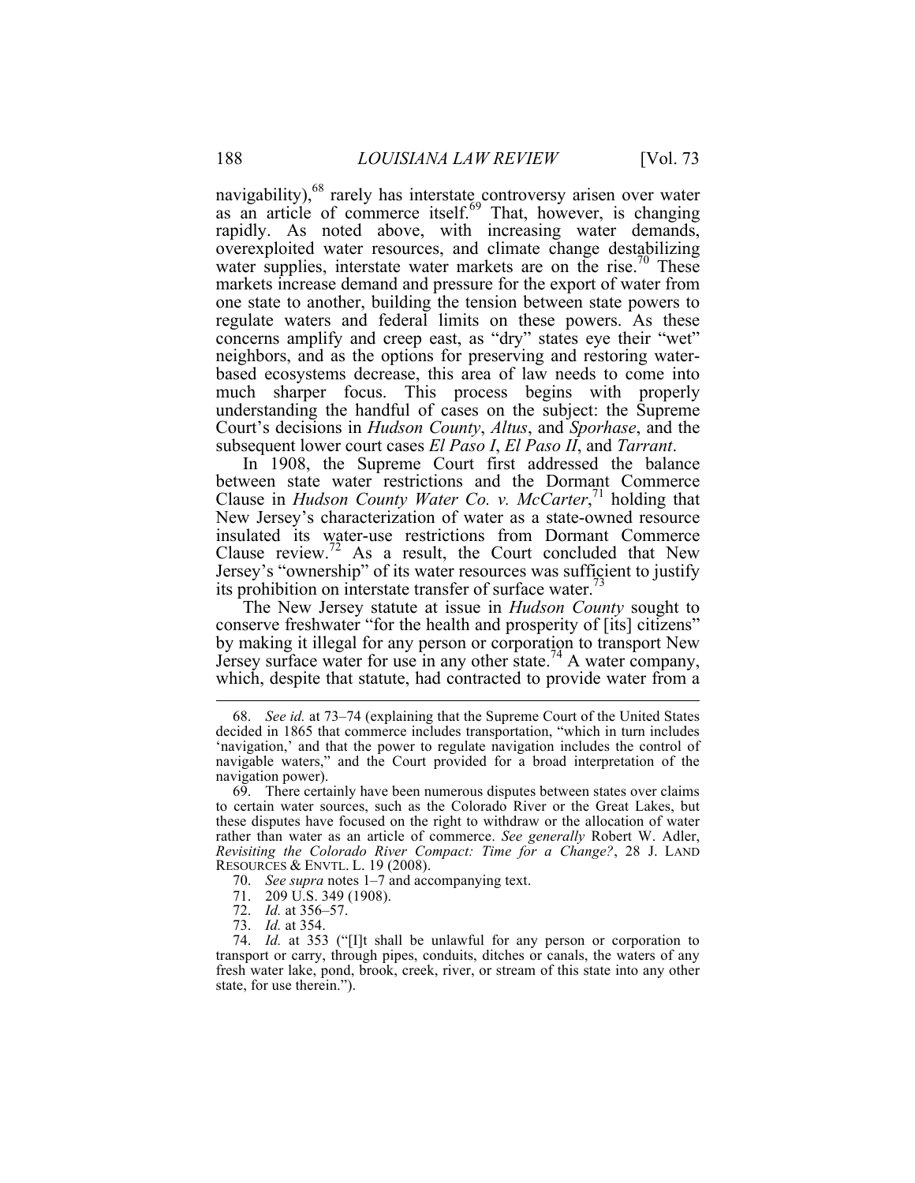navigability),[68] rarely has interstate controversy arisen over water as an article of commerce itself.[69] That, however, is changing rapidly. As noted above, with increasing water demands, overexploited water resources, and climate change destabilizing water supplies, interstate water markets are on the rise.[70] These markets increase demand and pressure for the export of water from one state to another, building the tension between state powers to regulate waters and federal limits on these powers. As these concerns amplify and creep east, as "dry" states eye their "wet" neighbors, and as the options for preserving and restoring water-based ecosystems decrease, this area of law needs to come into much sharper focus. This process begins with properly understanding the handful of cases on the subject: the Supreme Court's decisions in *Hudson County*, *Altus*, and *Sporhase*, and the subsequent lower court cases *El Paso I*, *El Paso II*, and *Tarrant*.

In 1908, the Supreme Court first addressed the balance between state water restrictions and the Dormant Commerce Clause in *Hudson County Water Co. v. McCarter*,[71] holding that New Jersey's characterization of water as a state-owned resource insulated its water-use restrictions from Dormant Commerce Clause review.[72] As a result, the Court concluded that New Jersey's "ownership" of its water resources was sufficient to justify its prohibition on interstate transfer of surface water.[73]

The New Jersey statute at issue in *Hudson County* sought to conserve freshwater "for the health and prosperity of [its] citizens" by making it illegal for any person or corporation to transport New Jersey surface water for use in any other state.[74] A water company, which, despite that statute, had contracted to provide water from a

---

68. *See id.* at 73–74 (explaining that the Supreme Court of the United States decided in 1865 that commerce includes transportation, "which in turn includes 'navigation,' and that the power to regulate navigation includes the control of navigable waters," and the Court provided for a broad interpretation of the navigation power).

69. There certainly have been numerous disputes between states over claims to certain water sources, such as the Colorado River or the Great Lakes, but these disputes have focused on the right to withdraw or the allocation of water rather than water as an article of commerce. *See generally* Robert W. Adler, *Revisiting the Colorado River Compact: Time for a Change?*, 28 J. LAND RESOURCES & ENVTL. L. 19 (2008).

70. *See supra* notes 1–7 and accompanying text.

71. 209 U.S. 349 (1908).

72. *Id.* at 356–57.

73. *Id.* at 354.

74. *Id.* at 353 ("[I]t shall be unlawful for any person or corporation to transport or carry, through pipes, conduits, ditches or canals, the waters of any fresh water lake, pond, brook, creek, river, or stream of this state into any other state, for use therein.").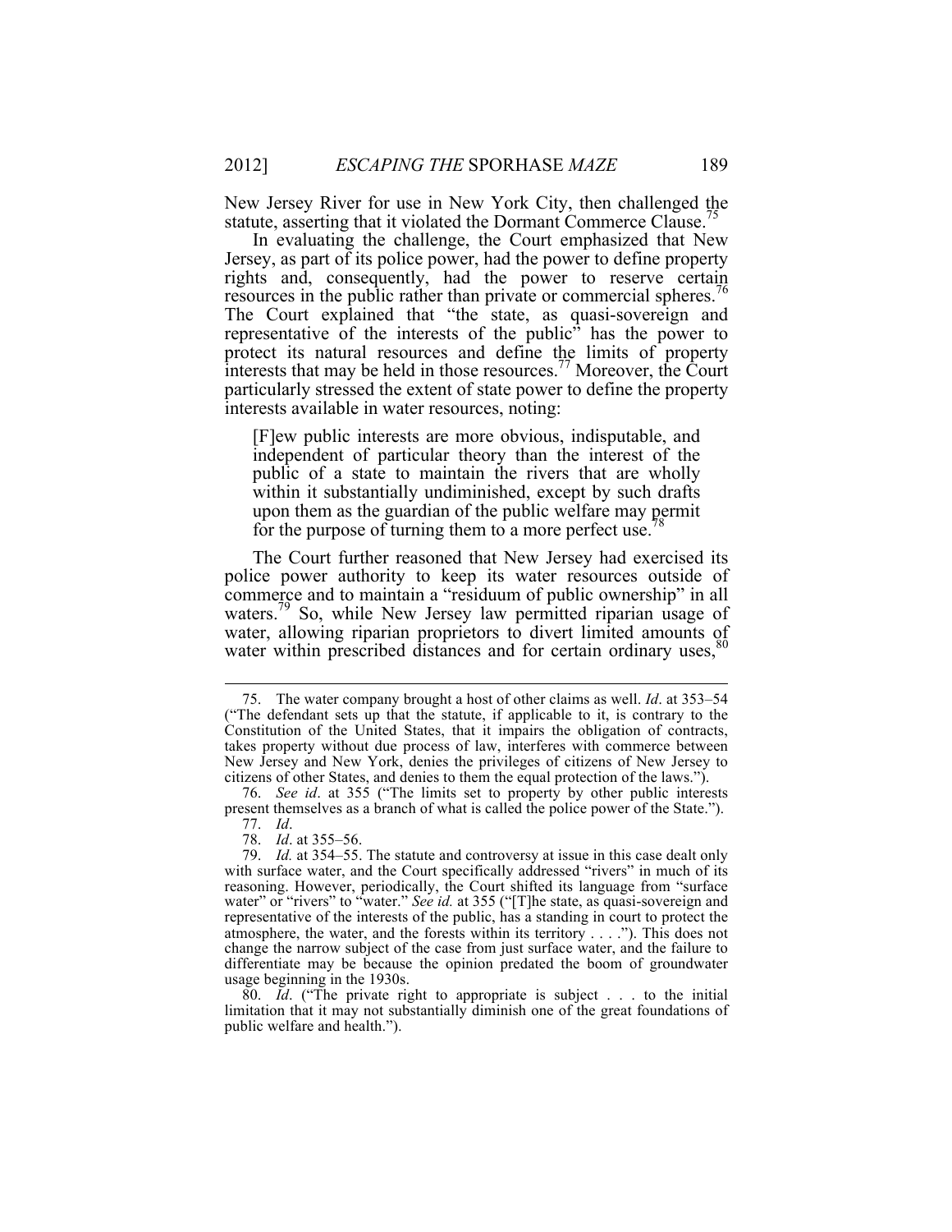New Jersey River for use in New York City, then challenged the statute, asserting that it violated the Dormant Commerce Clause.[75]

In evaluating the challenge, the Court emphasized that New Jersey, as part of its police power, had the power to define property rights and, consequently, had the power to reserve certain resources in the public rather than private or commercial spheres.[76] The Court explained that "the state, as quasi-sovereign and representative of the interests of the public" has the power to protect its natural resources and define the limits of property interests that may be held in those resources.[77] Moreover, the Court particularly stressed the extent of state power to define the property interests available in water resources, noting:

> [F]ew public interests are more obvious, indisputable, and independent of particular theory than the interest of the public of a state to maintain the rivers that are wholly within it substantially undiminished, except by such drafts upon them as the guardian of the public welfare may permit for the purpose of turning them to a more perfect use.[78]

The Court further reasoned that New Jersey had exercised its police power authority to keep its water resources outside of commerce and to maintain a "residuum of public ownership" in all waters.[79] So, while New Jersey law permitted riparian usage of water, allowing riparian proprietors to divert limited amounts of water within prescribed distances and for certain ordinary uses,[80]

---

75. The water company brought a host of other claims as well. *Id*. at 353–54 ("The defendant sets up that the statute, if applicable to it, is contrary to the Constitution of the United States, that it impairs the obligation of contracts, takes property without due process of law, interferes with commerce between New Jersey and New York, denies the privileges of citizens of New Jersey to citizens of other States, and denies to them the equal protection of the laws.").

76. *See id*. at 355 ("The limits set to property by other public interests present themselves as a branch of what is called the police power of the State.").

77. *Id*.

78. *Id*. at 355–56.

79. *Id.* at 354–55. The statute and controversy at issue in this case dealt only with surface water, and the Court specifically addressed "rivers" in much of its reasoning. However, periodically, the Court shifted its language from "surface water" or "rivers" to "water." *See id.* at 355 ("[T]he state, as quasi-sovereign and representative of the interests of the public, has a standing in court to protect the atmosphere, the water, and the forests within its territory . . . ."). This does not change the narrow subject of the case from just surface water, and the failure to differentiate may be because the opinion predated the boom of groundwater usage beginning in the 1930s.

80. *Id*. ("The private right to appropriate is subject . . . to the initial limitation that it may not substantially diminish one of the great foundations of public welfare and health.").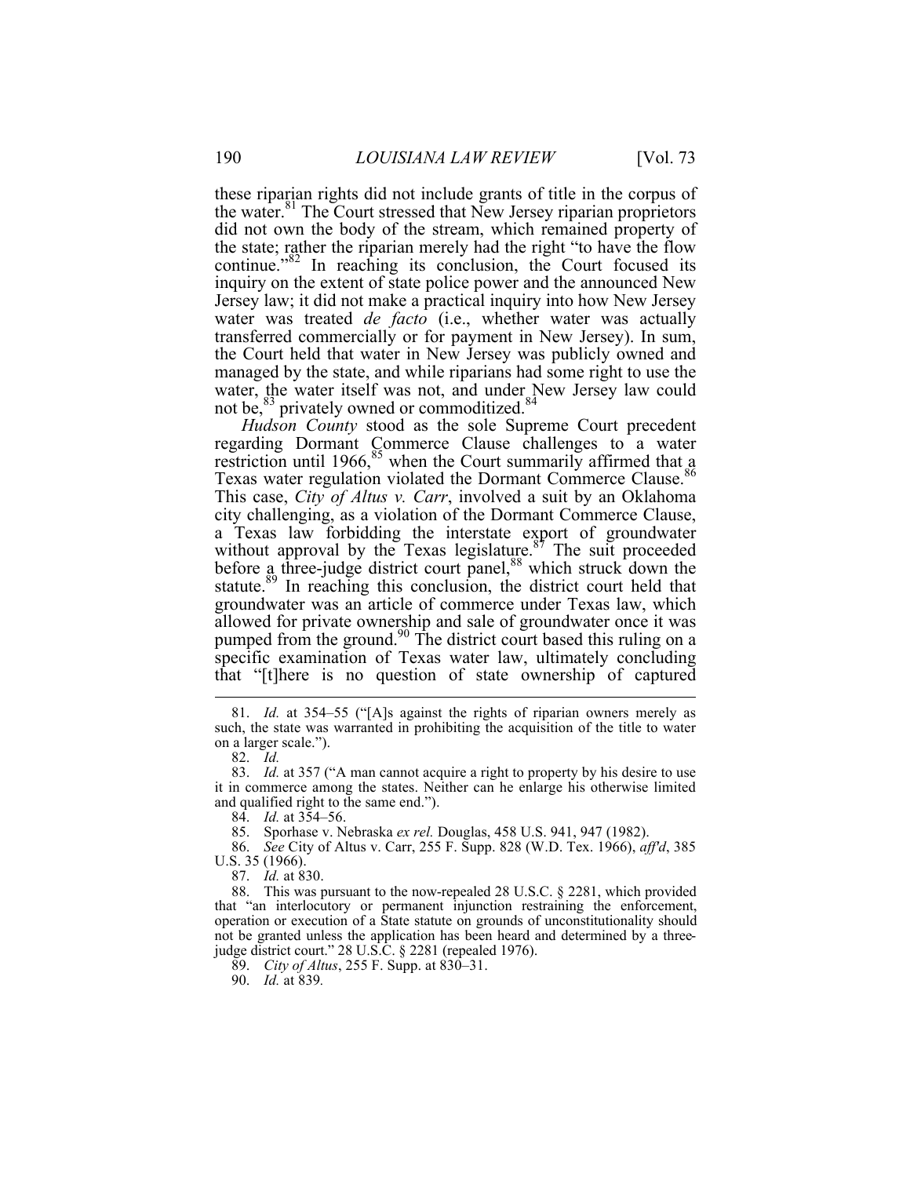these riparian rights did not include grants of title in the corpus of the water.[81] The Court stressed that New Jersey riparian proprietors did not own the body of the stream, which remained property of the state; rather the riparian merely had the right "to have the flow continue."[82] In reaching its conclusion, the Court focused its inquiry on the extent of state police power and the announced New Jersey law; it did not make a practical inquiry into how New Jersey water was treated *de facto* (i.e., whether water was actually transferred commercially or for payment in New Jersey). In sum, the Court held that water in New Jersey was publicly owned and managed by the state, and while riparians had some right to use the water, the water itself was not, and under New Jersey law could not be,[83] privately owned or commoditized.[84]

*Hudson County* stood as the sole Supreme Court precedent regarding Dormant Commerce Clause challenges to a water restriction until 1966,[85] when the Court summarily affirmed that a Texas water regulation violated the Dormant Commerce Clause.[86] This case, *City of Altus v. Carr*, involved a suit by an Oklahoma city challenging, as a violation of the Dormant Commerce Clause, a Texas law forbidding the interstate export of groundwater without approval by the Texas legislature.[87] The suit proceeded before a three-judge district court panel,[88] which struck down the statute.[89] In reaching this conclusion, the district court held that groundwater was an article of commerce under Texas law, which allowed for private ownership and sale of groundwater once it was pumped from the ground.[90] The district court based this ruling on a specific examination of Texas water law, ultimately concluding that "[t]here is no question of state ownership of captured

---

81. *Id.* at 354–55 ("[A]s against the rights of riparian owners merely as such, the state was warranted in prohibiting the acquisition of the title to water on a larger scale.").

82. *Id.*

83. *Id.* at 357 ("A man cannot acquire a right to property by his desire to use it in commerce among the states. Neither can he enlarge his otherwise limited and qualified right to the same end.").

84. *Id.* at 354–56.

85. Sporhase v. Nebraska *ex rel.* Douglas, 458 U.S. 941, 947 (1982).

86. *See* City of Altus v. Carr, 255 F. Supp. 828 (W.D. Tex. 1966), *aff'd*, 385 U.S. 35 (1966).

87. *Id.* at 830.

88. This was pursuant to the now-repealed 28 U.S.C. § 2281, which provided that "an interlocutory or permanent injunction restraining the enforcement, operation or execution of a State statute on grounds of unconstitutionality should not be granted unless the application has been heard and determined by a three-judge district court." 28 U.S.C. § 2281 (repealed 1976).

89. *City of Altus*, 255 F. Supp. at 830–31.

90. *Id.* at 839.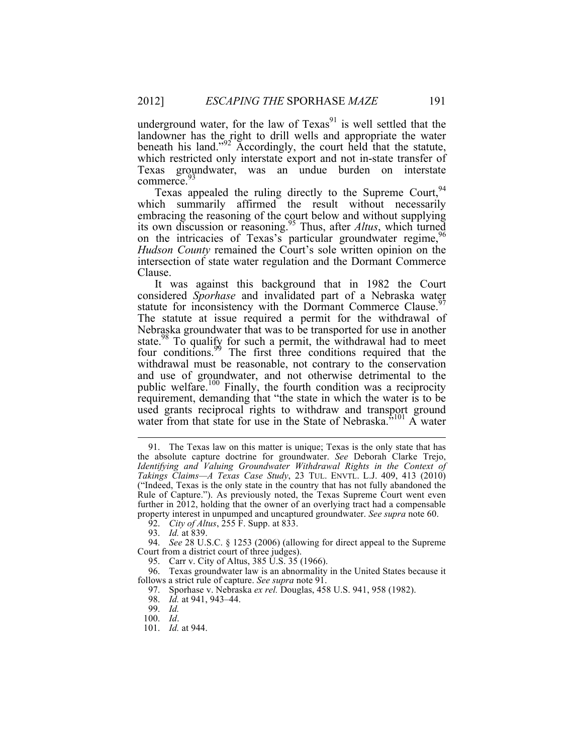underground water, for the law of Texas[91] is well settled that the landowner has the right to drill wells and appropriate the water beneath his land."[92] Accordingly, the court held that the statute, which restricted only interstate export and not in-state transfer of Texas groundwater, was an undue burden on interstate commerce.[93]

Texas appealed the ruling directly to the Supreme Court,[94] which summarily affirmed the result without necessarily embracing the reasoning of the court below and without supplying its own discussion or reasoning.[95] Thus, after *Altus*, which turned on the intricacies of Texas's particular groundwater regime,[96] *Hudson County* remained the Court's sole written opinion on the intersection of state water regulation and the Dormant Commerce Clause.

It was against this background that in 1982 the Court considered *Sporhase* and invalidated part of a Nebraska water statute for inconsistency with the Dormant Commerce Clause.[97] The statute at issue required a permit for the withdrawal of Nebraska groundwater that was to be transported for use in another state.[98] To qualify for such a permit, the withdrawal had to meet four conditions.[99] The first three conditions required that the withdrawal must be reasonable, not contrary to the conservation and use of groundwater, and not otherwise detrimental to the public welfare.[100] Finally, the fourth condition was a reciprocity requirement, demanding that "the state in which the water is to be used grants reciprocal rights to withdraw and transport ground water from that state for use in the State of Nebraska."[101] A water

---

91. The Texas law on this matter is unique; Texas is the only state that has the absolute capture doctrine for groundwater. *See* Deborah Clarke Trejo, *Identifying and Valuing Groundwater Withdrawal Rights in the Context of Takings Claims—A Texas Case Study*, 23 TUL. ENVTL. L.J. 409, 413 (2010) ("Indeed, Texas is the only state in the country that has not fully abandoned the Rule of Capture."). As previously noted, the Texas Supreme Court went even further in 2012, holding that the owner of an overlying tract had a compensable property interest in unpumped and uncaptured groundwater. *See supra* note 60.

92. *City of Altus*, 255 F. Supp. at 833.

93. *Id.* at 839.

94. *See* 28 U.S.C. § 1253 (2006) (allowing for direct appeal to the Supreme Court from a district court of three judges).

95. Carr v. City of Altus, 385 U.S. 35 (1966).

96. Texas groundwater law is an abnormality in the United States because it follows a strict rule of capture. *See supra* note 91.

97. Sporhase v. Nebraska *ex rel.* Douglas, 458 U.S. 941, 958 (1982).

98. *Id.* at 941, 943–44.

99. *Id.*

100. *Id*.

101. *Id.* at 944.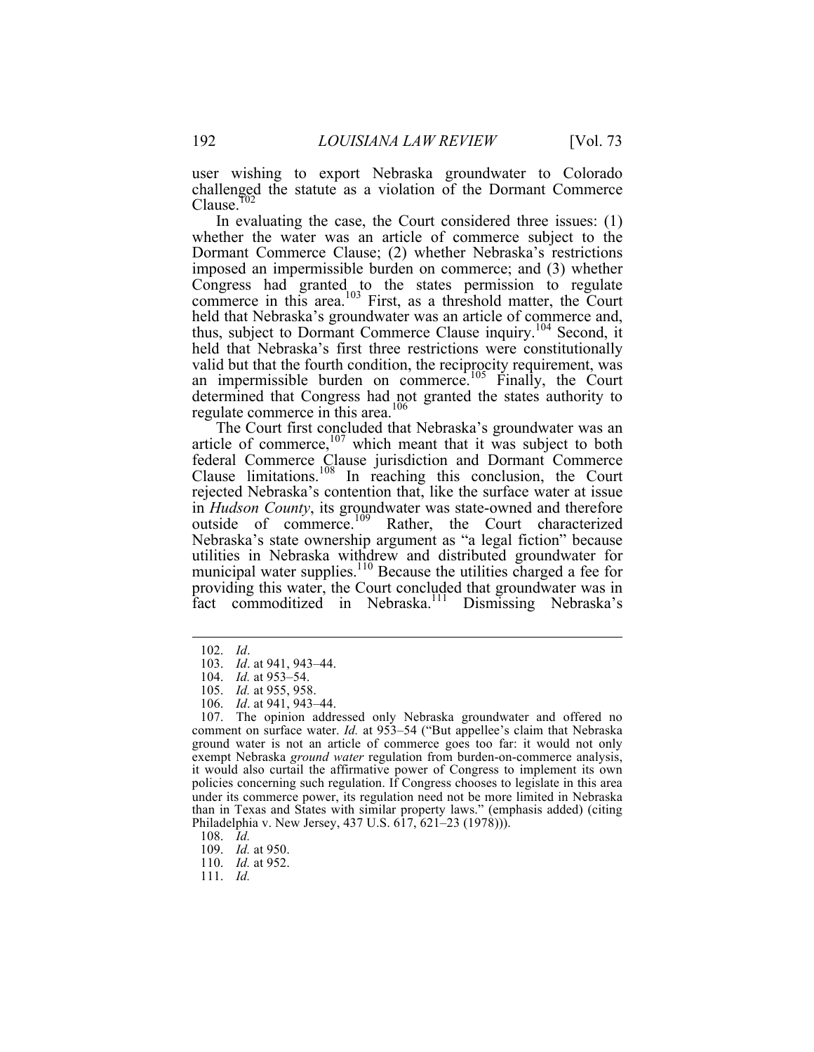user wishing to export Nebraska groundwater to Colorado challenged the statute as a violation of the Dormant Commerce Clause.[102]

In evaluating the case, the Court considered three issues: (1) whether the water was an article of commerce subject to the Dormant Commerce Clause; (2) whether Nebraska's restrictions imposed an impermissible burden on commerce; and (3) whether Congress had granted to the states permission to regulate commerce in this area.[103] First, as a threshold matter, the Court held that Nebraska's groundwater was an article of commerce and, thus, subject to Dormant Commerce Clause inquiry.[104] Second, it held that Nebraska's first three restrictions were constitutionally valid but that the fourth condition, the reciprocity requirement, was an impermissible burden on commerce.[105] Finally, the Court determined that Congress had not granted the states authority to regulate commerce in this area.[106]

The Court first concluded that Nebraska's groundwater was an article of commerce,[107] which meant that it was subject to both federal Commerce Clause jurisdiction and Dormant Commerce Clause limitations.[108] In reaching this conclusion, the Court rejected Nebraska's contention that, like the surface water at issue in *Hudson County*, its groundwater was state-owned and therefore outside of commerce.[109] Rather, the Court characterized Nebraska's state ownership argument as "a legal fiction" because utilities in Nebraska withdrew and distributed groundwater for municipal water supplies.[110] Because the utilities charged a fee for providing this water, the Court concluded that groundwater was in fact commoditized in Nebraska.[111] Dismissing Nebraska's

---

102. *Id*.

103. *Id*. at 941, 943–44.

104. *Id.* at 953–54.

105. *Id.* at 955, 958.

106. *Id*. at 941, 943–44.

107. The opinion addressed only Nebraska groundwater and offered no comment on surface water. *Id.* at 953–54 ("But appellee's claim that Nebraska ground water is not an article of commerce goes too far: it would not only exempt Nebraska *ground water* regulation from burden-on-commerce analysis, it would also curtail the affirmative power of Congress to implement its own policies concerning such regulation. If Congress chooses to legislate in this area under its commerce power, its regulation need not be more limited in Nebraska than in Texas and States with similar property laws." (emphasis added) (citing Philadelphia v. New Jersey, 437 U.S. 617, 621–23 (1978))).

108. *Id.*

109. *Id.* at 950.

110. *Id.* at 952.

111. *Id.*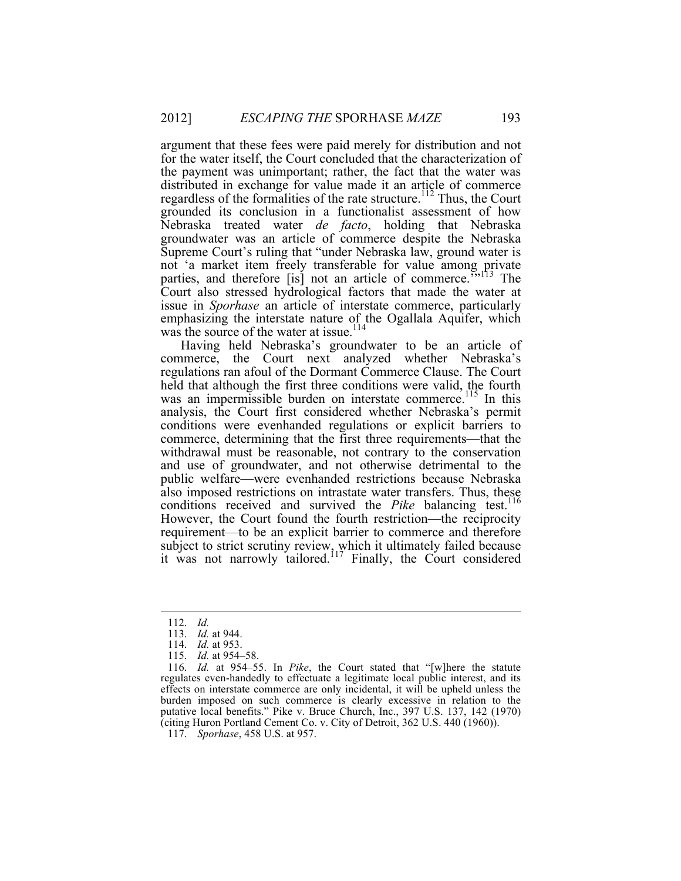argument that these fees were paid merely for distribution and not for the water itself, the Court concluded that the characterization of the payment was unimportant; rather, the fact that the water was distributed in exchange for value made it an article of commerce regardless of the formalities of the rate structure.[112] Thus, the Court grounded its conclusion in a functionalist assessment of how Nebraska treated water *de facto*, holding that Nebraska groundwater was an article of commerce despite the Nebraska Supreme Court's ruling that "under Nebraska law, ground water is not 'a market item freely transferable for value among private parties, and therefore [is] not an article of commerce.'"[113] The Court also stressed hydrological factors that made the water at issue in *Sporhase* an article of interstate commerce, particularly emphasizing the interstate nature of the Ogallala Aquifer, which was the source of the water at issue.[114]

Having held Nebraska's groundwater to be an article of commerce, the Court next analyzed whether Nebraska's regulations ran afoul of the Dormant Commerce Clause. The Court held that although the first three conditions were valid, the fourth was an impermissible burden on interstate commerce.[115] In this analysis, the Court first considered whether Nebraska's permit conditions were evenhanded regulations or explicit barriers to commerce, determining that the first three requirements—that the withdrawal must be reasonable, not contrary to the conservation and use of groundwater, and not otherwise detrimental to the public welfare—were evenhanded restrictions because Nebraska also imposed restrictions on intrastate water transfers. Thus, these conditions received and survived the *Pike* balancing test.[116] However, the Court found the fourth restriction—the reciprocity requirement—to be an explicit barrier to commerce and therefore subject to strict scrutiny review, which it ultimately failed because it was not narrowly tailored.[117] Finally, the Court considered

---

112. *Id.*

113. *Id.* at 944.

114. *Id.* at 953.

115. *Id.* at 954–58.

116. *Id.* at 954–55. In *Pike*, the Court stated that "[w]here the statute regulates even-handedly to effectuate a legitimate local public interest, and its effects on interstate commerce are only incidental, it will be upheld unless the burden imposed on such commerce is clearly excessive in relation to the putative local benefits." Pike v. Bruce Church, Inc., 397 U.S. 137, 142 (1970) (citing Huron Portland Cement Co. v. City of Detroit, 362 U.S. 440 (1960)).

117. *Sporhase*, 458 U.S. at 957.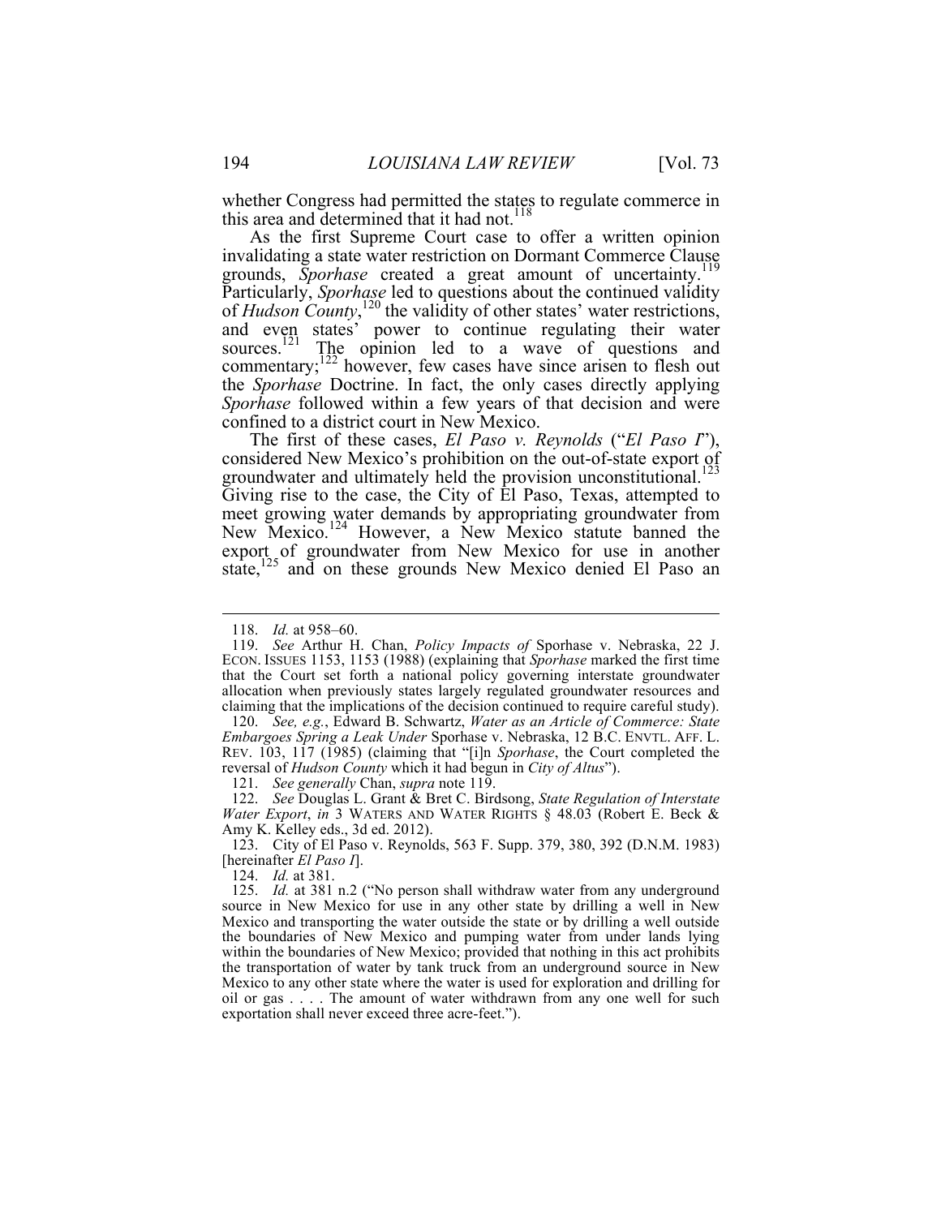whether Congress had permitted the states to regulate commerce in this area and determined that it had not.[118]

As the first Supreme Court case to offer a written opinion invalidating a state water restriction on Dormant Commerce Clause grounds, *Sporhase* created a great amount of uncertainty.[119] Particularly, *Sporhase* led to questions about the continued validity of *Hudson County*,[120] the validity of other states' water restrictions, and even states' power to continue regulating their water sources.[121] The opinion led to a wave of questions and commentary;[122] however, few cases have since arisen to flesh out the *Sporhase* Doctrine. In fact, the only cases directly applying *Sporhase* followed within a few years of that decision and were confined to a district court in New Mexico.

The first of these cases, *El Paso v. Reynolds* ("*El Paso I*"), considered New Mexico's prohibition on the out-of-state export of groundwater and ultimately held the provision unconstitutional.[123] Giving rise to the case, the City of El Paso, Texas, attempted to meet growing water demands by appropriating groundwater from New Mexico.[124] However, a New Mexico statute banned the export of groundwater from New Mexico for use in another state,[125] and on these grounds New Mexico denied El Paso an

---

118. *Id.* at 958–60.

119. *See* Arthur H. Chan, *Policy Impacts of* Sporhase v. Nebraska, 22 J. ECON. ISSUES 1153, 1153 (1988) (explaining that *Sporhase* marked the first time that the Court set forth a national policy governing interstate groundwater allocation when previously states largely regulated groundwater resources and claiming that the implications of the decision continued to require careful study).

120. *See, e.g.*, Edward B. Schwartz, *Water as an Article of Commerce: State Embargoes Spring a Leak Under* Sporhase v. Nebraska, 12 B.C. ENVTL. AFF. L. REV. 103, 117 (1985) (claiming that "[i]n *Sporhase*, the Court completed the reversal of *Hudson County* which it had begun in *City of Altus*").

121. *See generally* Chan, *supra* note 119.

122. *See* Douglas L. Grant & Bret C. Birdsong, *State Regulation of Interstate Water Export*, *in* 3 WATERS AND WATER RIGHTS § 48.03 (Robert E. Beck & Amy K. Kelley eds., 3d ed. 2012).

123. City of El Paso v. Reynolds, 563 F. Supp. 379, 380, 392 (D.N.M. 1983) [hereinafter *El Paso I*].

124. *Id.* at 381.

125. *Id.* at 381 n.2 ("No person shall withdraw water from any underground source in New Mexico for use in any other state by drilling a well in New Mexico and transporting the water outside the state or by drilling a well outside the boundaries of New Mexico and pumping water from under lands lying within the boundaries of New Mexico; provided that nothing in this act prohibits the transportation of water by tank truck from an underground source in New Mexico to any other state where the water is used for exploration and drilling for oil or gas . . . . The amount of water withdrawn from any one well for such exportation shall never exceed three acre-feet.").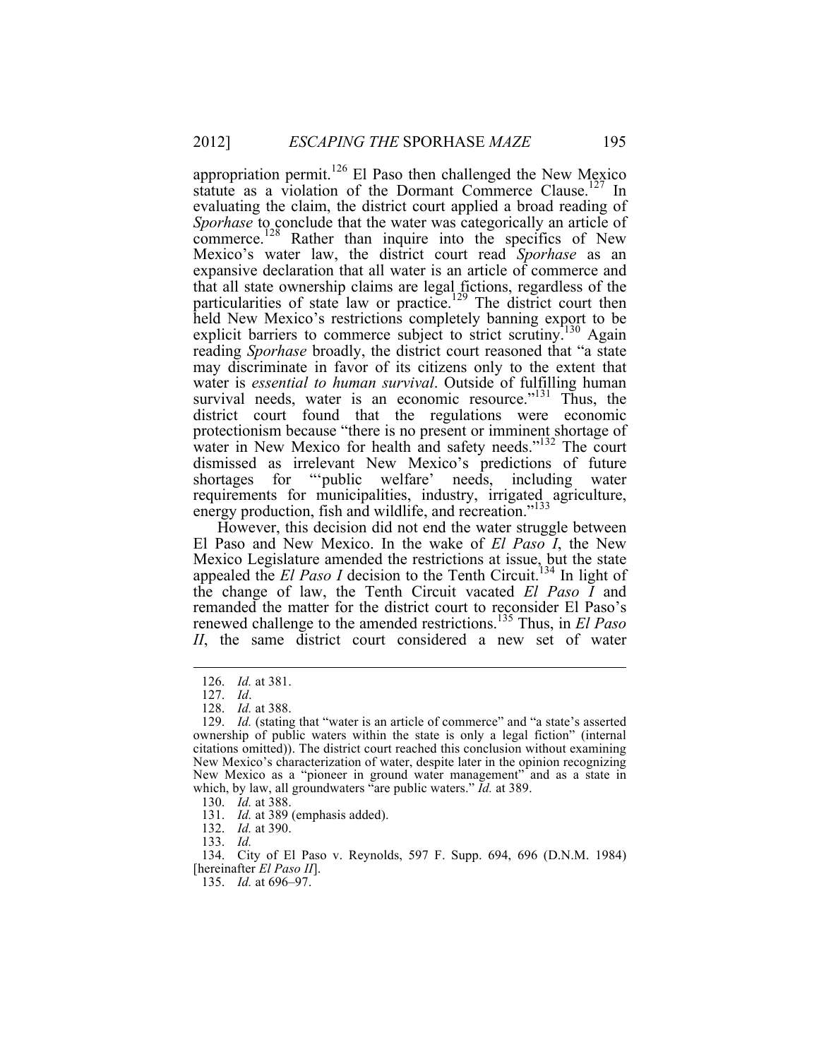appropriation permit.[126] El Paso then challenged the New Mexico statute as a violation of the Dormant Commerce Clause.[127] In evaluating the claim, the district court applied a broad reading of *Sporhase* to conclude that the water was categorically an article of commerce.[128] Rather than inquire into the specifics of New Mexico's water law, the district court read *Sporhase* as an expansive declaration that all water is an article of commerce and that all state ownership claims are legal fictions, regardless of the particularities of state law or practice.[129] The district court then held New Mexico's restrictions completely banning export to be explicit barriers to commerce subject to strict scrutiny.[130] Again reading *Sporhase* broadly, the district court reasoned that "a state may discriminate in favor of its citizens only to the extent that water is *essential to human survival*. Outside of fulfilling human survival needs, water is an economic resource."[131] Thus, the district court found that the regulations were economic protectionism because "there is no present or imminent shortage of water in New Mexico for health and safety needs."[132] The court dismissed as irrelevant New Mexico's predictions of future shortages for "'public welfare' needs, including water requirements for municipalities, industry, irrigated agriculture, energy production, fish and wildlife, and recreation."[133]

However, this decision did not end the water struggle between El Paso and New Mexico. In the wake of *El Paso I*, the New Mexico Legislature amended the restrictions at issue, but the state appealed the *El Paso I* decision to the Tenth Circuit.[134] In light of the change of law, the Tenth Circuit vacated *El Paso I* and remanded the matter for the district court to reconsider El Paso's renewed challenge to the amended restrictions.[135] Thus, in *El Paso II*, the same district court considered a new set of water

---

126. *Id.* at 381.

127. *Id*.

128. *Id.* at 388.

129. *Id.* (stating that "water is an article of commerce" and "a state's asserted ownership of public waters within the state is only a legal fiction" (internal citations omitted)). The district court reached this conclusion without examining New Mexico's characterization of water, despite later in the opinion recognizing New Mexico as a "pioneer in ground water management" and as a state in which, by law, all groundwaters "are public waters." *Id.* at 389.

130. *Id.* at 388.

131. *Id.* at 389 (emphasis added).

132. *Id.* at 390.

133. *Id.*

134. City of El Paso v. Reynolds, 597 F. Supp. 694, 696 (D.N.M. 1984) [hereinafter *El Paso II*].

135. *Id.* at 696–97.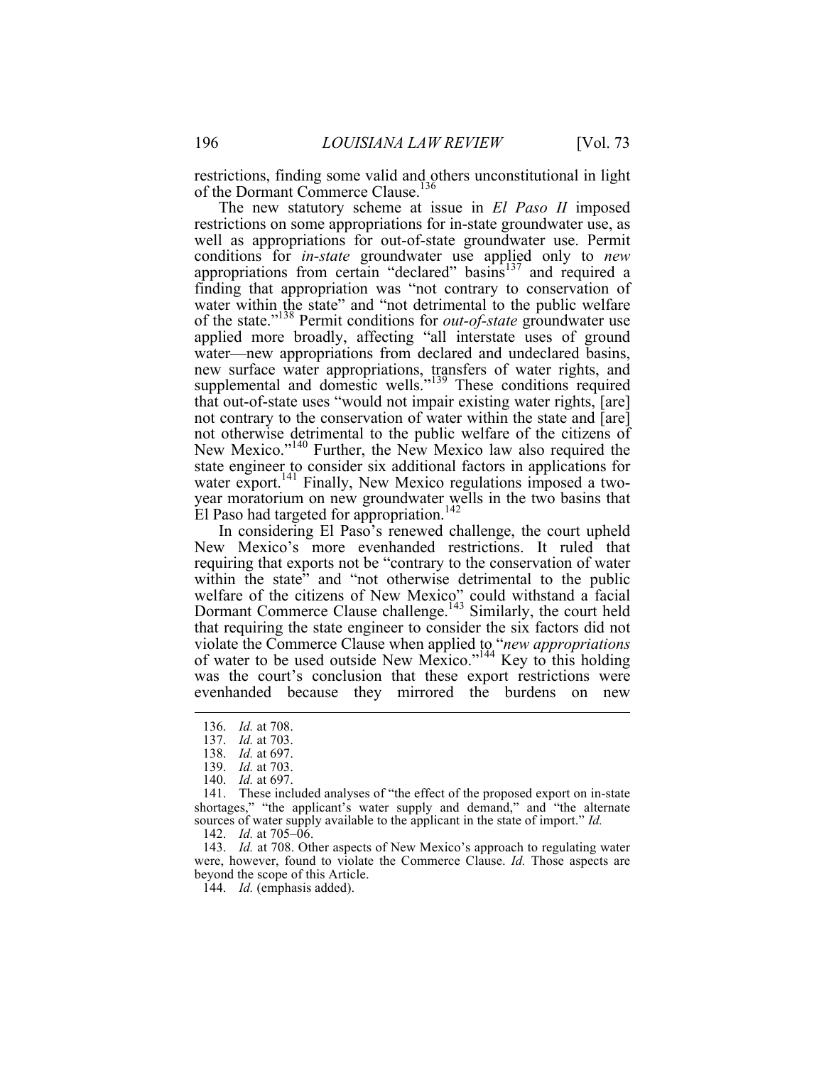restrictions, finding some valid and others unconstitutional in light of the Dormant Commerce Clause.[136]

The new statutory scheme at issue in *El Paso II* imposed restrictions on some appropriations for in-state groundwater use, as well as appropriations for out-of-state groundwater use. Permit conditions for *in-state* groundwater use applied only to *new* appropriations from certain "declared" basins[137] and required a finding that appropriation was "not contrary to conservation of water within the state" and "not detrimental to the public welfare of the state."[138] Permit conditions for *out-of-state* groundwater use applied more broadly, affecting "all interstate uses of ground water—new appropriations from declared and undeclared basins, new surface water appropriations, transfers of water rights, and supplemental and domestic wells."[139] These conditions required that out-of-state uses "would not impair existing water rights, [are] not contrary to the conservation of water within the state and [are] not otherwise detrimental to the public welfare of the citizens of New Mexico."[140] Further, the New Mexico law also required the state engineer to consider six additional factors in applications for water export.[141] Finally, New Mexico regulations imposed a two-year moratorium on new groundwater wells in the two basins that El Paso had targeted for appropriation.[142]

In considering El Paso's renewed challenge, the court upheld New Mexico's more evenhanded restrictions. It ruled that requiring that exports not be "contrary to the conservation of water within the state" and "not otherwise detrimental to the public welfare of the citizens of New Mexico" could withstand a facial Dormant Commerce Clause challenge.[143] Similarly, the court held that requiring the state engineer to consider the six factors did not violate the Commerce Clause when applied to "*new appropriations* of water to be used outside New Mexico."[144] Key to this holding was the court's conclusion that these export restrictions were evenhanded because they mirrored the burdens on new

---

136. *Id.* at 708.

137. *Id.* at 703.

138. *Id.* at 697.

139. *Id.* at 703.

140. *Id.* at 697.

141. These included analyses of "the effect of the proposed export on in-state shortages," "the applicant's water supply and demand," and "the alternate sources of water supply available to the applicant in the state of import." *Id.*

142. *Id.* at 705–06.

143. *Id.* at 708. Other aspects of New Mexico's approach to regulating water were, however, found to violate the Commerce Clause. *Id.* Those aspects are beyond the scope of this Article.

144. *Id.* (emphasis added).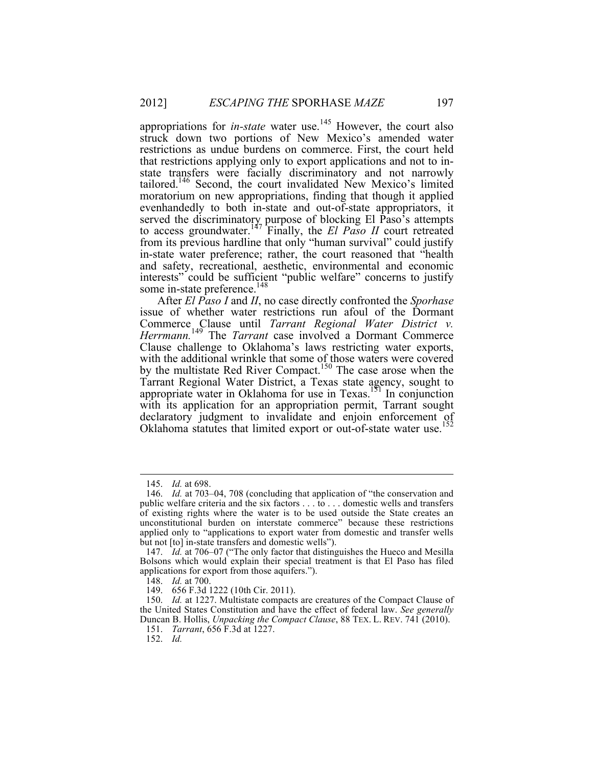appropriations for *in-state* water use.[145] However, the court also struck down two portions of New Mexico's amended water restrictions as undue burdens on commerce. First, the court held that restrictions applying only to export applications and not to in-state transfers were facially discriminatory and not narrowly tailored.[146] Second, the court invalidated New Mexico's limited moratorium on new appropriations, finding that though it applied evenhandedly to both in-state and out-of-state appropriators, it served the discriminatory purpose of blocking El Paso's attempts to access groundwater.[147] Finally, the *El Paso II* court retreated from its previous hardline that only "human survival" could justify in-state water preference; rather, the court reasoned that "health and safety, recreational, aesthetic, environmental and economic interests" could be sufficient "public welfare" concerns to justify some in-state preference.[148]

After *El Paso I* and *II*, no case directly confronted the *Sporhase* issue of whether water restrictions run afoul of the Dormant Commerce Clause until *Tarrant Regional Water District v. Herrmann.*[149] The *Tarrant* case involved a Dormant Commerce Clause challenge to Oklahoma's laws restricting water exports, with the additional wrinkle that some of those waters were covered by the multistate Red River Compact.[150] The case arose when the Tarrant Regional Water District, a Texas state agency, sought to appropriate water in Oklahoma for use in Texas.[151] In conjunction with its application for an appropriation permit, Tarrant sought declaratory judgment to invalidate and enjoin enforcement of Oklahoma statutes that limited export or out-of-state water use.[152]

---

145. *Id.* at 698.

146. *Id.* at 703–04, 708 (concluding that application of "the conservation and public welfare criteria and the six factors . . . to . . . domestic wells and transfers of existing rights where the water is to be used outside the State creates an unconstitutional burden on interstate commerce" because these restrictions applied only to "applications to export water from domestic and transfer wells but not [to] in-state transfers and domestic wells").

147. *Id.* at 706–07 ("The only factor that distinguishes the Hueco and Mesilla Bolsons which would explain their special treatment is that El Paso has filed applications for export from those aquifers.").

148. *Id.* at 700.

149. 656 F.3d 1222 (10th Cir. 2011).

150. *Id.* at 1227. Multistate compacts are creatures of the Compact Clause of the United States Constitution and have the effect of federal law. *See generally* Duncan B. Hollis, *Unpacking the Compact Clause*, 88 TEX. L. REV. 741 (2010).

151. *Tarrant*, 656 F.3d at 1227.

152. *Id.*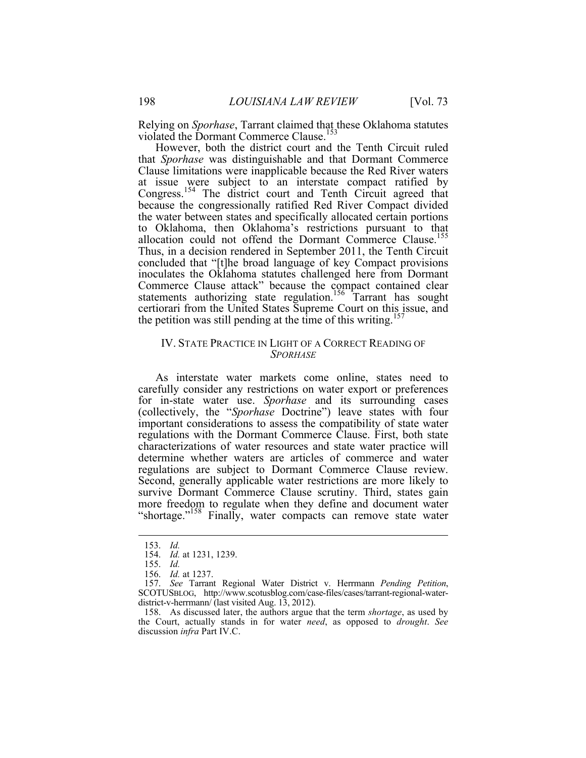Relying on *Sporhase*, Tarrant claimed that these Oklahoma statutes violated the Dormant Commerce Clause.[153]

However, both the district court and the Tenth Circuit ruled that *Sporhase* was distinguishable and that Dormant Commerce Clause limitations were inapplicable because the Red River waters at issue were subject to an interstate compact ratified by Congress.[154] The district court and Tenth Circuit agreed that because the congressionally ratified Red River Compact divided the water between states and specifically allocated certain portions to Oklahoma, then Oklahoma's restrictions pursuant to that allocation could not offend the Dormant Commerce Clause.[155] Thus, in a decision rendered in September 2011, the Tenth Circuit concluded that "[t]he broad language of key Compact provisions inoculates the Oklahoma statutes challenged here from Dormant Commerce Clause attack" because the compact contained clear statements authorizing state regulation.[156] Tarrant has sought certiorari from the United States Supreme Court on this issue, and the petition was still pending at the time of this writing.[157]

## IV. State Practice in Light of a Correct Reading of *Sporhase*

As interstate water markets come online, states need to carefully consider any restrictions on water export or preferences for in-state water use. *Sporhase* and its surrounding cases (collectively, the "*Sporhase* Doctrine") leave states with four important considerations to assess the compatibility of state water regulations with the Dormant Commerce Clause. First, both state characterizations of water resources and state water practice will determine whether waters are articles of commerce and water regulations are subject to Dormant Commerce Clause review. Second, generally applicable water restrictions are more likely to survive Dormant Commerce Clause scrutiny. Third, states gain more freedom to regulate when they define and document water "shortage."[158] Finally, water compacts can remove state water

---

153. *Id.*

154. *Id.* at 1231, 1239.

155. *Id.*

156. *Id.* at 1237.

157. *See* Tarrant Regional Water District v. Herrmann *Pending Petition*, SCOTUSBLOG, http://www.scotusblog.com/case-files/cases/tarrant-regional-water-district-v-herrmann/ (last visited Aug. 13, 2012).

158. As discussed later, the authors argue that the term *shortage*, as used by the Court, actually stands in for water *need*, as opposed to *drought*. *See* discussion *infra* Part IV.C.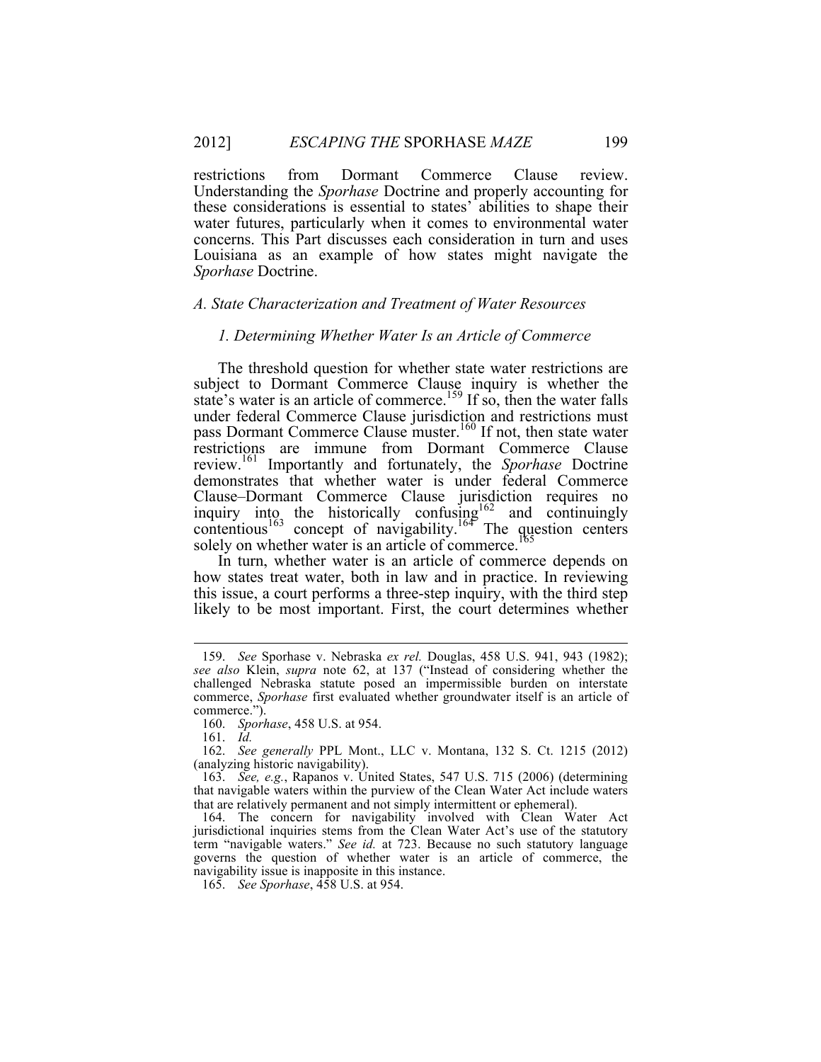restrictions from Dormant Commerce Clause review. Understanding the *Sporhase* Doctrine and properly accounting for these considerations is essential to states' abilities to shape their water futures, particularly when it comes to environmental water concerns. This Part discusses each consideration in turn and uses Louisiana as an example of how states might navigate the *Sporhase* Doctrine.

### *A. State Characterization and Treatment of Water Resources*

#### *1. Determining Whether Water Is an Article of Commerce*

The threshold question for whether state water restrictions are subject to Dormant Commerce Clause inquiry is whether the state's water is an article of commerce.[159] If so, then the water falls under federal Commerce Clause jurisdiction and restrictions must pass Dormant Commerce Clause muster.[160] If not, then state water restrictions are immune from Dormant Commerce Clause review.[161] Importantly and fortunately, the *Sporhase* Doctrine demonstrates that whether water is under federal Commerce Clause–Dormant Commerce Clause jurisdiction requires no inquiry into the historically confusing[162] and continuingly contentious[163] concept of navigability.[164] The question centers solely on whether water is an article of commerce.[165]

In turn, whether water is an article of commerce depends on how states treat water, both in law and in practice. In reviewing this issue, a court performs a three-step inquiry, with the third step likely to be most important. First, the court determines whether

---

159. *See* Sporhase v. Nebraska *ex rel.* Douglas, 458 U.S. 941, 943 (1982); *see also* Klein, *supra* note 62, at 137 ("Instead of considering whether the challenged Nebraska statute posed an impermissible burden on interstate commerce, *Sporhase* first evaluated whether groundwater itself is an article of commerce.").

160. *Sporhase*, 458 U.S. at 954.

161. *Id.*

162. *See generally* PPL Mont., LLC v. Montana, 132 S. Ct. 1215 (2012) (analyzing historic navigability).

163. *See, e.g.*, Rapanos v. United States, 547 U.S. 715 (2006) (determining that navigable waters within the purview of the Clean Water Act include waters that are relatively permanent and not simply intermittent or ephemeral).

164. The concern for navigability involved with Clean Water Act jurisdictional inquiries stems from the Clean Water Act's use of the statutory term "navigable waters." *See id.* at 723. Because no such statutory language governs the question of whether water is an article of commerce, the navigability issue is inapposite in this instance.

165. *See Sporhase*, 458 U.S. at 954.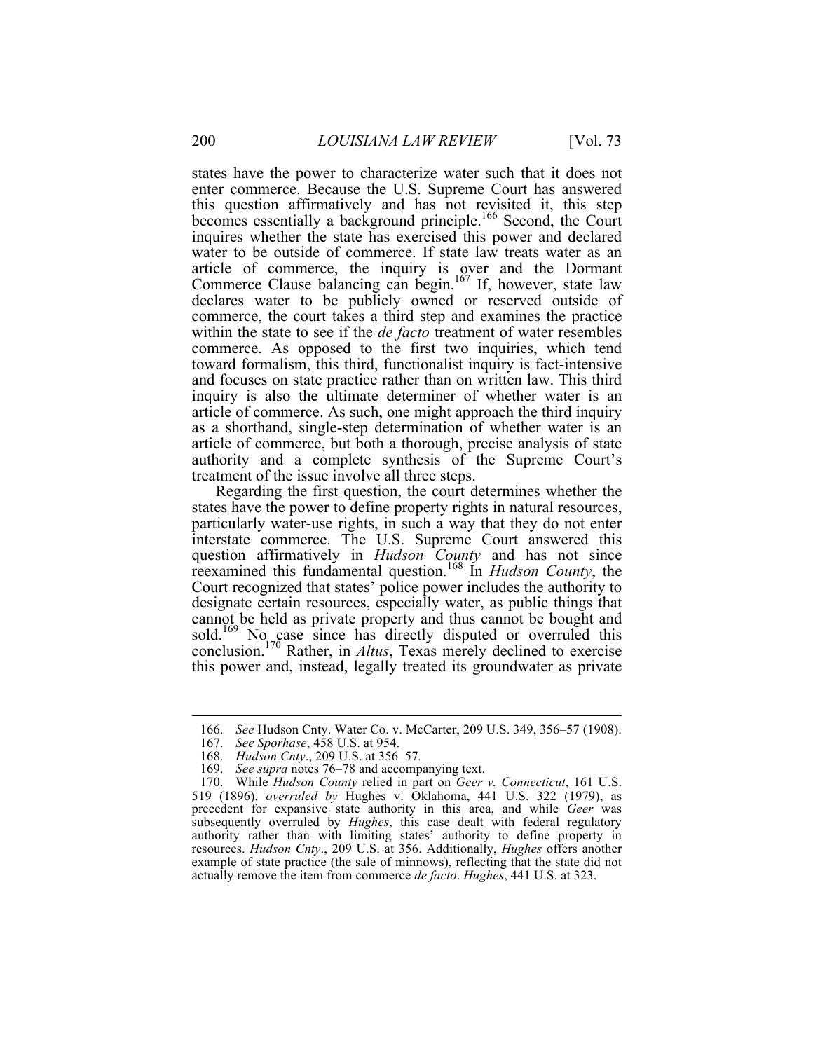states have the power to characterize water such that it does not enter commerce. Because the U.S. Supreme Court has answered this question affirmatively and has not revisited it, this step becomes essentially a background principle.[166] Second, the Court inquires whether the state has exercised this power and declared water to be outside of commerce. If state law treats water as an article of commerce, the inquiry is over and the Dormant Commerce Clause balancing can begin.[167] If, however, state law declares water to be publicly owned or reserved outside of commerce, the court takes a third step and examines the practice within the state to see if the *de facto* treatment of water resembles commerce. As opposed to the first two inquiries, which tend toward formalism, this third, functionalist inquiry is fact-intensive and focuses on state practice rather than on written law. This third inquiry is also the ultimate determiner of whether water is an article of commerce. As such, one might approach the third inquiry as a shorthand, single-step determination of whether water is an article of commerce, but both a thorough, precise analysis of state authority and a complete synthesis of the Supreme Court's treatment of the issue involve all three steps.

Regarding the first question, the court determines whether the states have the power to define property rights in natural resources, particularly water-use rights, in such a way that they do not enter interstate commerce. The U.S. Supreme Court answered this question affirmatively in *Hudson County* and has not since reexamined this fundamental question.[168] In *Hudson County*, the Court recognized that states' police power includes the authority to designate certain resources, especially water, as public things that cannot be held as private property and thus cannot be bought and sold.[169] No case since has directly disputed or overruled this conclusion.[170] Rather, in *Altus*, Texas merely declined to exercise this power and, instead, legally treated its groundwater as private

---

166. *See* Hudson Cnty. Water Co. v. McCarter, 209 U.S. 349, 356–57 (1908).

167. *See Sporhase*, 458 U.S. at 954.

168. *Hudson Cnty*., 209 U.S. at 356–57.

169. *See supra* notes 76–78 and accompanying text.

170. While *Hudson County* relied in part on *Geer v. Connecticut*, 161 U.S. 519 (1896), *overruled by* Hughes v. Oklahoma, 441 U.S. 322 (1979), as precedent for expansive state authority in this area, and while *Geer* was subsequently overruled by *Hughes*, this case dealt with federal regulatory authority rather than with limiting states' authority to define property in resources. *Hudson Cnty*., 209 U.S. at 356. Additionally, *Hughes* offers another example of state practice (the sale of minnows), reflecting that the state did not actually remove the item from commerce *de facto*. *Hughes*, 441 U.S. at 323.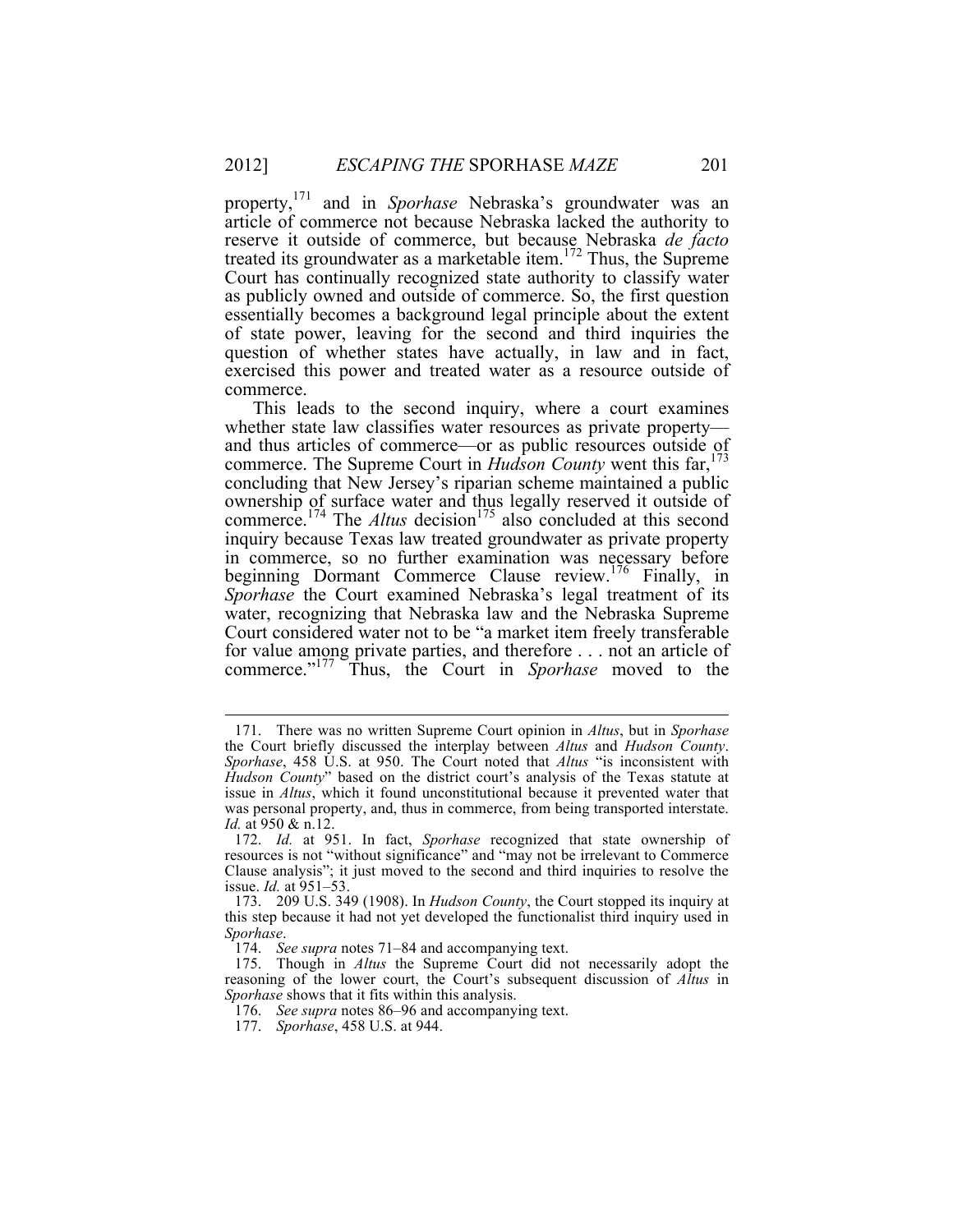property,[171] and in *Sporhase* Nebraska's groundwater was an article of commerce not because Nebraska lacked the authority to reserve it outside of commerce, but because Nebraska *de facto* treated its groundwater as a marketable item.[172] Thus, the Supreme Court has continually recognized state authority to classify water as publicly owned and outside of commerce. So, the first question essentially becomes a background legal principle about the extent of state power, leaving for the second and third inquiries the question of whether states have actually, in law and in fact, exercised this power and treated water as a resource outside of commerce.

This leads to the second inquiry, where a court examines whether state law classifies water resources as private property—and thus articles of commerce—or as public resources outside of commerce. The Supreme Court in *Hudson County* went this far,[173] concluding that New Jersey's riparian scheme maintained a public ownership of surface water and thus legally reserved it outside of commerce.[174] The *Altus* decision[175] also concluded at this second inquiry because Texas law treated groundwater as private property in commerce, so no further examination was necessary before beginning Dormant Commerce Clause review.[176] Finally, in *Sporhase* the Court examined Nebraska's legal treatment of its water, recognizing that Nebraska law and the Nebraska Supreme Court considered water not to be "a market item freely transferable for value among private parties, and therefore . . . not an article of commerce."[177] Thus, the Court in *Sporhase* moved to the

---

171. There was no written Supreme Court opinion in *Altus*, but in *Sporhase* the Court briefly discussed the interplay between *Altus* and *Hudson County*. *Sporhase*, 458 U.S. at 950. The Court noted that *Altus* "is inconsistent with *Hudson County*" based on the district court's analysis of the Texas statute at issue in *Altus*, which it found unconstitutional because it prevented water that was personal property, and, thus in commerce, from being transported interstate. *Id.* at 950 & n.12.

172. *Id.* at 951. In fact, *Sporhase* recognized that state ownership of resources is not "without significance" and "may not be irrelevant to Commerce Clause analysis"; it just moved to the second and third inquiries to resolve the issue. *Id.* at 951–53.

173. 209 U.S. 349 (1908). In *Hudson County*, the Court stopped its inquiry at this step because it had not yet developed the functionalist third inquiry used in *Sporhase*.

174. *See supra* notes 71–84 and accompanying text.

175. Though in *Altus* the Supreme Court did not necessarily adopt the reasoning of the lower court, the Court's subsequent discussion of *Altus* in *Sporhase* shows that it fits within this analysis.

176. *See supra* notes 86–96 and accompanying text.

177. *Sporhase*, 458 U.S. at 944.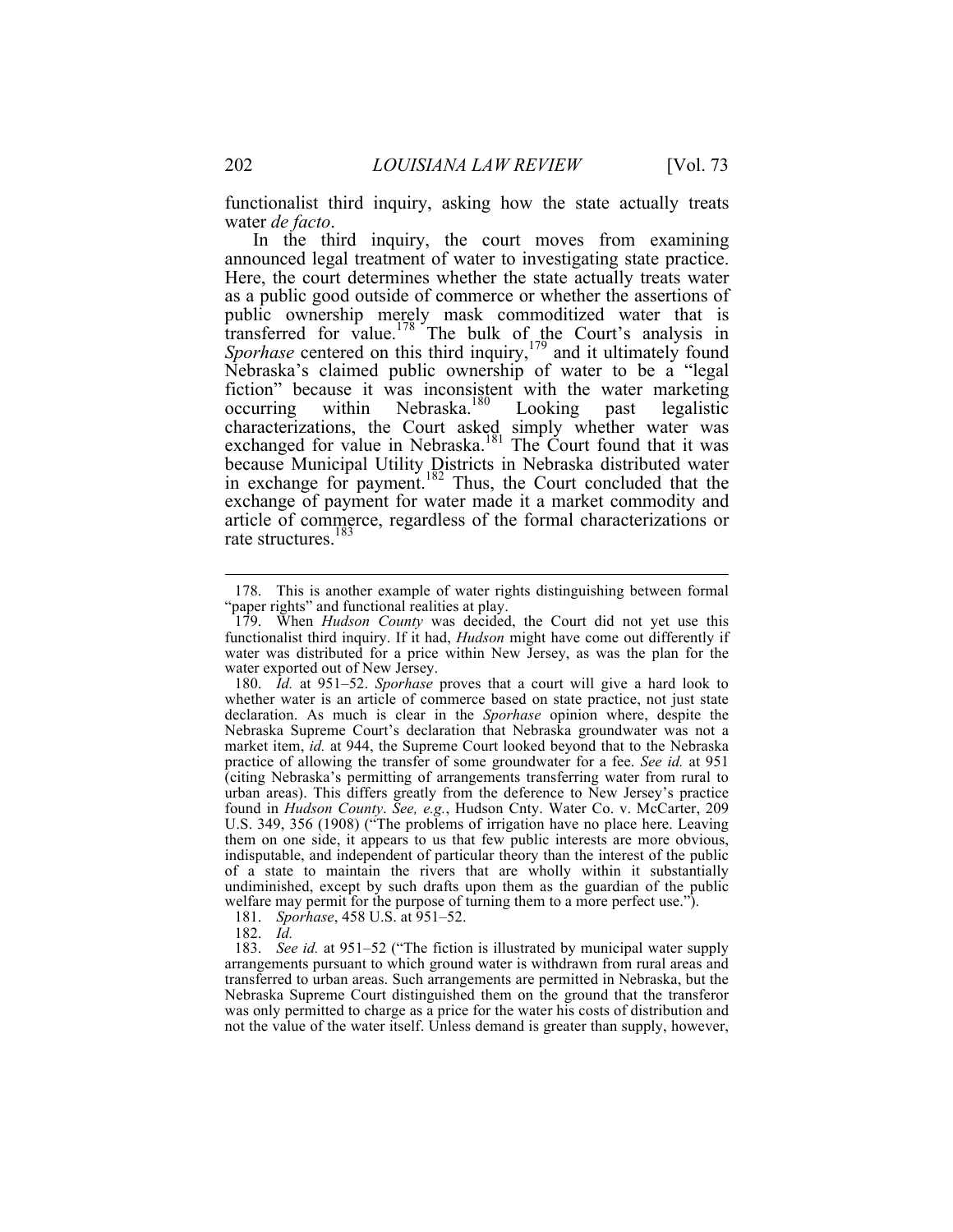functionalist third inquiry, asking how the state actually treats water *de facto*.

In the third inquiry, the court moves from examining announced legal treatment of water to investigating state practice. Here, the court determines whether the state actually treats water as a public good outside of commerce or whether the assertions of public ownership merely mask commoditized water that is transferred for value.[178] The bulk of the Court's analysis in *Sporhase* centered on this third inquiry,[179] and it ultimately found Nebraska's claimed public ownership of water to be a "legal fiction" because it was inconsistent with the water marketing occurring within Nebraska.[180] Looking past legalistic characterizations, the Court asked simply whether water was exchanged for value in Nebraska.[181] The Court found that it was because Municipal Utility Districts in Nebraska distributed water in exchange for payment.[182] Thus, the Court concluded that the exchange of payment for water made it a market commodity and article of commerce, regardless of the formal characterizations or rate structures.[183]

---

178. This is another example of water rights distinguishing between formal "paper rights" and functional realities at play.

179. When *Hudson County* was decided, the Court did not yet use this functionalist third inquiry. If it had, *Hudson* might have come out differently if water was distributed for a price within New Jersey, as was the plan for the water exported out of New Jersey.

180. *Id.* at 951–52. *Sporhase* proves that a court will give a hard look to whether water is an article of commerce based on state practice, not just state declaration. As much is clear in the *Sporhase* opinion where, despite the Nebraska Supreme Court's declaration that Nebraska groundwater was not a market item, *id.* at 944, the Supreme Court looked beyond that to the Nebraska practice of allowing the transfer of some groundwater for a fee. *See id.* at 951 (citing Nebraska's permitting of arrangements transferring water from rural to urban areas). This differs greatly from the deference to New Jersey's practice found in *Hudson County*. *See, e.g.*, Hudson Cnty. Water Co. v. McCarter, 209 U.S. 349, 356 (1908) ("The problems of irrigation have no place here. Leaving them on one side, it appears to us that few public interests are more obvious, indisputable, and independent of particular theory than the interest of the public of a state to maintain the rivers that are wholly within it substantially undiminished, except by such drafts upon them as the guardian of the public welfare may permit for the purpose of turning them to a more perfect use.").

181. *Sporhase*, 458 U.S. at 951–52.

182. *Id.*

183. *See id.* at 951–52 ("The fiction is illustrated by municipal water supply arrangements pursuant to which ground water is withdrawn from rural areas and transferred to urban areas. Such arrangements are permitted in Nebraska, but the Nebraska Supreme Court distinguished them on the ground that the transferor was only permitted to charge as a price for the water his costs of distribution and not the value of the water itself. Unless demand is greater than supply, however,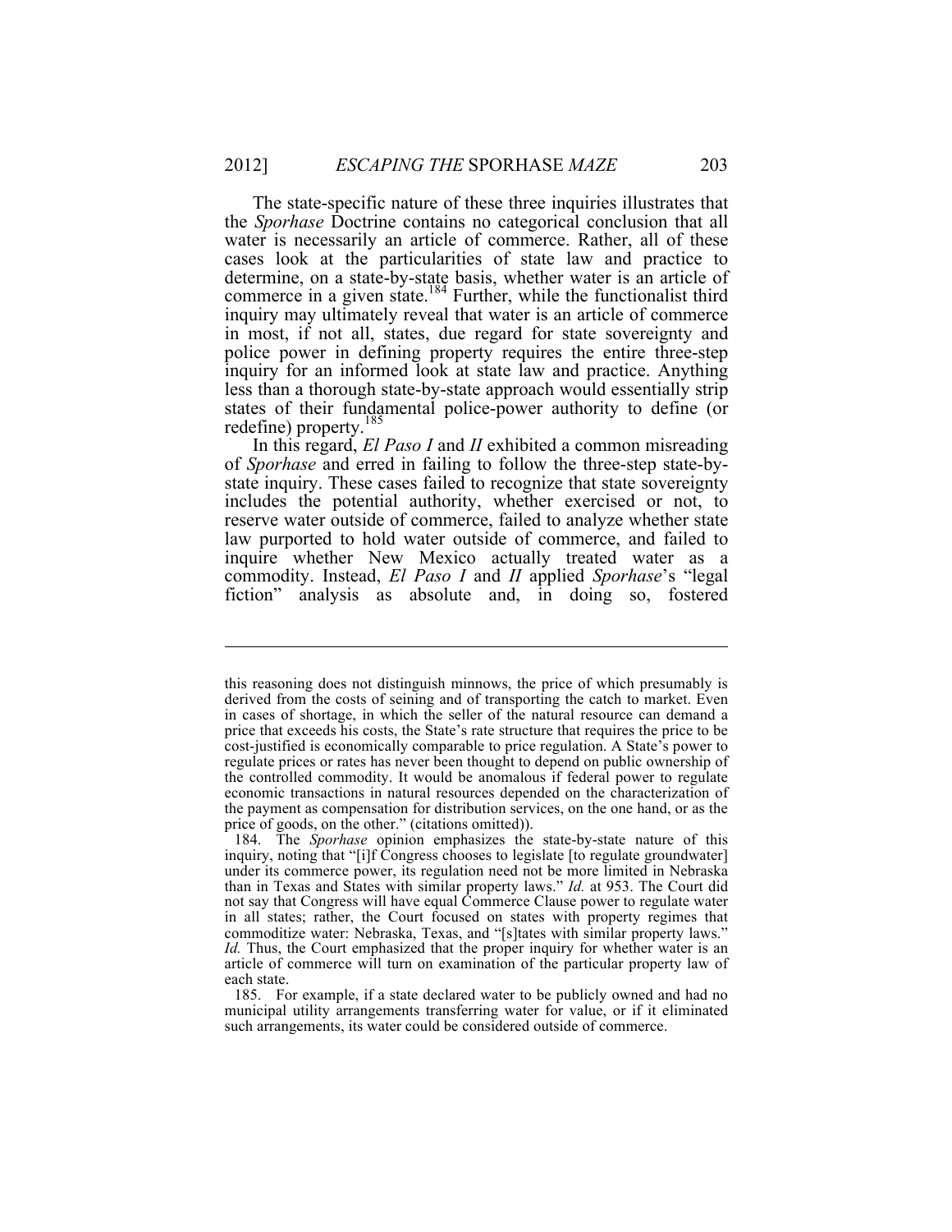The state-specific nature of these three inquiries illustrates that the *Sporhase* Doctrine contains no categorical conclusion that all water is necessarily an article of commerce. Rather, all of these cases look at the particularities of state law and practice to determine, on a state-by-state basis, whether water is an article of commerce in a given state.[184] Further, while the functionalist third inquiry may ultimately reveal that water is an article of commerce in most, if not all, states, due regard for state sovereignty and police power in defining property requires the entire three-step inquiry for an informed look at state law and practice. Anything less than a thorough state-by-state approach would essentially strip states of their fundamental police-power authority to define (or redefine) property.[185]

In this regard, *El Paso I* and *II* exhibited a common misreading of *Sporhase* and erred in failing to follow the three-step state-by-state inquiry. These cases failed to recognize that state sovereignty includes the potential authority, whether exercised or not, to reserve water outside of commerce, failed to analyze whether state law purported to hold water outside of commerce, and failed to inquire whether New Mexico actually treated water as a commodity. Instead, *El Paso I* and *II* applied *Sporhase*'s "legal fiction" analysis as absolute and, in doing so, fostered

---

this reasoning does not distinguish minnows, the price of which presumably is derived from the costs of seining and of transporting the catch to market. Even in cases of shortage, in which the seller of the natural resource can demand a price that exceeds his costs, the State's rate structure that requires the price to be cost-justified is economically comparable to price regulation. A State's power to regulate prices or rates has never been thought to depend on public ownership of the controlled commodity. It would be anomalous if federal power to regulate economic transactions in natural resources depended on the characterization of the payment as compensation for distribution services, on the one hand, or as the price of goods, on the other." (citations omitted)).

184. The *Sporhase* opinion emphasizes the state-by-state nature of this inquiry, noting that "[i]f Congress chooses to legislate [to regulate groundwater] under its commerce power, its regulation need not be more limited in Nebraska than in Texas and States with similar property laws." *Id.* at 953. The Court did not say that Congress will have equal Commerce Clause power to regulate water in all states; rather, the Court focused on states with property regimes that commoditize water: Nebraska, Texas, and "[s]tates with similar property laws." *Id.* Thus, the Court emphasized that the proper inquiry for whether water is an article of commerce will turn on examination of the particular property law of each state.

185. For example, if a state declared water to be publicly owned and had no municipal utility arrangements transferring water for value, or if it eliminated such arrangements, its water could be considered outside of commerce.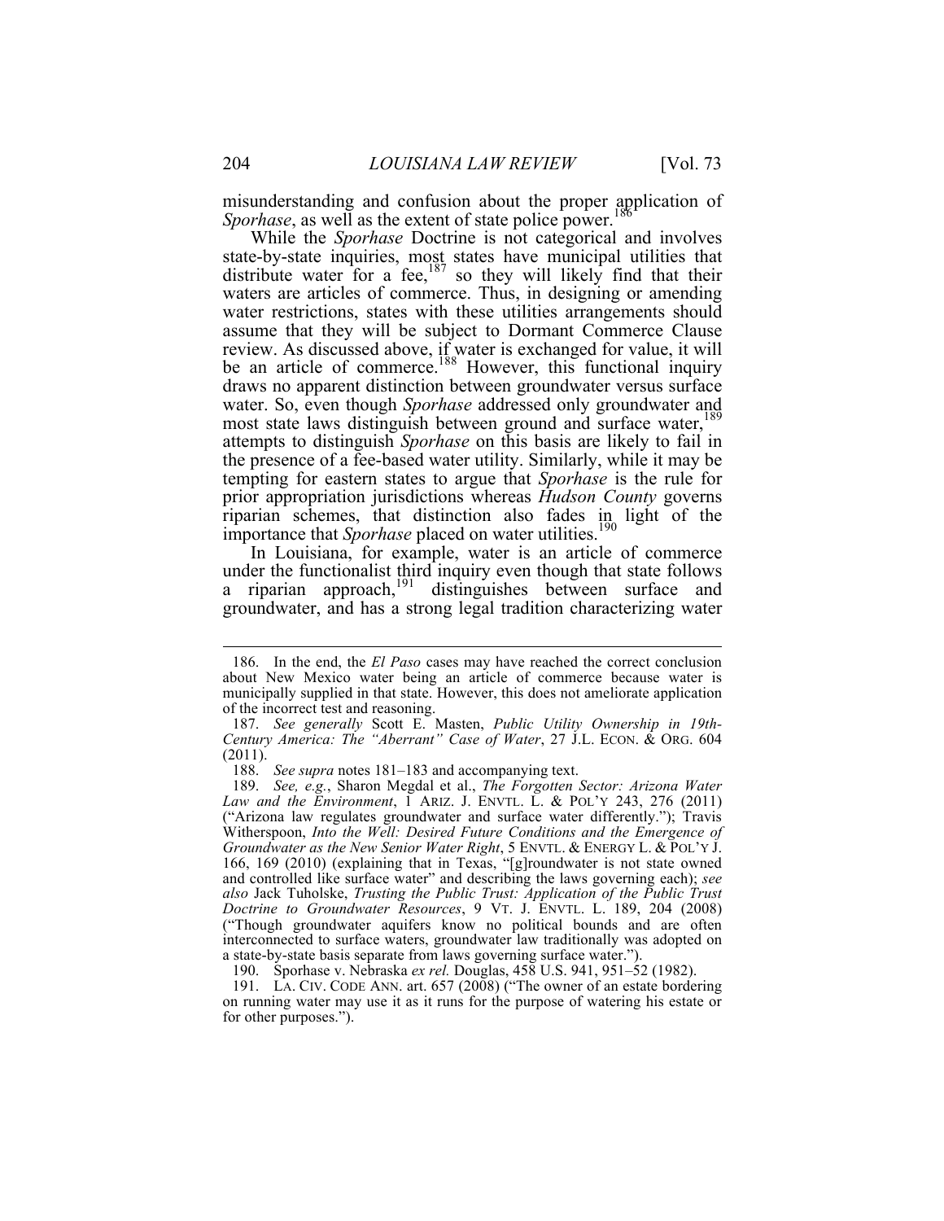misunderstanding and confusion about the proper application of *Sporhase*, as well as the extent of state police power.[186]

While the *Sporhase* Doctrine is not categorical and involves state-by-state inquiries, most states have municipal utilities that distribute water for a fee,[187] so they will likely find that their waters are articles of commerce. Thus, in designing or amending water restrictions, states with these utilities arrangements should assume that they will be subject to Dormant Commerce Clause review. As discussed above, if water is exchanged for value, it will be an article of commerce.[188] However, this functional inquiry draws no apparent distinction between groundwater versus surface water. So, even though *Sporhase* addressed only groundwater and most state laws distinguish between ground and surface water,[189] attempts to distinguish *Sporhase* on this basis are likely to fail in the presence of a fee-based water utility. Similarly, while it may be tempting for eastern states to argue that *Sporhase* is the rule for prior appropriation jurisdictions whereas *Hudson County* governs riparian schemes, that distinction also fades in light of the importance that *Sporhase* placed on water utilities.[190]

In Louisiana, for example, water is an article of commerce under the functionalist third inquiry even though that state follows a riparian approach,[191] distinguishes between surface and groundwater, and has a strong legal tradition characterizing water

---

186. In the end, the *El Paso* cases may have reached the correct conclusion about New Mexico water being an article of commerce because water is municipally supplied in that state. However, this does not ameliorate application of the incorrect test and reasoning.

187. *See generally* Scott E. Masten, *Public Utility Ownership in 19th-Century America: The "Aberrant" Case of Water*, 27 J.L. ECON. & ORG. 604 (2011).

188. *See supra* notes 181–183 and accompanying text.

189. *See, e.g.*, Sharon Megdal et al., *The Forgotten Sector: Arizona Water Law and the Environment*, 1 ARIZ. J. ENVTL. L. & POL'Y 243, 276 (2011) ("Arizona law regulates groundwater and surface water differently."); Travis Witherspoon, *Into the Well: Desired Future Conditions and the Emergence of Groundwater as the New Senior Water Right*, 5 ENVTL. & ENERGY L. & POL'Y J. 166, 169 (2010) (explaining that in Texas, "[g]roundwater is not state owned and controlled like surface water" and describing the laws governing each); *see also* Jack Tuholske, *Trusting the Public Trust: Application of the Public Trust Doctrine to Groundwater Resources*, 9 VT. J. ENVTL. L. 189, 204 (2008) ("Though groundwater aquifers know no political bounds and are often interconnected to surface waters, groundwater law traditionally was adopted on a state-by-state basis separate from laws governing surface water.").

190. Sporhase v. Nebraska *ex rel.* Douglas, 458 U.S. 941, 951–52 (1982).

191. LA. CIV. CODE ANN. art. 657 (2008) ("The owner of an estate bordering on running water may use it as it runs for the purpose of watering his estate or for other purposes.").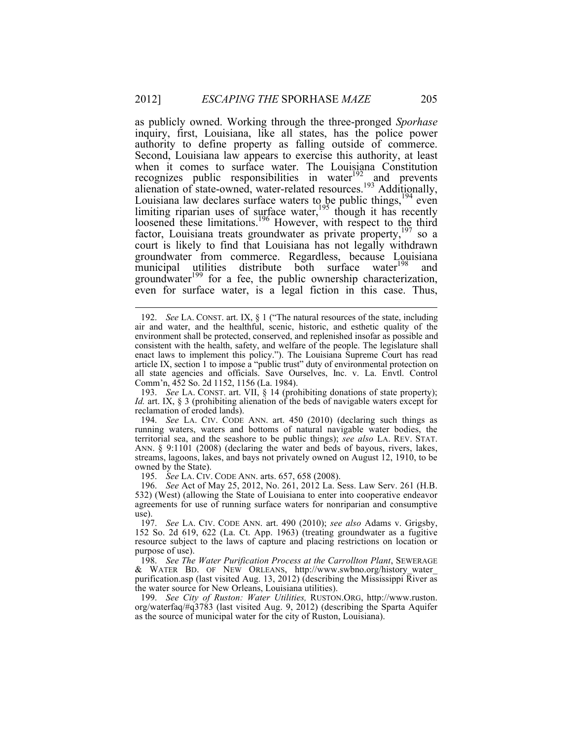as publicly owned. Working through the three-pronged *Sporhase* inquiry, first, Louisiana, like all states, has the police power authority to define property as falling outside of commerce. Second, Louisiana law appears to exercise this authority, at least when it comes to surface water. The Louisiana Constitution recognizes public responsibilities in water[192] and prevents alienation of state-owned, water-related resources.[193] Additionally, Louisiana law declares surface waters to be public things,[194] even limiting riparian uses of surface water,[195] though it has recently loosened these limitations.[196] However, with respect to the third factor, Louisiana treats groundwater as private property,[197] so a court is likely to find that Louisiana has not legally withdrawn groundwater from commerce. Regardless, because Louisiana municipal utilities distribute both surface water[198] and groundwater[199] for a fee, the public ownership characterization, even for surface water, is a legal fiction in this case. Thus,

---

192. *See* LA. CONST. art. IX, § 1 ("The natural resources of the state, including air and water, and the healthful, scenic, historic, and esthetic quality of the environment shall be protected, conserved, and replenished insofar as possible and consistent with the health, safety, and welfare of the people. The legislature shall enact laws to implement this policy."). The Louisiana Supreme Court has read article IX, section 1 to impose a "public trust" duty of environmental protection on all state agencies and officials. Save Ourselves, Inc. v. La. Envtl. Control Comm'n, 452 So. 2d 1152, 1156 (La. 1984).

193. *See* LA. CONST. art. VII, § 14 (prohibiting donations of state property); *Id.* art. IX, § 3 (prohibiting alienation of the beds of navigable waters except for reclamation of eroded lands).

194. *See* LA. CIV. CODE ANN. art. 450 (2010) (declaring such things as running waters, waters and bottoms of natural navigable water bodies, the territorial sea, and the seashore to be public things); *see also* LA. REV. STAT. ANN. § 9:1101 (2008) (declaring the water and beds of bayous, rivers, lakes, streams, lagoons, lakes, and bays not privately owned on August 12, 1910, to be owned by the State).

195. *See* LA. CIV. CODE ANN. arts. 657, 658 (2008).

196. *See* Act of May 25, 2012, No. 261, 2012 La. Sess. Law Serv. 261 (H.B. 532) (West) (allowing the State of Louisiana to enter into cooperative endeavor agreements for use of running surface waters for nonriparian and consumptive use).

197. *See* LA. CIV. CODE ANN. art. 490 (2010); *see also* Adams v. Grigsby, 152 So. 2d 619, 622 (La. Ct. App. 1963) (treating groundwater as a fugitive resource subject to the laws of capture and placing restrictions on location or purpose of use).

198. *See The Water Purification Process at the Carrollton Plant*, SEWERAGE & WATER BD. OF NEW ORLEANS, http://www.swbno.org/history_water_purification.asp (last visited Aug. 13, 2012) (describing the Mississippi River as the water source for New Orleans, Louisiana utilities).

199. *See City of Ruston: Water Utilities,* RUSTON.ORG, http://www.ruston.org/waterfaq/#q3783 (last visited Aug. 9, 2012) (describing the Sparta Aquifer as the source of municipal water for the city of Ruston, Louisiana).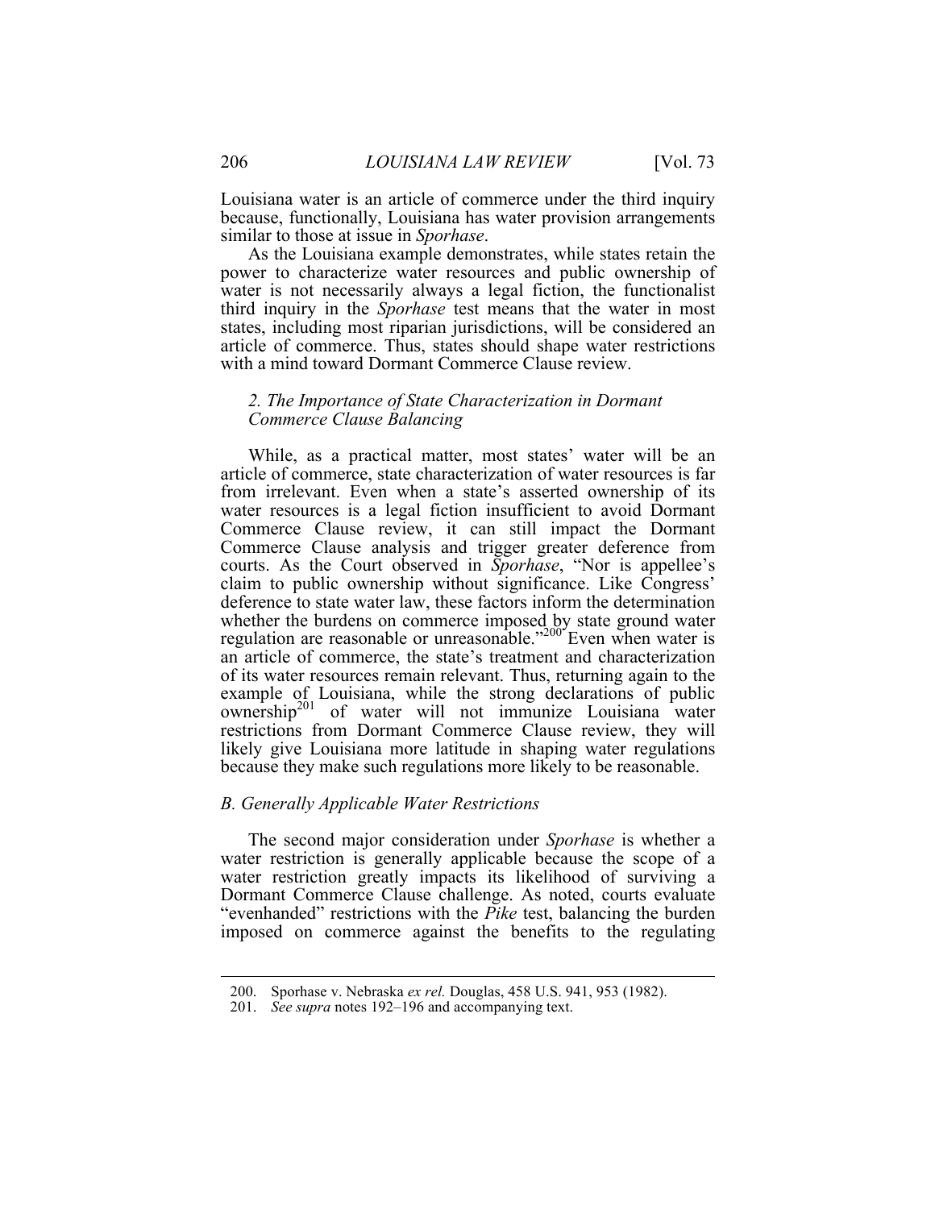Louisiana water is an article of commerce under the third inquiry because, functionally, Louisiana has water provision arrangements similar to those at issue in *Sporhase*.

As the Louisiana example demonstrates, while states retain the power to characterize water resources and public ownership of water is not necessarily always a legal fiction, the functionalist third inquiry in the *Sporhase* test means that the water in most states, including most riparian jurisdictions, will be considered an article of commerce. Thus, states should shape water restrictions with a mind toward Dormant Commerce Clause review.

### *2. The Importance of State Characterization in Dormant Commerce Clause Balancing*

While, as a practical matter, most states' water will be an article of commerce, state characterization of water resources is far from irrelevant. Even when a state's asserted ownership of its water resources is a legal fiction insufficient to avoid Dormant Commerce Clause review, it can still impact the Dormant Commerce Clause analysis and trigger greater deference from courts. As the Court observed in *Sporhase*, "Nor is appellee's claim to public ownership without significance. Like Congress' deference to state water law, these factors inform the determination whether the burdens on commerce imposed by state ground water regulation are reasonable or unreasonable."[200] Even when water is an article of commerce, the state's treatment and characterization of its water resources remain relevant. Thus, returning again to the example of Louisiana, while the strong declarations of public ownership[201] of water will not immunize Louisiana water restrictions from Dormant Commerce Clause review, they will likely give Louisiana more latitude in shaping water regulations because they make such regulations more likely to be reasonable.

## *B. Generally Applicable Water Restrictions*

The second major consideration under *Sporhase* is whether a water restriction is generally applicable because the scope of a water restriction greatly impacts its likelihood of surviving a Dormant Commerce Clause challenge. As noted, courts evaluate "evenhanded" restrictions with the *Pike* test, balancing the burden imposed on commerce against the benefits to the regulating

---

200. Sporhase v. Nebraska *ex rel.* Douglas, 458 U.S. 941, 953 (1982).

201. *See supra* notes 192–196 and accompanying text.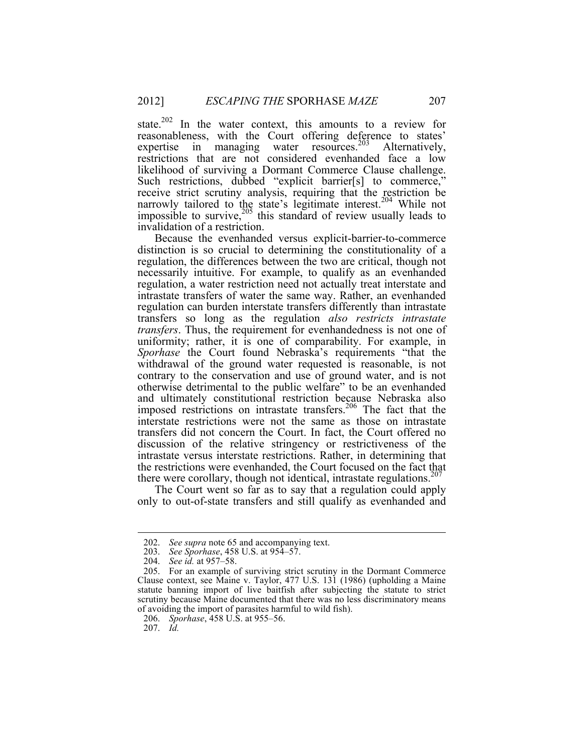state.[202] In the water context, this amounts to a review for reasonableness, with the Court offering deference to states' expertise in managing water resources.[203] Alternatively, restrictions that are not considered evenhanded face a low likelihood of surviving a Dormant Commerce Clause challenge. Such restrictions, dubbed "explicit barrier[s] to commerce," receive strict scrutiny analysis, requiring that the restriction be narrowly tailored to the state's legitimate interest.[204] While not impossible to survive,[205] this standard of review usually leads to invalidation of a restriction.

Because the evenhanded versus explicit-barrier-to-commerce distinction is so crucial to determining the constitutionality of a regulation, the differences between the two are critical, though not necessarily intuitive. For example, to qualify as an evenhanded regulation, a water restriction need not actually treat interstate and intrastate transfers of water the same way. Rather, an evenhanded regulation can burden interstate transfers differently than intrastate transfers so long as the regulation *also restricts intrastate transfers*. Thus, the requirement for evenhandedness is not one of uniformity; rather, it is one of comparability. For example, in *Sporhase* the Court found Nebraska's requirements "that the withdrawal of the ground water requested is reasonable, is not contrary to the conservation and use of ground water, and is not otherwise detrimental to the public welfare" to be an evenhanded and ultimately constitutional restriction because Nebraska also imposed restrictions on intrastate transfers.[206] The fact that the interstate restrictions were not the same as those on intrastate transfers did not concern the Court. In fact, the Court offered no discussion of the relative stringency or restrictiveness of the intrastate versus interstate restrictions. Rather, in determining that the restrictions were evenhanded, the Court focused on the fact that there were corollary, though not identical, intrastate regulations.[207]

The Court went so far as to say that a regulation could apply only to out-of-state transfers and still qualify as evenhanded and

---

202. *See supra* note 65 and accompanying text.

203. *See Sporhase*, 458 U.S. at 954–57.

204. *See id.* at 957–58.

205. For an example of surviving strict scrutiny in the Dormant Commerce Clause context, see Maine v. Taylor, 477 U.S. 131 (1986) (upholding a Maine statute banning import of live baitfish after subjecting the statute to strict scrutiny because Maine documented that there was no less discriminatory means of avoiding the import of parasites harmful to wild fish).

206. *Sporhase*, 458 U.S. at 955–56.

207. *Id.*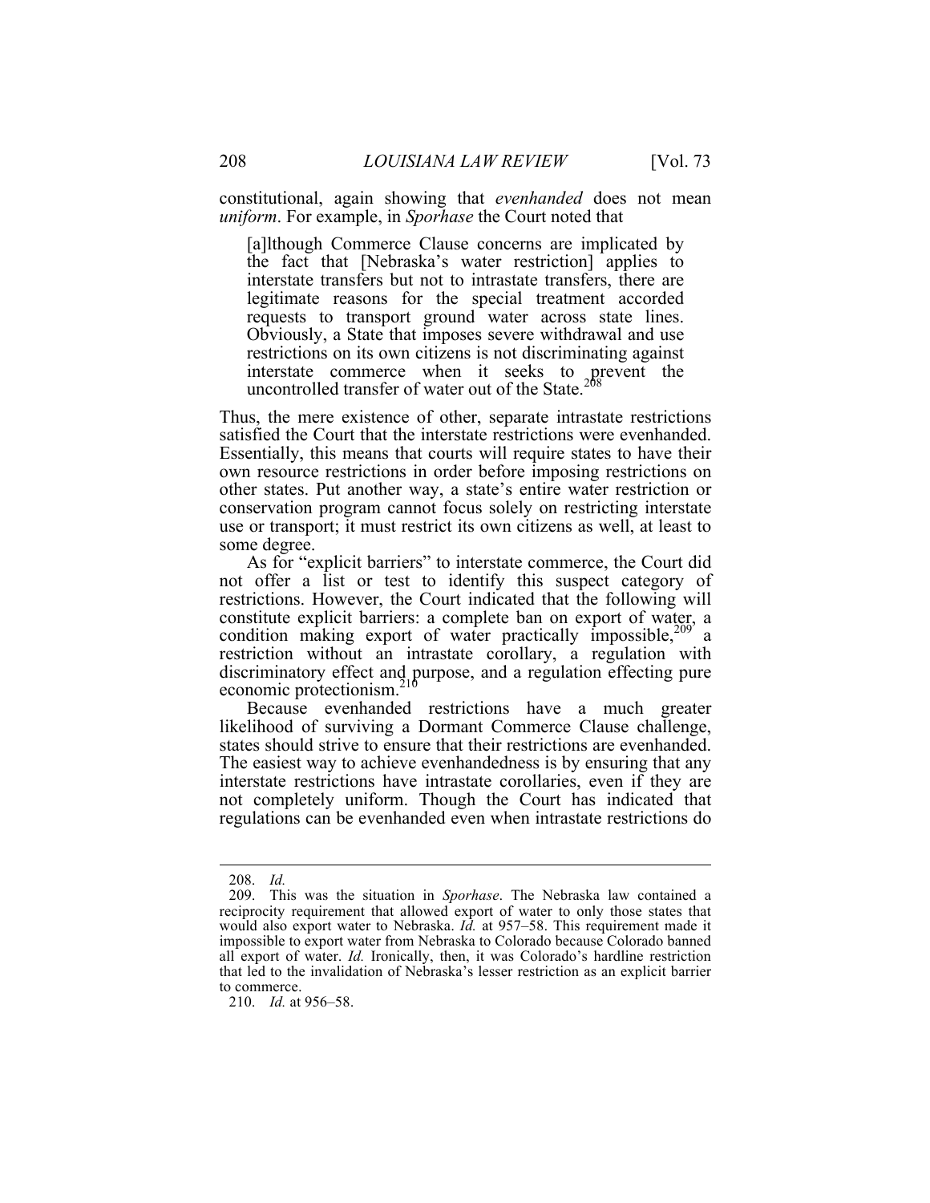constitutional, again showing that *evenhanded* does not mean *uniform*. For example, in *Sporhase* the Court noted that

> [a]lthough Commerce Clause concerns are implicated by the fact that [Nebraska's water restriction] applies to interstate transfers but not to intrastate transfers, there are legitimate reasons for the special treatment accorded requests to transport ground water across state lines. Obviously, a State that imposes severe withdrawal and use restrictions on its own citizens is not discriminating against interstate commerce when it seeks to prevent the uncontrolled transfer of water out of the State.[208]

Thus, the mere existence of other, separate intrastate restrictions satisfied the Court that the interstate restrictions were evenhanded. Essentially, this means that courts will require states to have their own resource restrictions in order before imposing restrictions on other states. Put another way, a state's entire water restriction or conservation program cannot focus solely on restricting interstate use or transport; it must restrict its own citizens as well, at least to some degree.

As for "explicit barriers" to interstate commerce, the Court did not offer a list or test to identify this suspect category of restrictions. However, the Court indicated that the following will constitute explicit barriers: a complete ban on export of water, a condition making export of water practically impossible,[209] a restriction without an intrastate corollary, a regulation with discriminatory effect and purpose, and a regulation effecting pure economic protectionism.[210]

Because evenhanded restrictions have a much greater likelihood of surviving a Dormant Commerce Clause challenge, states should strive to ensure that their restrictions are evenhanded. The easiest way to achieve evenhandedness is by ensuring that any interstate restrictions have intrastate corollaries, even if they are not completely uniform. Though the Court has indicated that regulations can be evenhanded even when intrastate restrictions do

---

208. *Id.*

209. This was the situation in *Sporhase*. The Nebraska law contained a reciprocity requirement that allowed export of water to only those states that would also export water to Nebraska. *Id.* at 957–58. This requirement made it impossible to export water from Nebraska to Colorado because Colorado banned all export of water. *Id.* Ironically, then, it was Colorado's hardline restriction that led to the invalidation of Nebraska's lesser restriction as an explicit barrier to commerce.

210. *Id.* at 956–58.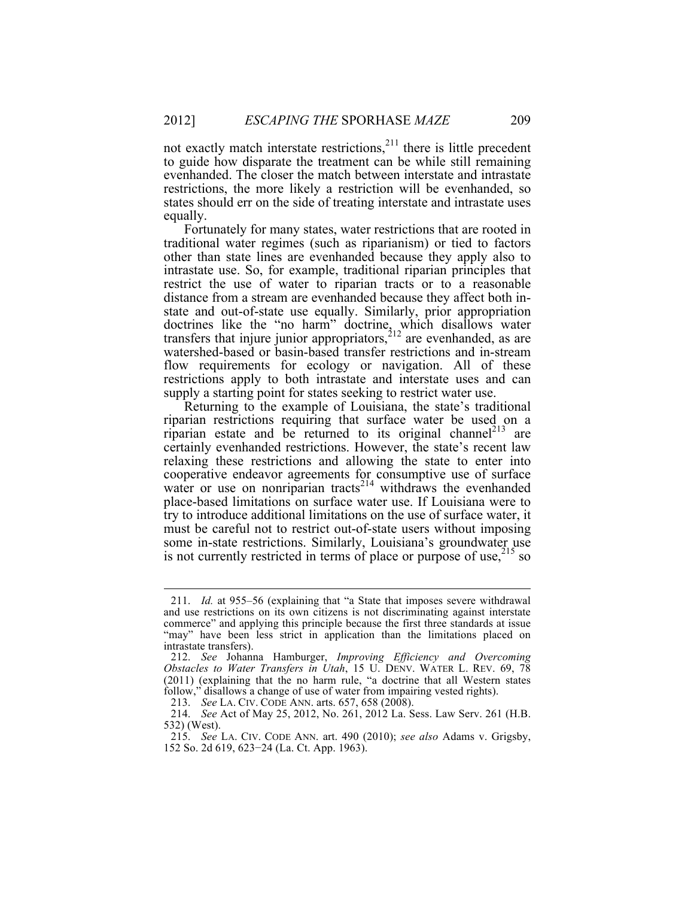not exactly match interstate restrictions,[211] there is little precedent to guide how disparate the treatment can be while still remaining evenhanded. The closer the match between interstate and intrastate restrictions, the more likely a restriction will be evenhanded, so states should err on the side of treating interstate and intrastate uses equally.

Fortunately for many states, water restrictions that are rooted in traditional water regimes (such as riparianism) or tied to factors other than state lines are evenhanded because they apply also to intrastate use. So, for example, traditional riparian principles that restrict the use of water to riparian tracts or to a reasonable distance from a stream are evenhanded because they affect both in-state and out-of-state use equally. Similarly, prior appropriation doctrines like the "no harm" doctrine, which disallows water transfers that injure junior appropriators,[212] are evenhanded, as are watershed-based or basin-based transfer restrictions and in-stream flow requirements for ecology or navigation. All of these restrictions apply to both intrastate and interstate uses and can supply a starting point for states seeking to restrict water use.

Returning to the example of Louisiana, the state's traditional riparian restrictions requiring that surface water be used on a riparian estate and be returned to its original channel[213] are certainly evenhanded restrictions. However, the state's recent law relaxing these restrictions and allowing the state to enter into cooperative endeavor agreements for consumptive use of surface water or use on nonriparian tracts[214] withdraws the evenhanded place-based limitations on surface water use. If Louisiana were to try to introduce additional limitations on the use of surface water, it must be careful not to restrict out-of-state users without imposing some in-state restrictions. Similarly, Louisiana's groundwater use is not currently restricted in terms of place or purpose of use,[215] so

---

211. *Id.* at 955–56 (explaining that "a State that imposes severe withdrawal and use restrictions on its own citizens is not discriminating against interstate commerce" and applying this principle because the first three standards at issue "may" have been less strict in application than the limitations placed on intrastate transfers).

212. *See* Johanna Hamburger, *Improving Efficiency and Overcoming Obstacles to Water Transfers in Utah*, 15 U. DENV. WATER L. REV. 69, 78 (2011) (explaining that the no harm rule, "a doctrine that all Western states follow," disallows a change of use of water from impairing vested rights).

213. *See* LA. CIV. CODE ANN. arts. 657, 658 (2008).

214. *See* Act of May 25, 2012, No. 261, 2012 La. Sess. Law Serv. 261 (H.B. 532) (West).

215. *See* LA. CIV. CODE ANN. art. 490 (2010); *see also* Adams v. Grigsby, 152 So. 2d 619, 623−24 (La. Ct. App. 1963).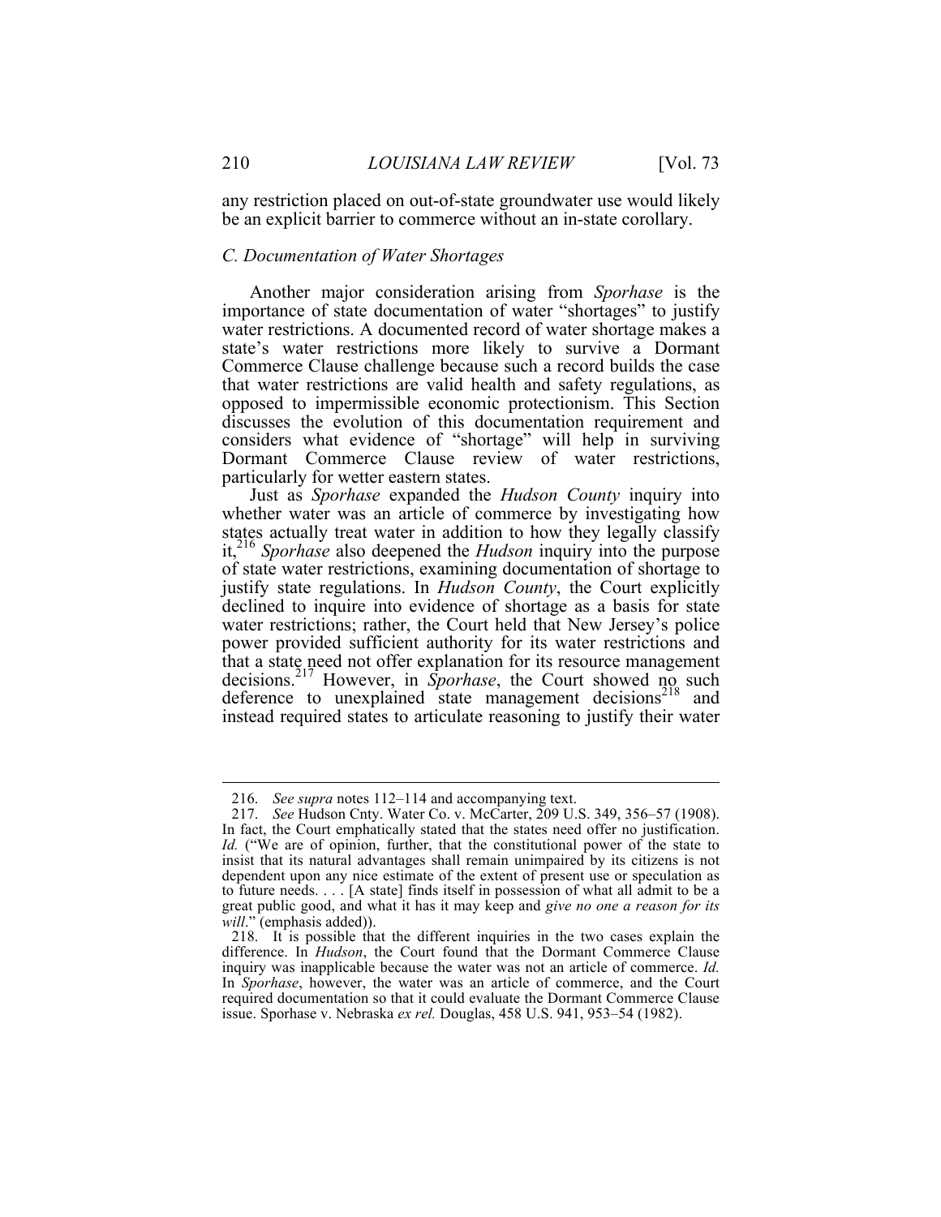any restriction placed on out-of-state groundwater use would likely be an explicit barrier to commerce without an in-state corollary.

### *C. Documentation of Water Shortages*

Another major consideration arising from *Sporhase* is the importance of state documentation of water "shortages" to justify water restrictions. A documented record of water shortage makes a state's water restrictions more likely to survive a Dormant Commerce Clause challenge because such a record builds the case that water restrictions are valid health and safety regulations, as opposed to impermissible economic protectionism. This Section discusses the evolution of this documentation requirement and considers what evidence of "shortage" will help in surviving Dormant Commerce Clause review of water restrictions, particularly for wetter eastern states.

Just as *Sporhase* expanded the *Hudson County* inquiry into whether water was an article of commerce by investigating how states actually treat water in addition to how they legally classify it,[216] *Sporhase* also deepened the *Hudson* inquiry into the purpose of state water restrictions, examining documentation of shortage to justify state regulations. In *Hudson County*, the Court explicitly declined to inquire into evidence of shortage as a basis for state water restrictions; rather, the Court held that New Jersey's police power provided sufficient authority for its water restrictions and that a state need not offer explanation for its resource management decisions.[217] However, in *Sporhase*, the Court showed no such deference to unexplained state management decisions[218] and instead required states to articulate reasoning to justify their water

---

216. *See supra* notes 112–114 and accompanying text.

217. *See* Hudson Cnty. Water Co. v. McCarter, 209 U.S. 349, 356–57 (1908). In fact, the Court emphatically stated that the states need offer no justification. *Id.* ("We are of opinion, further, that the constitutional power of the state to insist that its natural advantages shall remain unimpaired by its citizens is not dependent upon any nice estimate of the extent of present use or speculation as to future needs. . . . [A state] finds itself in possession of what all admit to be a great public good, and what it has it may keep and *give no one a reason for its will*." (emphasis added)).

218. It is possible that the different inquiries in the two cases explain the difference. In *Hudson*, the Court found that the Dormant Commerce Clause inquiry was inapplicable because the water was not an article of commerce. *Id.* In *Sporhase*, however, the water was an article of commerce, and the Court required documentation so that it could evaluate the Dormant Commerce Clause issue. Sporhase v. Nebraska *ex rel.* Douglas, 458 U.S. 941, 953–54 (1982).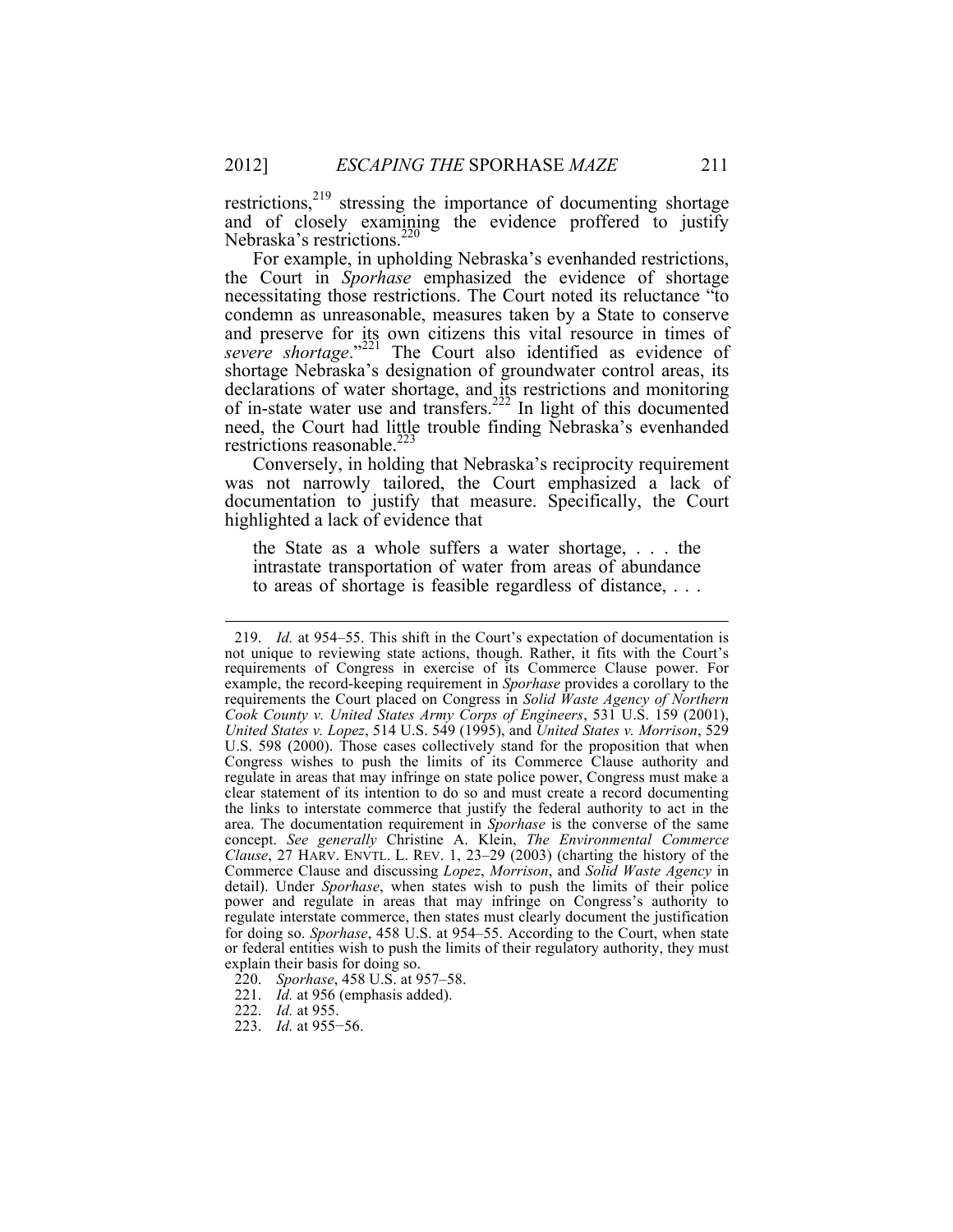restrictions,[219] stressing the importance of documenting shortage and of closely examining the evidence proffered to justify Nebraska's restrictions.[220]

For example, in upholding Nebraska's evenhanded restrictions, the Court in *Sporhase* emphasized the evidence of shortage necessitating those restrictions. The Court noted its reluctance "to condemn as unreasonable, measures taken by a State to conserve and preserve for its own citizens this vital resource in times of *severe shortage*."[221] The Court also identified as evidence of shortage Nebraska's designation of groundwater control areas, its declarations of water shortage, and its restrictions and monitoring of in-state water use and transfers.[222] In light of this documented need, the Court had little trouble finding Nebraska's evenhanded restrictions reasonable.[223]

Conversely, in holding that Nebraska's reciprocity requirement was not narrowly tailored, the Court emphasized a lack of documentation to justify that measure. Specifically, the Court highlighted a lack of evidence that

> the State as a whole suffers a water shortage, . . . the intrastate transportation of water from areas of abundance to areas of shortage is feasible regardless of distance, . . .

---

219. *Id.* at 954–55. This shift in the Court's expectation of documentation is not unique to reviewing state actions, though. Rather, it fits with the Court's requirements of Congress in exercise of its Commerce Clause power. For example, the record-keeping requirement in *Sporhase* provides a corollary to the requirements the Court placed on Congress in *Solid Waste Agency of Northern Cook County v. United States Army Corps of Engineers*, 531 U.S. 159 (2001), *United States v. Lopez*, 514 U.S. 549 (1995), and *United States v. Morrison*, 529 U.S. 598 (2000). Those cases collectively stand for the proposition that when Congress wishes to push the limits of its Commerce Clause authority and regulate in areas that may infringe on state police power, Congress must make a clear statement of its intention to do so and must create a record documenting the links to interstate commerce that justify the federal authority to act in the area. The documentation requirement in *Sporhase* is the converse of the same concept. *See generally* Christine A. Klein, *The Environmental Commerce Clause*, 27 HARV. ENVTL. L. REV. 1, 23–29 (2003) (charting the history of the Commerce Clause and discussing *Lopez*, *Morrison*, and *Solid Waste Agency* in detail). Under *Sporhase*, when states wish to push the limits of their police power and regulate in areas that may infringe on Congress's authority to regulate interstate commerce, then states must clearly document the justification for doing so. *Sporhase*, 458 U.S. at 954–55. According to the Court, when state or federal entities wish to push the limits of their regulatory authority, they must explain their basis for doing so.

220. *Sporhase*, 458 U.S. at 957–58.

221. *Id.* at 956 (emphasis added).

222. *Id.* at 955.

223. *Id.* at 955−56.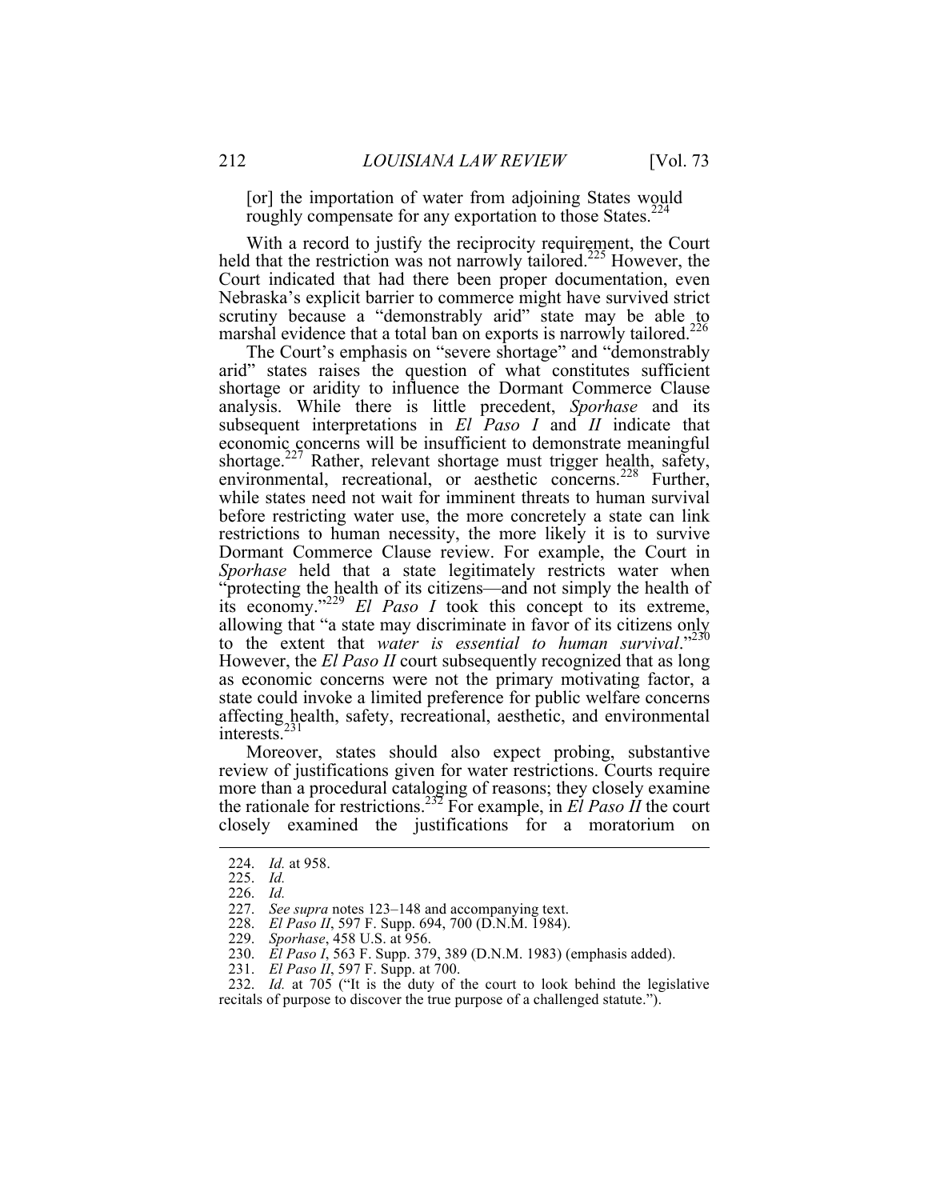[or] the importation of water from adjoining States would roughly compensate for any exportation to those States.[224]

With a record to justify the reciprocity requirement, the Court held that the restriction was not narrowly tailored.[225] However, the Court indicated that had there been proper documentation, even Nebraska's explicit barrier to commerce might have survived strict scrutiny because a "demonstrably arid" state may be able to marshal evidence that a total ban on exports is narrowly tailored.[226]

The Court's emphasis on "severe shortage" and "demonstrably arid" states raises the question of what constitutes sufficient shortage or aridity to influence the Dormant Commerce Clause analysis. While there is little precedent, *Sporhase* and its subsequent interpretations in *El Paso I* and *II* indicate that economic concerns will be insufficient to demonstrate meaningful shortage.[227] Rather, relevant shortage must trigger health, safety, environmental, recreational, or aesthetic concerns.[228] Further, while states need not wait for imminent threats to human survival before restricting water use, the more concretely a state can link restrictions to human necessity, the more likely it is to survive Dormant Commerce Clause review. For example, the Court in *Sporhase* held that a state legitimately restricts water when "protecting the health of its citizens—and not simply the health of its economy."[229] *El Paso I* took this concept to its extreme, allowing that "a state may discriminate in favor of its citizens only to the extent that *water is essential to human survival*."[230] However, the *El Paso II* court subsequently recognized that as long as economic concerns were not the primary motivating factor, a state could invoke a limited preference for public welfare concerns affecting health, safety, recreational, aesthetic, and environmental interests.[231]

Moreover, states should also expect probing, substantive review of justifications given for water restrictions. Courts require more than a procedural cataloging of reasons; they closely examine the rationale for restrictions.[232] For example, in *El Paso II* the court closely examined the justifications for a moratorium on

---

224. *Id.* at 958.

225. *Id.*

226. *Id.*

227. *See supra* notes 123–148 and accompanying text.

228. *El Paso II*, 597 F. Supp. 694, 700 (D.N.M. 1984).

229. *Sporhase*, 458 U.S. at 956.

230. *El Paso I*, 563 F. Supp. 379, 389 (D.N.M. 1983) (emphasis added).

231. *El Paso II*, 597 F. Supp. at 700.

232. *Id.* at 705 ("It is the duty of the court to look behind the legislative recitals of purpose to discover the true purpose of a challenged statute.").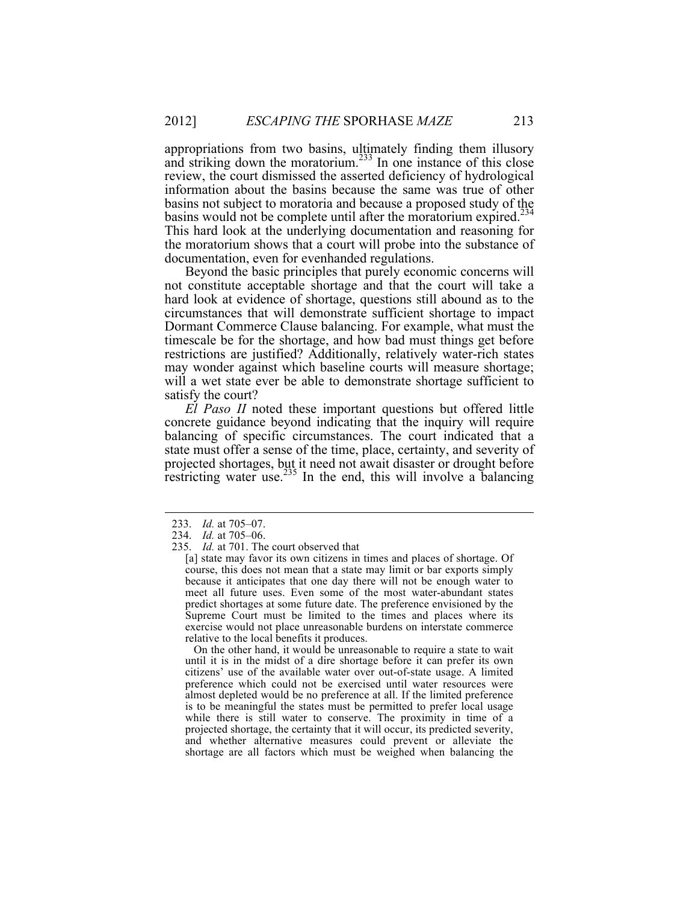appropriations from two basins, ultimately finding them illusory and striking down the moratorium.[233] In one instance of this close review, the court dismissed the asserted deficiency of hydrological information about the basins because the same was true of other basins not subject to moratoria and because a proposed study of the basins would not be complete until after the moratorium expired.[234] This hard look at the underlying documentation and reasoning for the moratorium shows that a court will probe into the substance of documentation, even for evenhanded regulations.

Beyond the basic principles that purely economic concerns will not constitute acceptable shortage and that the court will take a hard look at evidence of shortage, questions still abound as to the circumstances that will demonstrate sufficient shortage to impact Dormant Commerce Clause balancing. For example, what must the timescale be for the shortage, and how bad must things get before restrictions are justified? Additionally, relatively water-rich states may wonder against which baseline courts will measure shortage; will a wet state ever be able to demonstrate shortage sufficient to satisfy the court?

*El Paso II* noted these important questions but offered little concrete guidance beyond indicating that the inquiry will require balancing of specific circumstances. The court indicated that a state must offer a sense of the time, place, certainty, and severity of projected shortages, but it need not await disaster or drought before restricting water use.[235] In the end, this will involve a balancing

---

233. *Id.* at 705–07.

234. *Id.* at 705–06.

235. *Id.* at 701. The court observed that

> [a] state may favor its own citizens in times and places of shortage. Of course, this does not mean that a state may limit or bar exports simply because it anticipates that one day there will not be enough water to meet all future uses. Even some of the most water-abundant states predict shortages at some future date. The preference envisioned by the Supreme Court must be limited to the times and places where its exercise would not place unreasonable burdens on interstate commerce relative to the local benefits it produces.
>
> On the other hand, it would be unreasonable to require a state to wait until it is in the midst of a dire shortage before it can prefer its own citizens' use of the available water over out-of-state usage. A limited preference which could not be exercised until water resources were almost depleted would be no preference at all. If the limited preference is to be meaningful the states must be permitted to prefer local usage while there is still water to conserve. The proximity in time of a projected shortage, the certainty that it will occur, its predicted severity, and whether alternative measures could prevent or alleviate the shortage are all factors which must be weighed when balancing the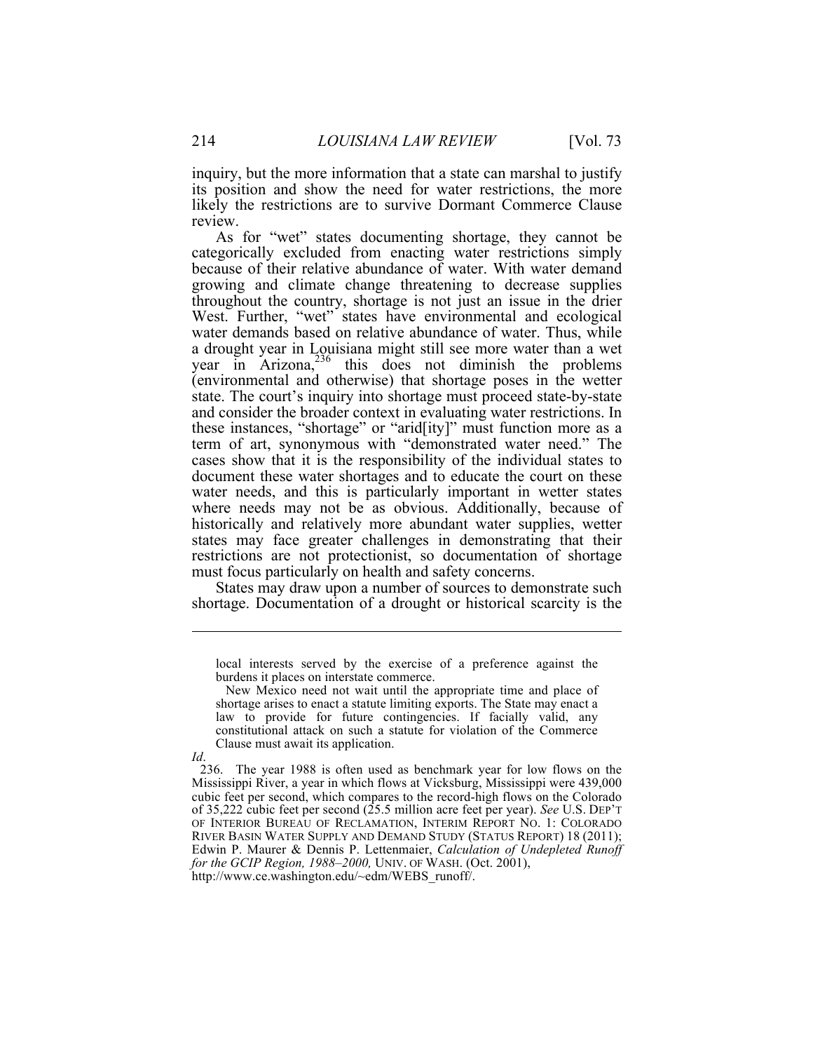inquiry, but the more information that a state can marshal to justify its position and show the need for water restrictions, the more likely the restrictions are to survive Dormant Commerce Clause review.

As for "wet" states documenting shortage, they cannot be categorically excluded from enacting water restrictions simply because of their relative abundance of water. With water demand growing and climate change threatening to decrease supplies throughout the country, shortage is not just an issue in the drier West. Further, "wet" states have environmental and ecological water demands based on relative abundance of water. Thus, while a drought year in Louisiana might still see more water than a wet year in Arizona,[236] this does not diminish the problems (environmental and otherwise) that shortage poses in the wetter state. The court's inquiry into shortage must proceed state-by-state and consider the broader context in evaluating water restrictions. In these instances, "shortage" or "arid[ity]" must function more as a term of art, synonymous with "demonstrated water need." The cases show that it is the responsibility of the individual states to document these water shortages and to educate the court on these water needs, and this is particularly important in wetter states where needs may not be as obvious. Additionally, because of historically and relatively more abundant water supplies, wetter states may face greater challenges in demonstrating that their restrictions are not protectionist, so documentation of shortage must focus particularly on health and safety concerns.

States may draw upon a number of sources to demonstrate such shortage. Documentation of a drought or historical scarcity is the

---

> local interests served by the exercise of a preference against the burdens it places on interstate commerce.
>
> New Mexico need not wait until the appropriate time and place of shortage arises to enact a statute limiting exports. The State may enact a law to provide for future contingencies. If facially valid, any constitutional attack on such a statute for violation of the Commerce Clause must await its application.

*Id*.

236. The year 1988 is often used as benchmark year for low flows on the Mississippi River, a year in which flows at Vicksburg, Mississippi were 439,000 cubic feet per second, which compares to the record-high flows on the Colorado of 35,222 cubic feet per second (25.5 million acre feet per year). *See* U.S. DEP'T OF INTERIOR BUREAU OF RECLAMATION, INTERIM REPORT NO. 1: COLORADO RIVER BASIN WATER SUPPLY AND DEMAND STUDY (STATUS REPORT) 18 (2011); Edwin P. Maurer & Dennis P. Lettenmaier, *Calculation of Undepleted Runoff for the GCIP Region, 1988–2000,* UNIV. OF WASH. (Oct. 2001), http://www.ce.washington.edu/~edm/WEBS_runoff/.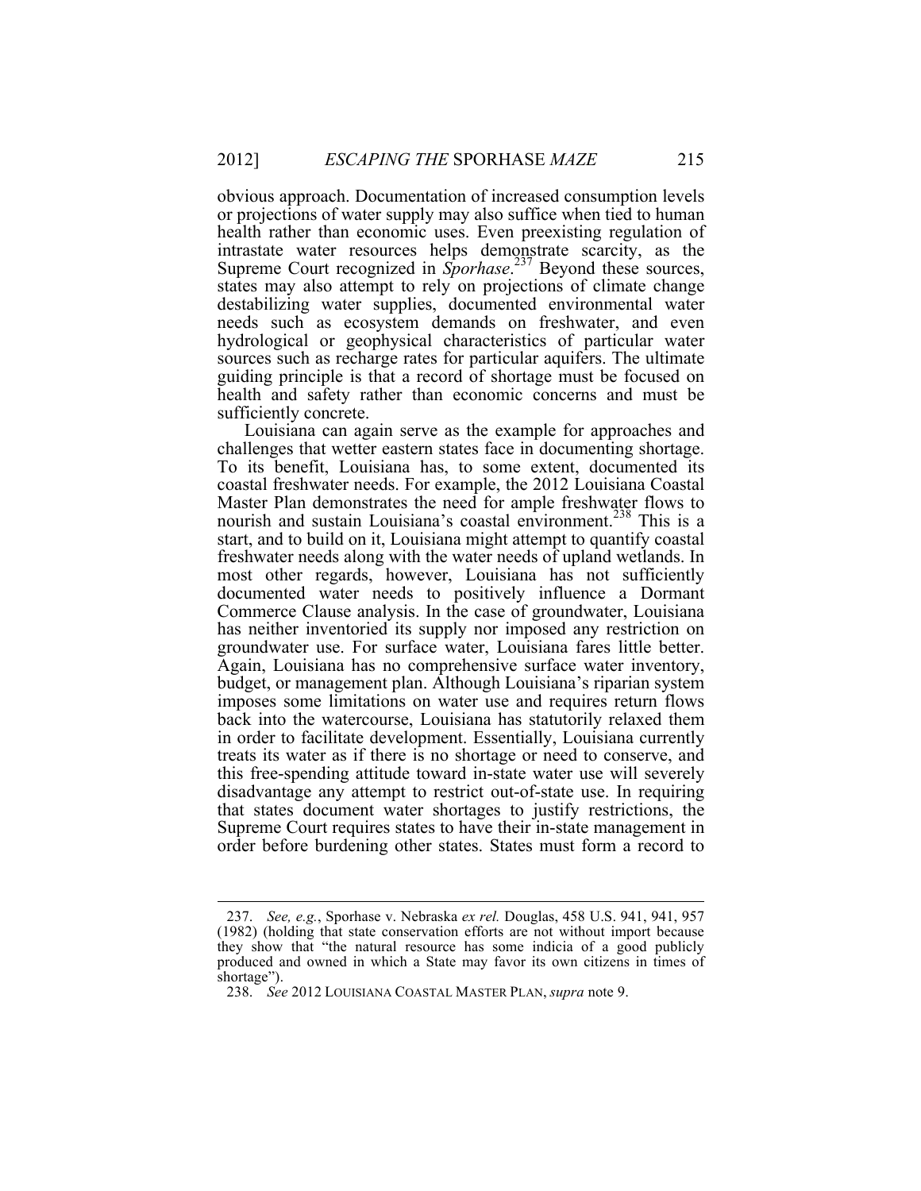obvious approach. Documentation of increased consumption levels or projections of water supply may also suffice when tied to human health rather than economic uses. Even preexisting regulation of intrastate water resources helps demonstrate scarcity, as the Supreme Court recognized in *Sporhase*.[237] Beyond these sources, states may also attempt to rely on projections of climate change destabilizing water supplies, documented environmental water needs such as ecosystem demands on freshwater, and even hydrological or geophysical characteristics of particular water sources such as recharge rates for particular aquifers. The ultimate guiding principle is that a record of shortage must be focused on health and safety rather than economic concerns and must be sufficiently concrete.

Louisiana can again serve as the example for approaches and challenges that wetter eastern states face in documenting shortage. To its benefit, Louisiana has, to some extent, documented its coastal freshwater needs. For example, the 2012 Louisiana Coastal Master Plan demonstrates the need for ample freshwater flows to nourish and sustain Louisiana's coastal environment.[238] This is a start, and to build on it, Louisiana might attempt to quantify coastal freshwater needs along with the water needs of upland wetlands. In most other regards, however, Louisiana has not sufficiently documented water needs to positively influence a Dormant Commerce Clause analysis. In the case of groundwater, Louisiana has neither inventoried its supply nor imposed any restriction on groundwater use. For surface water, Louisiana fares little better. Again, Louisiana has no comprehensive surface water inventory, budget, or management plan. Although Louisiana's riparian system imposes some limitations on water use and requires return flows back into the watercourse, Louisiana has statutorily relaxed them in order to facilitate development. Essentially, Louisiana currently treats its water as if there is no shortage or need to conserve, and this free-spending attitude toward in-state water use will severely disadvantage any attempt to restrict out-of-state use. In requiring that states document water shortages to justify restrictions, the Supreme Court requires states to have their in-state management in order before burdening other states. States must form a record to

---

237. *See, e.g.*, Sporhase v. Nebraska *ex rel.* Douglas, 458 U.S. 941, 941, 957 (1982) (holding that state conservation efforts are not without import because they show that "the natural resource has some indicia of a good publicly produced and owned in which a State may favor its own citizens in times of shortage").

238. *See* 2012 LOUISIANA COASTAL MASTER PLAN, *supra* note 9.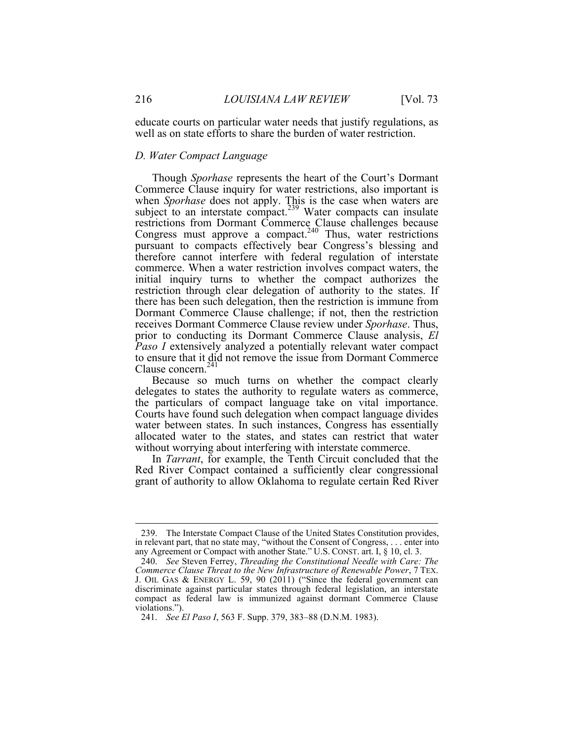educate courts on particular water needs that justify regulations, as well as on state efforts to share the burden of water restriction.

### *D. Water Compact Language*

Though *Sporhase* represents the heart of the Court's Dormant Commerce Clause inquiry for water restrictions, also important is when *Sporhase* does not apply. This is the case when waters are subject to an interstate compact.[239] Water compacts can insulate restrictions from Dormant Commerce Clause challenges because Congress must approve a compact.[240] Thus, water restrictions pursuant to compacts effectively bear Congress's blessing and therefore cannot interfere with federal regulation of interstate commerce. When a water restriction involves compact waters, the initial inquiry turns to whether the compact authorizes the restriction through clear delegation of authority to the states. If there has been such delegation, then the restriction is immune from Dormant Commerce Clause challenge; if not, then the restriction receives Dormant Commerce Clause review under *Sporhase*. Thus, prior to conducting its Dormant Commerce Clause analysis, *El Paso I* extensively analyzed a potentially relevant water compact to ensure that it did not remove the issue from Dormant Commerce Clause concern.[241]

Because so much turns on whether the compact clearly delegates to states the authority to regulate waters as commerce, the particulars of compact language take on vital importance. Courts have found such delegation when compact language divides water between states. In such instances, Congress has essentially allocated water to the states, and states can restrict that water without worrying about interfering with interstate commerce.

In *Tarrant*, for example, the Tenth Circuit concluded that the Red River Compact contained a sufficiently clear congressional grant of authority to allow Oklahoma to regulate certain Red River

---

239. The Interstate Compact Clause of the United States Constitution provides, in relevant part, that no state may, "without the Consent of Congress, . . . enter into any Agreement or Compact with another State." U.S. CONST. art. I, § 10, cl. 3.

240. *See* Steven Ferrey, *Threading the Constitutional Needle with Care: The Commerce Clause Threat to the New Infrastructure of Renewable Power*, 7 TEX. J. OIL GAS & ENERGY L. 59, 90 (2011) ("Since the federal government can discriminate against particular states through federal legislation, an interstate compact as federal law is immunized against dormant Commerce Clause violations.").

241. *See El Paso I*, 563 F. Supp. 379, 383–88 (D.N.M. 1983).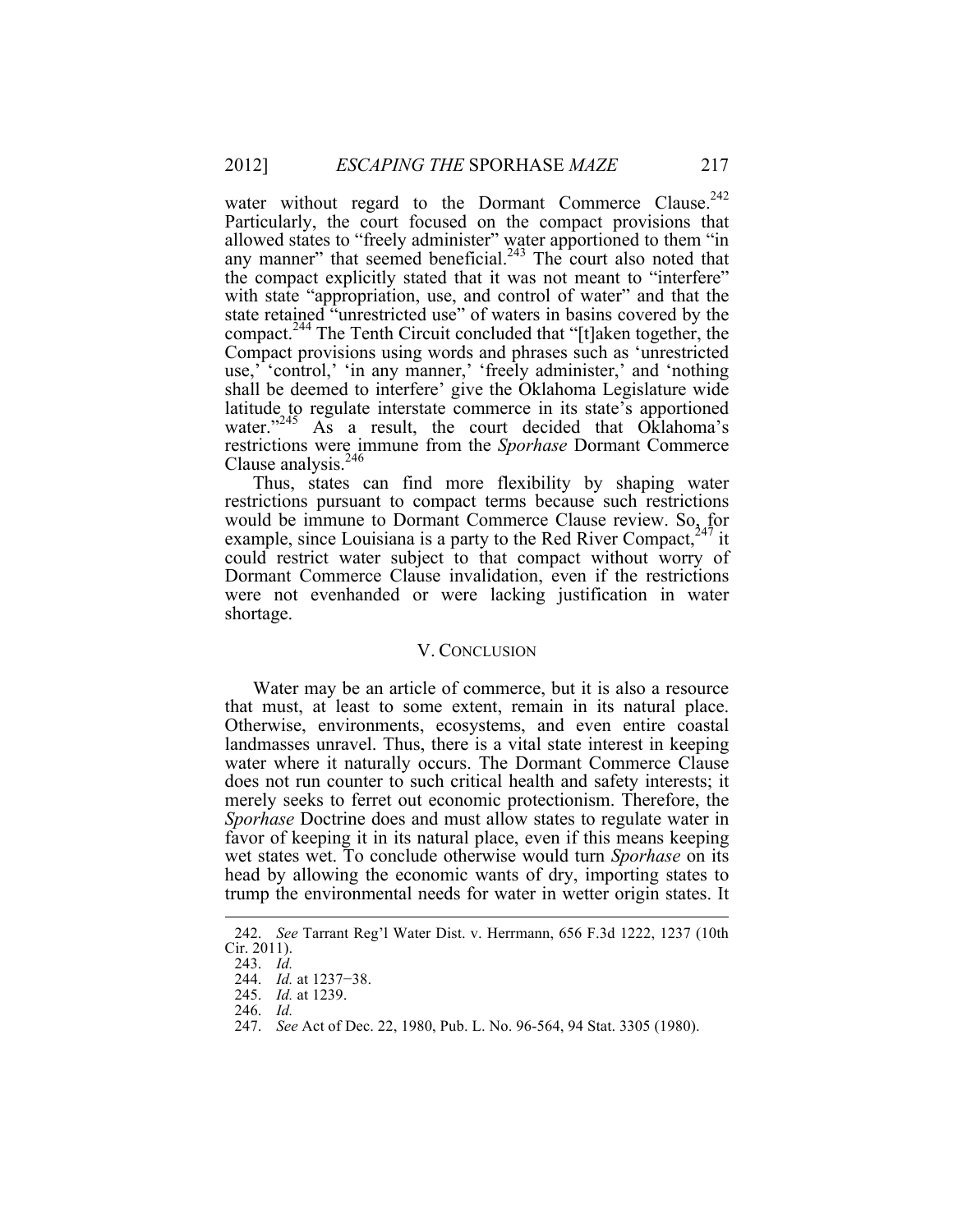water without regard to the Dormant Commerce Clause.[242] Particularly, the court focused on the compact provisions that allowed states to "freely administer" water apportioned to them "in any manner" that seemed beneficial.[243] The court also noted that the compact explicitly stated that it was not meant to "interfere" with state "appropriation, use, and control of water" and that the state retained "unrestricted use" of waters in basins covered by the compact.[244] The Tenth Circuit concluded that "[t]aken together, the Compact provisions using words and phrases such as 'unrestricted use,' 'control,' 'in any manner,' 'freely administer,' and 'nothing shall be deemed to interfere' give the Oklahoma Legislature wide latitude to regulate interstate commerce in its state's apportioned water."[245] As a result, the court decided that Oklahoma's restrictions were immune from the *Sporhase* Dormant Commerce Clause analysis.[246]

Thus, states can find more flexibility by shaping water restrictions pursuant to compact terms because such restrictions would be immune to Dormant Commerce Clause review. So, for example, since Louisiana is a party to the Red River Compact,[247] it could restrict water subject to that compact without worry of Dormant Commerce Clause invalidation, even if the restrictions were not evenhanded or were lacking justification in water shortage.

## V. CONCLUSION

Water may be an article of commerce, but it is also a resource that must, at least to some extent, remain in its natural place. Otherwise, environments, ecosystems, and even entire coastal landmasses unravel. Thus, there is a vital state interest in keeping water where it naturally occurs. The Dormant Commerce Clause does not run counter to such critical health and safety interests; it merely seeks to ferret out economic protectionism. Therefore, the *Sporhase* Doctrine does and must allow states to regulate water in favor of keeping it in its natural place, even if this means keeping wet states wet. To conclude otherwise would turn *Sporhase* on its head by allowing the economic wants of dry, importing states to trump the environmental needs for water in wetter origin states. It

---

242. *See* Tarrant Reg'l Water Dist. v. Herrmann, 656 F.3d 1222, 1237 (10th Cir. 2011).

243. *Id.*

244. *Id.* at 1237−38.

245. *Id.* at 1239.

246. *Id.*

247. *See* Act of Dec. 22, 1980, Pub. L. No. 96-564, 94 Stat. 3305 (1980).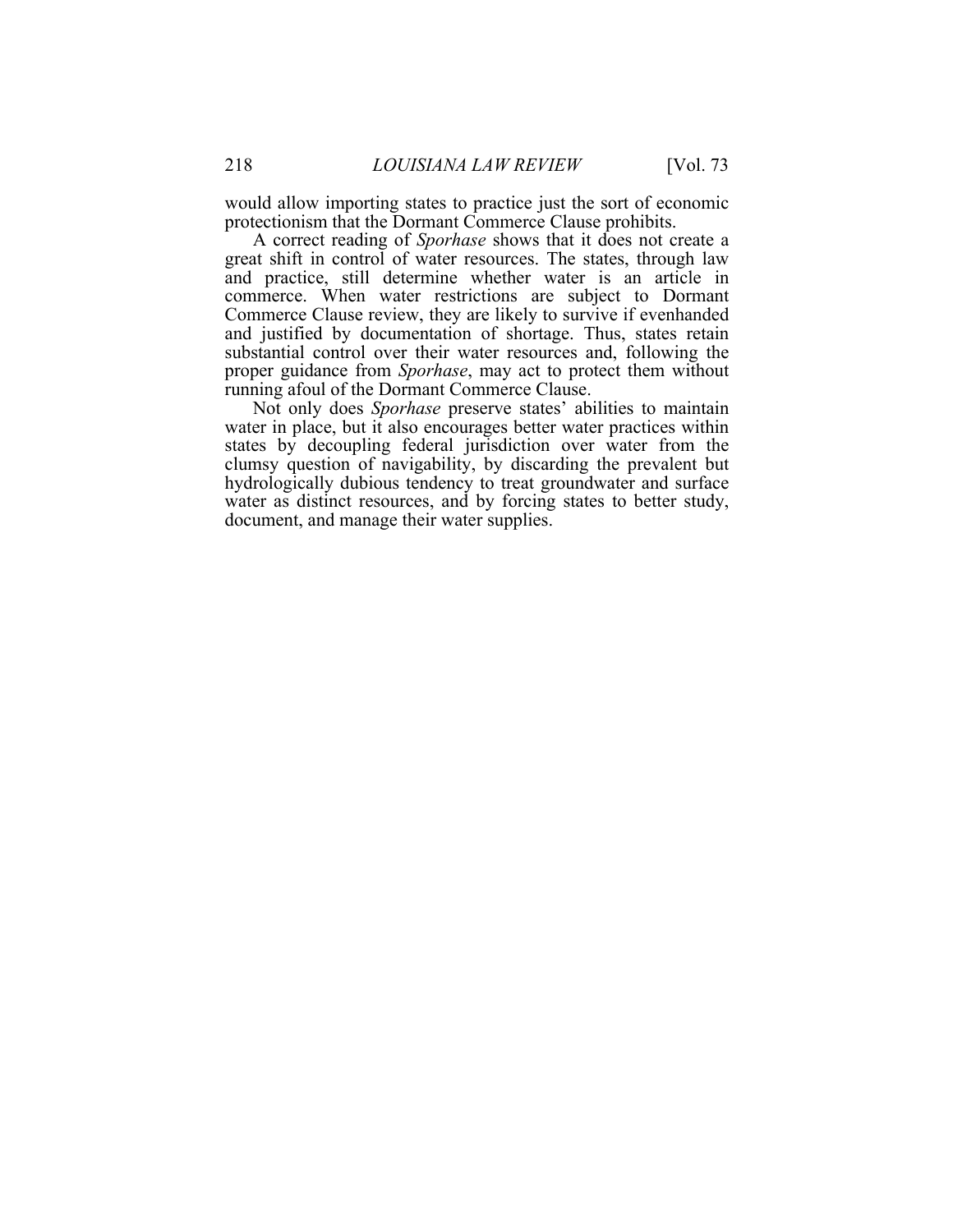would allow importing states to practice just the sort of economic protectionism that the Dormant Commerce Clause prohibits.

A correct reading of *Sporhase* shows that it does not create a great shift in control of water resources. The states, through law and practice, still determine whether water is an article in commerce. When water restrictions are subject to Dormant Commerce Clause review, they are likely to survive if evenhanded and justified by documentation of shortage. Thus, states retain substantial control over their water resources and, following the proper guidance from *Sporhase*, may act to protect them without running afoul of the Dormant Commerce Clause.

Not only does *Sporhase* preserve states' abilities to maintain water in place, but it also encourages better water practices within states by decoupling federal jurisdiction over water from the clumsy question of navigability, by discarding the prevalent but hydrologically dubious tendency to treat groundwater and surface water as distinct resources, and by forcing states to better study, document, and manage their water supplies.